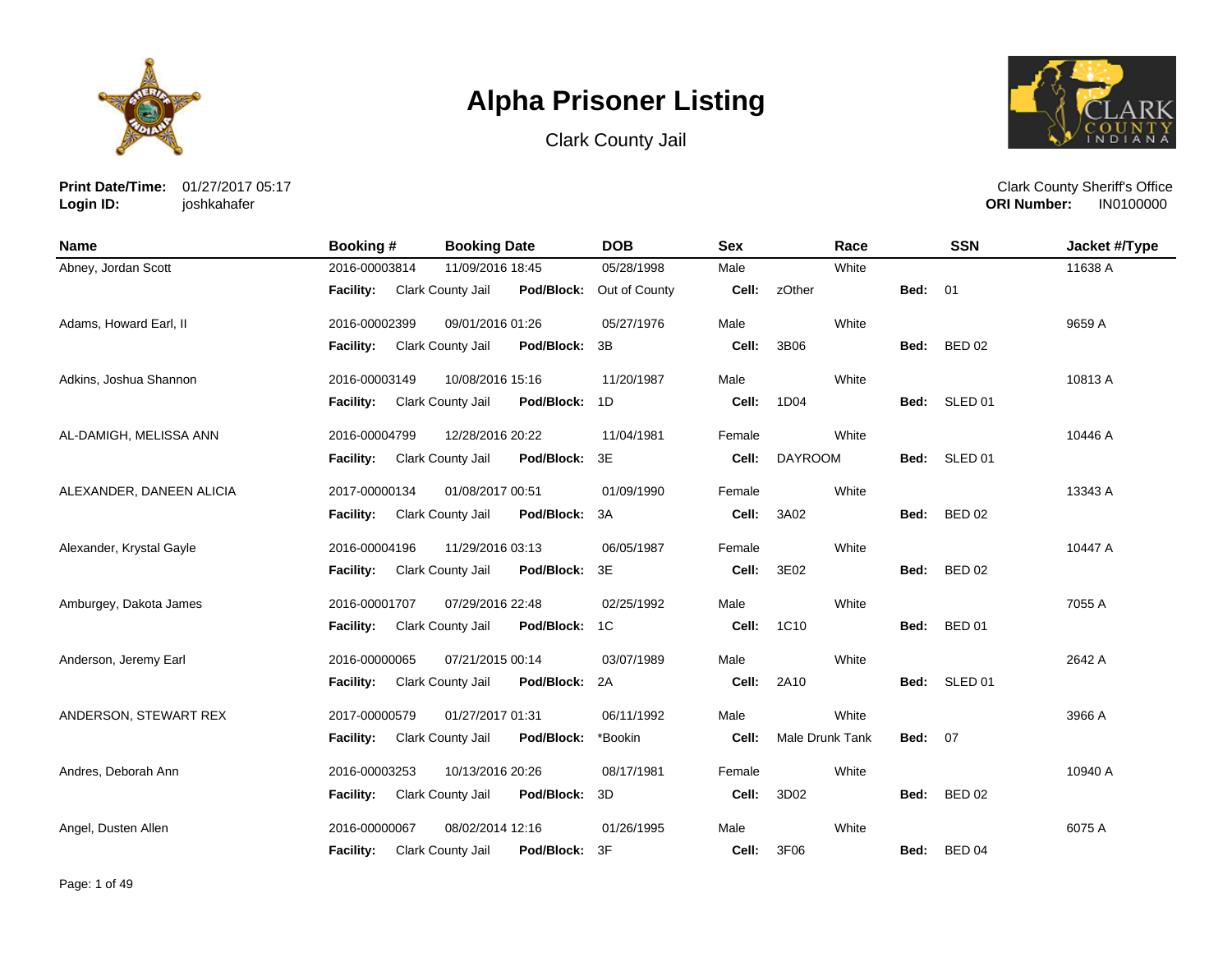# Alpha Prisoner Listing

Clark County Jail

**Print Date/Time:** 01/27/2017 05:17
**Login ID:** joshkahafer

Clark County Sheriff's Office
**ORI Number:** IN0100000

| Name | Booking # | Booking Date | DOB | Sex | Race | SSN | Jacket #/Type |
|---|---|---|---|---|---|---|---|
| Abney, Jordan Scott | 2016-00003814 | 11/09/2016 18:45 | 05/28/1998 | Male | White | | 11638 A |
| | **Facility:** Clark County Jail | **Pod/Block:** Out of County | | **Cell:** zOther | | **Bed:** 01 | |
| Adams, Howard Earl, II | 2016-00002399 | 09/01/2016 01:26 | 05/27/1976 | Male | White | | 9659 A |
| | **Facility:** Clark County Jail | **Pod/Block:** 3B | | **Cell:** 3B06 | | **Bed:** BED 02 | |
| Adkins, Joshua Shannon | 2016-00003149 | 10/08/2016 15:16 | 11/20/1987 | Male | White | | 10813 A |
| | **Facility:** Clark County Jail | **Pod/Block:** 1D | | **Cell:** 1D04 | | **Bed:** SLED 01 | |
| AL-DAMIGH, MELISSA ANN | 2016-00004799 | 12/28/2016 20:22 | 11/04/1981 | Female | White | | 10446 A |
| | **Facility:** Clark County Jail | **Pod/Block:** 3E | | **Cell:** DAYROOM | | **Bed:** SLED 01 | |
| ALEXANDER, DANEEN ALICIA | 2017-00000134 | 01/08/2017 00:51 | 01/09/1990 | Female | White | | 13343 A |
| | **Facility:** Clark County Jail | **Pod/Block:** 3A | | **Cell:** 3A02 | | **Bed:** BED 02 | |
| Alexander, Krystal Gayle | 2016-00004196 | 11/29/2016 03:13 | 06/05/1987 | Female | White | | 10447 A |
| | **Facility:** Clark County Jail | **Pod/Block:** 3E | | **Cell:** 3E02 | | **Bed:** BED 02 | |
| Amburgey, Dakota James | 2016-00001707 | 07/29/2016 22:48 | 02/25/1992 | Male | White | | 7055 A |
| | **Facility:** Clark County Jail | **Pod/Block:** 1C | | **Cell:** 1C10 | | **Bed:** BED 01 | |
| Anderson, Jeremy Earl | 2016-00000065 | 07/21/2015 00:14 | 03/07/1989 | Male | White | | 2642 A |
| | **Facility:** Clark County Jail | **Pod/Block:** 2A | | **Cell:** 2A10 | | **Bed:** SLED 01 | |
| ANDERSON, STEWART REX | 2017-00000579 | 01/27/2017 01:31 | 06/11/1992 | Male | White | | 3966 A |
| | **Facility:** Clark County Jail | **Pod/Block:** *Bookin | | **Cell:** Male Drunk Tank | | **Bed:** 07 | |
| Andres, Deborah Ann | 2016-00003253 | 10/13/2016 20:26 | 08/17/1981 | Female | White | | 10940 A |
| | **Facility:** Clark County Jail | **Pod/Block:** 3D | | **Cell:** 3D02 | | **Bed:** BED 02 | |
| Angel, Dusten Allen | 2016-00000067 | 08/02/2014 12:16 | 01/26/1995 | Male | White | | 6075 A |
| | **Facility:** Clark County Jail | **Pod/Block:** 3F | | **Cell:** 3F06 | | **Bed:** BED 04 | |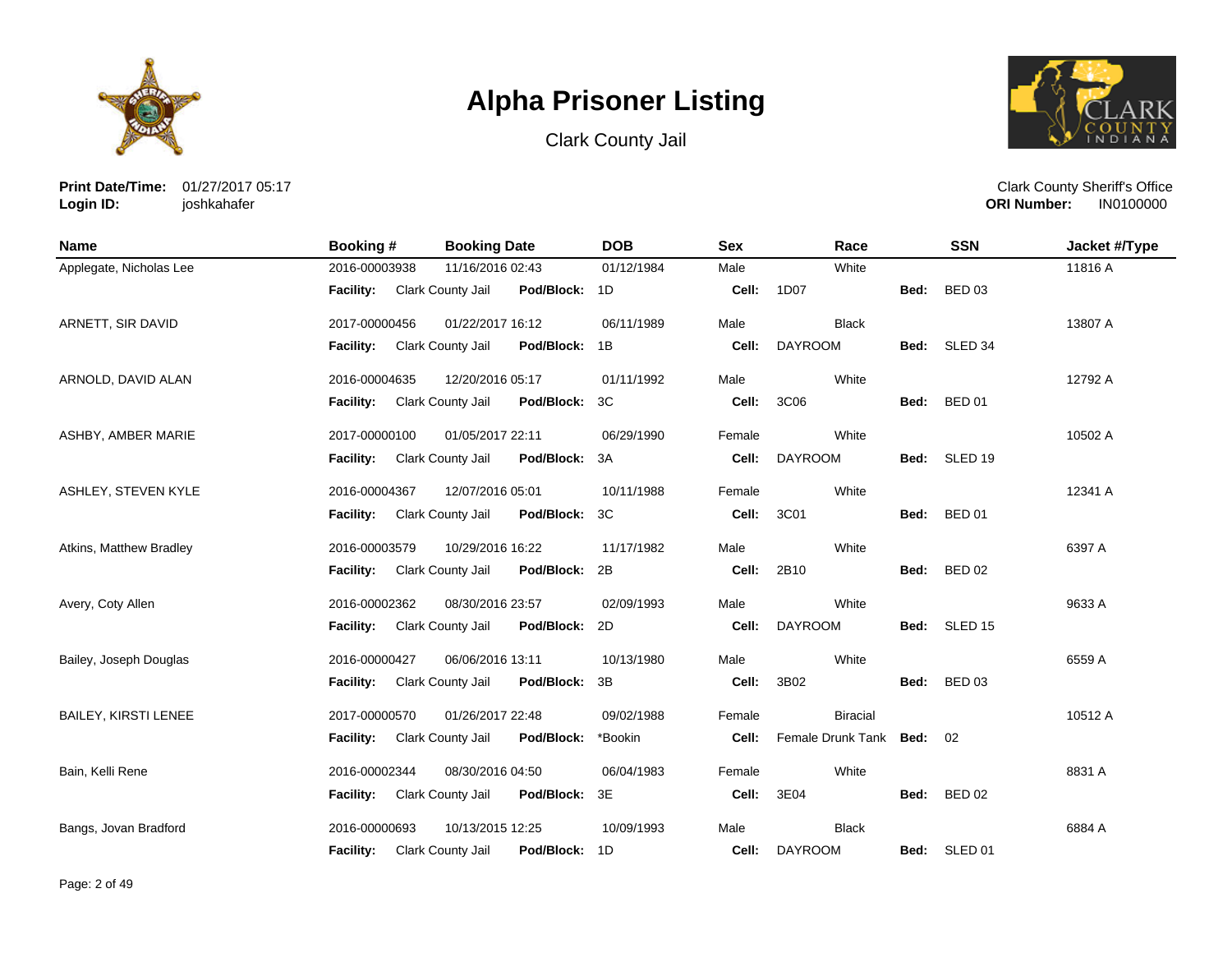# Alpha Prisoner Listing

Clark County Jail

**Print Date/Time:** 01/27/2017 05:17
**Login ID:** joshkahafer

Clark County Sheriff's Office
**ORI Number:** IN0100000

| Name | Booking # | Booking Date | DOB | Sex | Race | SSN | Jacket #/Type |
|---|---|---|---|---|---|---|---|
| Applegate, Nicholas Lee | 2016-00003938 | 11/16/2016 02:43 | 01/12/1984 | Male | White | | 11816 A |
| | **Facility:** Clark County Jail | **Pod/Block:** 1D | | **Cell:** 1D07 | | **Bed:** BED 03 | |
| ARNETT, SIR DAVID | 2017-00000456 | 01/22/2017 16:12 | 06/11/1989 | Male | Black | | 13807 A |
| | **Facility:** Clark County Jail | **Pod/Block:** 1B | | **Cell:** DAYROOM | | **Bed:** SLED 34 | |
| ARNOLD, DAVID ALAN | 2016-00004635 | 12/20/2016 05:17 | 01/11/1992 | Male | White | | 12792 A |
| | **Facility:** Clark County Jail | **Pod/Block:** 3C | | **Cell:** 3C06 | | **Bed:** BED 01 | |
| ASHBY, AMBER MARIE | 2017-00000100 | 01/05/2017 22:11 | 06/29/1990 | Female | White | | 10502 A |
| | **Facility:** Clark County Jail | **Pod/Block:** 3A | | **Cell:** DAYROOM | | **Bed:** SLED 19 | |
| ASHLEY, STEVEN KYLE | 2016-00004367 | 12/07/2016 05:01 | 10/11/1988 | Female | White | | 12341 A |
| | **Facility:** Clark County Jail | **Pod/Block:** 3C | | **Cell:** 3C01 | | **Bed:** BED 01 | |
| Atkins, Matthew Bradley | 2016-00003579 | 10/29/2016 16:22 | 11/17/1982 | Male | White | | 6397 A |
| | **Facility:** Clark County Jail | **Pod/Block:** 2B | | **Cell:** 2B10 | | **Bed:** BED 02 | |
| Avery, Coty Allen | 2016-00002362 | 08/30/2016 23:57 | 02/09/1993 | Male | White | | 9633 A |
| | **Facility:** Clark County Jail | **Pod/Block:** 2D | | **Cell:** DAYROOM | | **Bed:** SLED 15 | |
| Bailey, Joseph Douglas | 2016-00000427 | 06/06/2016 13:11 | 10/13/1980 | Male | White | | 6559 A |
| | **Facility:** Clark County Jail | **Pod/Block:** 3B | | **Cell:** 3B02 | | **Bed:** BED 03 | |
| BAILEY, KIRSTI LENEE | 2017-00000570 | 01/26/2017 22:48 | 09/02/1988 | Female | Biracial | | 10512 A |
| | **Facility:** Clark County Jail | **Pod/Block:** *Bookin | | **Cell:** Female Drunk Tank | | **Bed:** 02 | |
| Bain, Kelli Rene | 2016-00002344 | 08/30/2016 04:50 | 06/04/1983 | Female | White | | 8831 A |
| | **Facility:** Clark County Jail | **Pod/Block:** 3E | | **Cell:** 3E04 | | **Bed:** BED 02 | |
| Bangs, Jovan Bradford | 2016-00000693 | 10/13/2015 12:25 | 10/09/1993 | Male | Black | | 6884 A |
| | **Facility:** Clark County Jail | **Pod/Block:** 1D | | **Cell:** DAYROOM | | **Bed:** SLED 01 | |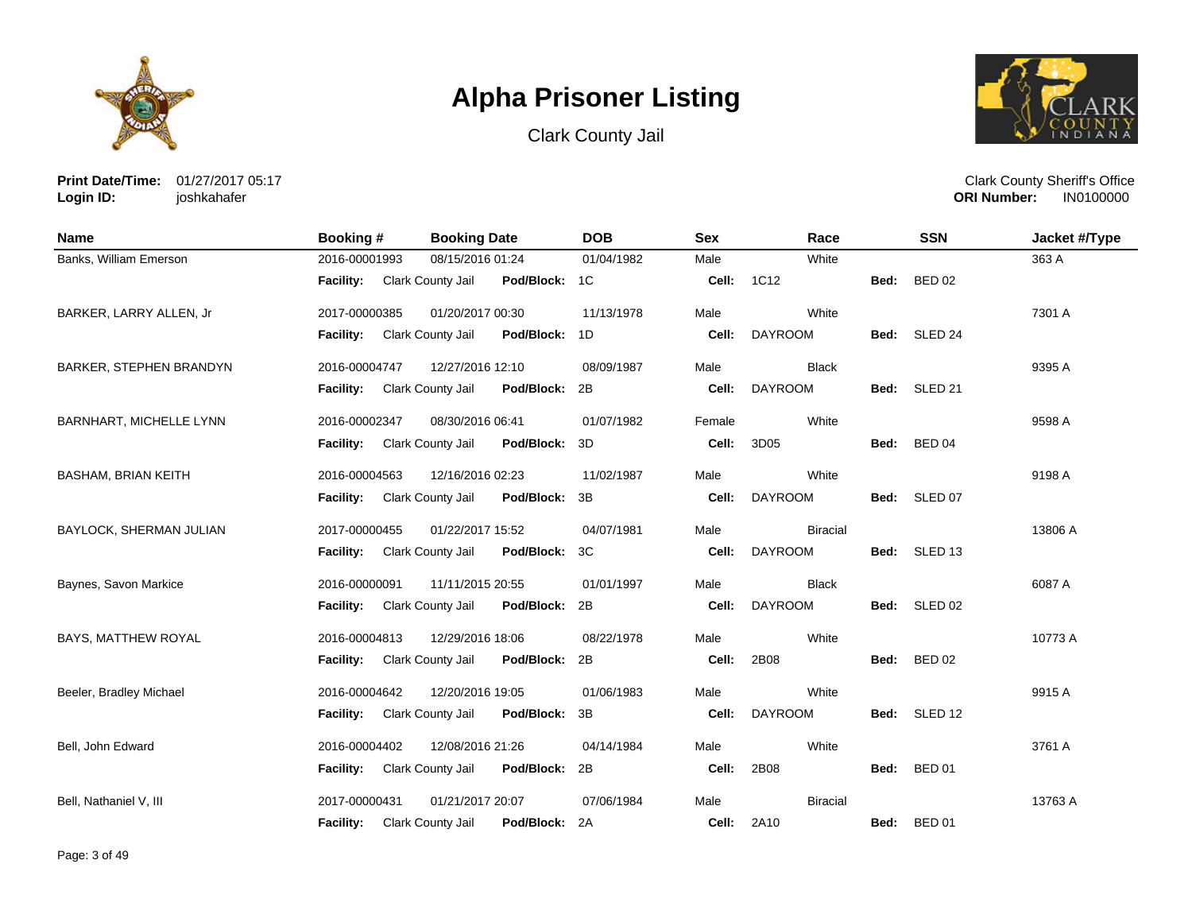# Alpha Prisoner Listing

Clark County Jail

**Print Date/Time:** 01/27/2017 05:17
**Login ID:** joshkahafer

Clark County Sheriff's Office
**ORI Number:** IN0100000

| Name | Booking # | Booking Date | DOB | Sex | Race | SSN | Jacket #/Type |
|---|---|---|---|---|---|---|---|
| Banks, William Emerson | 2016-00001993 | 08/15/2016 01:24 | 01/04/1982 | Male | White | | 363 A |
| | **Facility:** Clark County Jail | **Pod/Block:** 1C | | **Cell:** 1C12 | | **Bed:** BED 02 | |
| BARKER, LARRY ALLEN, Jr | 2017-00000385 | 01/20/2017 00:30 | 11/13/1978 | Male | White | | 7301 A |
| | **Facility:** Clark County Jail | **Pod/Block:** 1D | | **Cell:** DAYROOM | | **Bed:** SLED 24 | |
| BARKER, STEPHEN BRANDYN | 2016-00004747 | 12/27/2016 12:10 | 08/09/1987 | Male | Black | | 9395 A |
| | **Facility:** Clark County Jail | **Pod/Block:** 2B | | **Cell:** DAYROOM | | **Bed:** SLED 21 | |
| BARNHART, MICHELLE LYNN | 2016-00002347 | 08/30/2016 06:41 | 01/07/1982 | Female | White | | 9598 A |
| | **Facility:** Clark County Jail | **Pod/Block:** 3D | | **Cell:** 3D05 | | **Bed:** BED 04 | |
| BASHAM, BRIAN KEITH | 2016-00004563 | 12/16/2016 02:23 | 11/02/1987 | Male | White | | 9198 A |
| | **Facility:** Clark County Jail | **Pod/Block:** 3B | | **Cell:** DAYROOM | | **Bed:** SLED 07 | |
| BAYLOCK, SHERMAN JULIAN | 2017-00000455 | 01/22/2017 15:52 | 04/07/1981 | Male | Biracial | | 13806 A |
| | **Facility:** Clark County Jail | **Pod/Block:** 3C | | **Cell:** DAYROOM | | **Bed:** SLED 13 | |
| Baynes, Savon Markice | 2016-00000091 | 11/11/2015 20:55 | 01/01/1997 | Male | Black | | 6087 A |
| | **Facility:** Clark County Jail | **Pod/Block:** 2B | | **Cell:** DAYROOM | | **Bed:** SLED 02 | |
| BAYS, MATTHEW ROYAL | 2016-00004813 | 12/29/2016 18:06 | 08/22/1978 | Male | White | | 10773 A |
| | **Facility:** Clark County Jail | **Pod/Block:** 2B | | **Cell:** 2B08 | | **Bed:** BED 02 | |
| Beeler, Bradley Michael | 2016-00004642 | 12/20/2016 19:05 | 01/06/1983 | Male | White | | 9915 A |
| | **Facility:** Clark County Jail | **Pod/Block:** 3B | | **Cell:** DAYROOM | | **Bed:** SLED 12 | |
| Bell, John Edward | 2016-00004402 | 12/08/2016 21:26 | 04/14/1984 | Male | White | | 3761 A |
| | **Facility:** Clark County Jail | **Pod/Block:** 2B | | **Cell:** 2B08 | | **Bed:** BED 01 | |
| Bell, Nathaniel V, III | 2017-00000431 | 01/21/2017 20:07 | 07/06/1984 | Male | Biracial | | 13763 A |
| | **Facility:** Clark County Jail | **Pod/Block:** 2A | | **Cell:** 2A10 | | **Bed:** BED 01 | |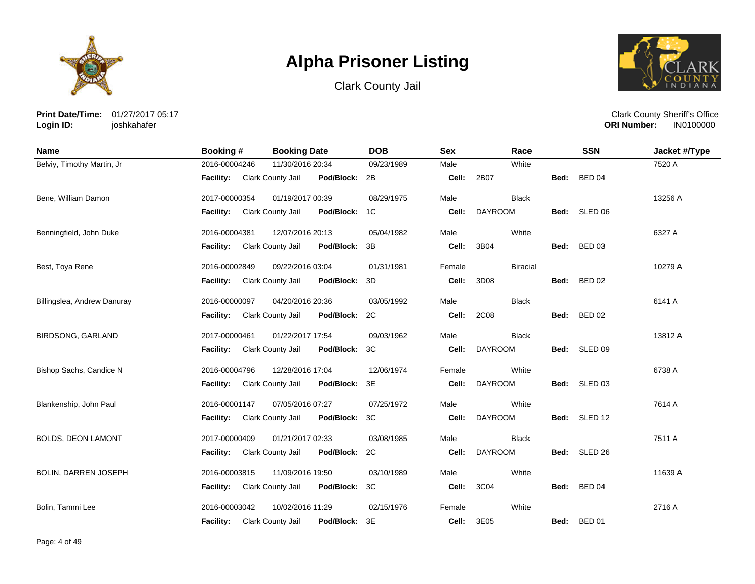# Alpha Prisoner Listing

Clark County Jail

**Print Date/Time:** 01/27/2017 05:17
**Login ID:** joshkahafer

Clark County Sheriff's Office
**ORI Number:** IN0100000

| Name | Booking # | Booking Date | DOB | Sex | Race | SSN | Jacket #/Type |
|---|---|---|---|---|---|---|---|
| Belviy, Timothy Martin, Jr | 2016-00004246 | 11/30/2016 20:34 | 09/23/1989 | Male | White | | 7520 A |
| | **Facility:** Clark County Jail | **Pod/Block:** 2B | | **Cell:** 2B07 | | **Bed:** BED 04 | |
| Bene, William Damon | 2017-00000354 | 01/19/2017 00:39 | 08/29/1975 | Male | Black | | 13256 A |
| | **Facility:** Clark County Jail | **Pod/Block:** 1C | | **Cell:** DAYROOM | | **Bed:** SLED 06 | |
| Benningfield, John Duke | 2016-00004381 | 12/07/2016 20:13 | 05/04/1982 | Male | White | | 6327 A |
| | **Facility:** Clark County Jail | **Pod/Block:** 3B | | **Cell:** 3B04 | | **Bed:** BED 03 | |
| Best, Toya Rene | 2016-00002849 | 09/22/2016 03:04 | 01/31/1981 | Female | Biracial | | 10279 A |
| | **Facility:** Clark County Jail | **Pod/Block:** 3D | | **Cell:** 3D08 | | **Bed:** BED 02 | |
| Billingslea, Andrew Danuray | 2016-00000097 | 04/20/2016 20:36 | 03/05/1992 | Male | Black | | 6141 A |
| | **Facility:** Clark County Jail | **Pod/Block:** 2C | | **Cell:** 2C08 | | **Bed:** BED 02 | |
| BIRDSONG, GARLAND | 2017-00000461 | 01/22/2017 17:54 | 09/03/1962 | Male | Black | | 13812 A |
| | **Facility:** Clark County Jail | **Pod/Block:** 3C | | **Cell:** DAYROOM | | **Bed:** SLED 09 | |
| Bishop Sachs, Candice N | 2016-00004796 | 12/28/2016 17:04 | 12/06/1974 | Female | White | | 6738 A |
| | **Facility:** Clark County Jail | **Pod/Block:** 3E | | **Cell:** DAYROOM | | **Bed:** SLED 03 | |
| Blankenship, John Paul | 2016-00001147 | 07/05/2016 07:27 | 07/25/1972 | Male | White | | 7614 A |
| | **Facility:** Clark County Jail | **Pod/Block:** 3C | | **Cell:** DAYROOM | | **Bed:** SLED 12 | |
| BOLDS, DEON LAMONT | 2017-00000409 | 01/21/2017 02:33 | 03/08/1985 | Male | Black | | 7511 A |
| | **Facility:** Clark County Jail | **Pod/Block:** 2C | | **Cell:** DAYROOM | | **Bed:** SLED 26 | |
| BOLIN, DARREN JOSEPH | 2016-00003815 | 11/09/2016 19:50 | 03/10/1989 | Male | White | | 11639 A |
| | **Facility:** Clark County Jail | **Pod/Block:** 3C | | **Cell:** 3C04 | | **Bed:** BED 04 | |
| Bolin, Tammi Lee | 2016-00003042 | 10/02/2016 11:29 | 02/15/1976 | Female | White | | 2716 A |
| | **Facility:** Clark County Jail | **Pod/Block:** 3E | | **Cell:** 3E05 | | **Bed:** BED 01 | |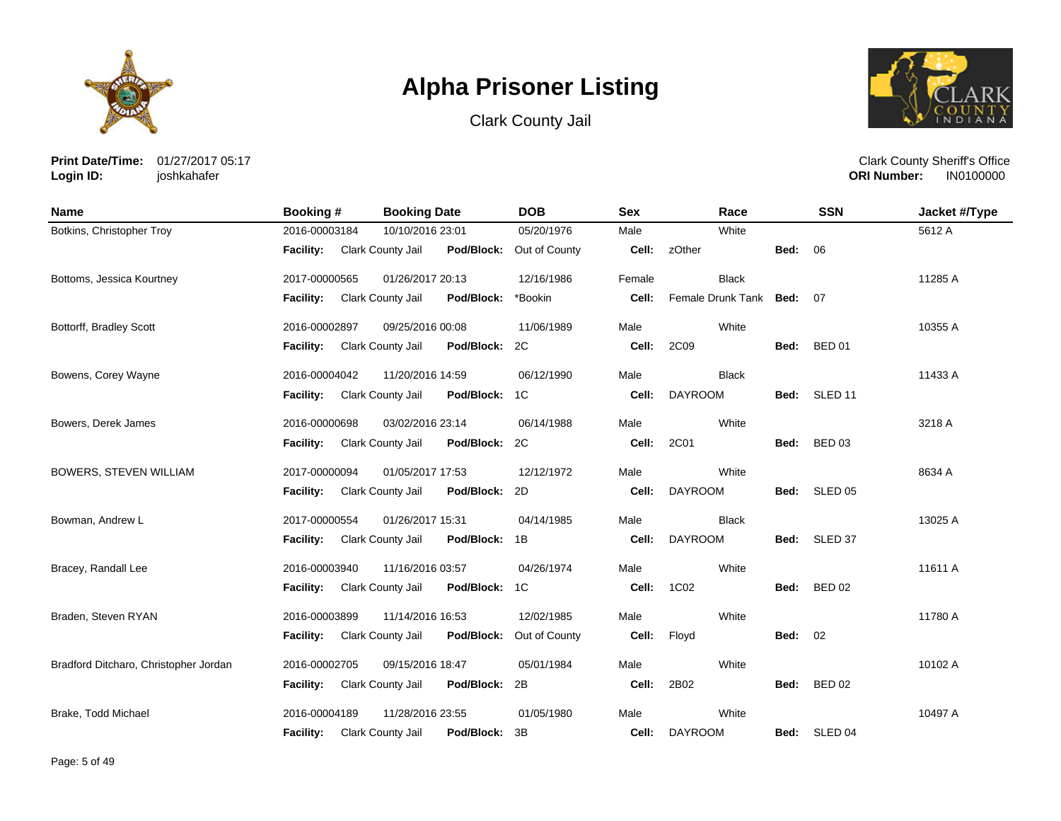# Alpha Prisoner Listing

Clark County Jail

**Print Date/Time:** 01/27/2017 05:17
**Login ID:** joshkahafer

Clark County Sheriff's Office
**ORI Number:** IN0100000

| Name | Booking # | Booking Date | DOB | Sex | Race | SSN | Jacket #/Type |
|---|---|---|---|---|---|---|---|
| Botkins, Christopher Troy | 2016-00003184 | 10/10/2016 23:01 | 05/20/1976 | Male | White | | 5612 A |
| | **Facility:** Clark County Jail | **Pod/Block:** Out of County | | **Cell:** zOther | | **Bed:** 06 | |
| Bottoms, Jessica Kourtney | 2017-00000565 | 01/26/2017 20:13 | 12/16/1986 | Female | Black | | 11285 A |
| | **Facility:** Clark County Jail | **Pod/Block:** *Bookin | | **Cell:** Female Drunk Tank | | **Bed:** 07 | |
| Bottorff, Bradley Scott | 2016-00002897 | 09/25/2016 00:08 | 11/06/1989 | Male | White | | 10355 A |
| | **Facility:** Clark County Jail | **Pod/Block:** 2C | | **Cell:** 2C09 | | **Bed:** BED 01 | |
| Bowens, Corey Wayne | 2016-00004042 | 11/20/2016 14:59 | 06/12/1990 | Male | Black | | 11433 A |
| | **Facility:** Clark County Jail | **Pod/Block:** 1C | | **Cell:** DAYROOM | | **Bed:** SLED 11 | |
| Bowers, Derek James | 2016-00000698 | 03/02/2016 23:14 | 06/14/1988 | Male | White | | 3218 A |
| | **Facility:** Clark County Jail | **Pod/Block:** 2C | | **Cell:** 2C01 | | **Bed:** BED 03 | |
| BOWERS, STEVEN WILLIAM | 2017-00000094 | 01/05/2017 17:53 | 12/12/1972 | Male | White | | 8634 A |
| | **Facility:** Clark County Jail | **Pod/Block:** 2D | | **Cell:** DAYROOM | | **Bed:** SLED 05 | |
| Bowman, Andrew L | 2017-00000554 | 01/26/2017 15:31 | 04/14/1985 | Male | Black | | 13025 A |
| | **Facility:** Clark County Jail | **Pod/Block:** 1B | | **Cell:** DAYROOM | | **Bed:** SLED 37 | |
| Bracey, Randall Lee | 2016-00003940 | 11/16/2016 03:57 | 04/26/1974 | Male | White | | 11611 A |
| | **Facility:** Clark County Jail | **Pod/Block:** 1C | | **Cell:** 1C02 | | **Bed:** BED 02 | |
| Braden, Steven RYAN | 2016-00003899 | 11/14/2016 16:53 | 12/02/1985 | Male | White | | 11780 A |
| | **Facility:** Clark County Jail | **Pod/Block:** Out of County | | **Cell:** Floyd | | **Bed:** 02 | |
| Bradford Ditcharo, Christopher Jordan | 2016-00002705 | 09/15/2016 18:47 | 05/01/1984 | Male | White | | 10102 A |
| | **Facility:** Clark County Jail | **Pod/Block:** 2B | | **Cell:** 2B02 | | **Bed:** BED 02 | |
| Brake, Todd Michael | 2016-00004189 | 11/28/2016 23:55 | 01/05/1980 | Male | White | | 10497 A |
| | **Facility:** Clark County Jail | **Pod/Block:** 3B | | **Cell:** DAYROOM | | **Bed:** SLED 04 | |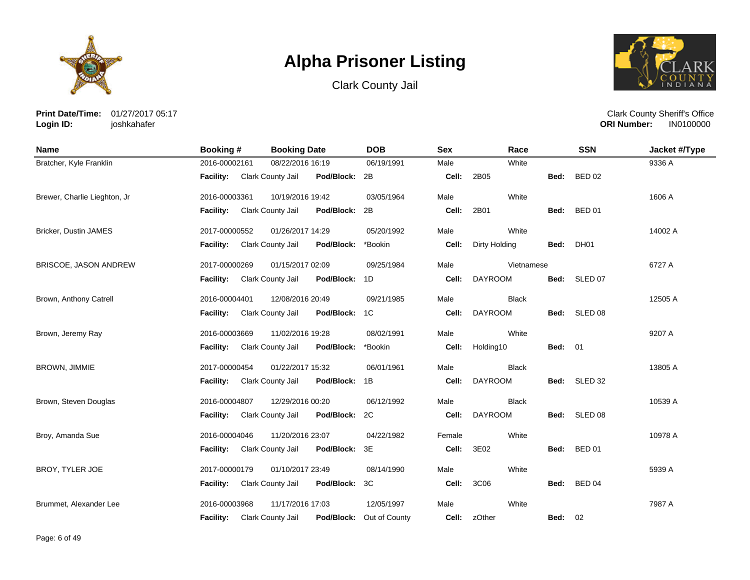# Alpha Prisoner Listing

Clark County Jail

**Print Date/Time:** 01/27/2017 05:17
**Login ID:** joshkahafer

Clark County Sheriff's Office
**ORI Number:** IN0100000

| Name | Booking # | Booking Date | DOB | Sex | Race | SSN | Jacket #/Type |
|---|---|---|---|---|---|---|---|
| Bratcher, Kyle Franklin | 2016-00002161 | 08/22/2016 16:19 | 06/19/1991 | Male | White | | 9336 A |
| | **Facility:** Clark County Jail | **Pod/Block:** 2B | | **Cell:** 2B05 | **Bed:** BED 02 | | |
| Brewer, Charlie Lieghton, Jr | 2016-00003361 | 10/19/2016 19:42 | 03/05/1964 | Male | White | | 1606 A |
| | **Facility:** Clark County Jail | **Pod/Block:** 2B | | **Cell:** 2B01 | **Bed:** BED 01 | | |
| Bricker, Dustin JAMES | 2017-00000552 | 01/26/2017 14:29 | 05/20/1992 | Male | White | | 14002 A |
| | **Facility:** Clark County Jail | **Pod/Block:** *Bookin | | **Cell:** Dirty Holding | **Bed:** DH01 | | |
| BRISCOE, JASON ANDREW | 2017-00000269 | 01/15/2017 02:09 | 09/25/1984 | Male | Vietnamese | | 6727 A |
| | **Facility:** Clark County Jail | **Pod/Block:** 1D | | **Cell:** DAYROOM | **Bed:** SLED 07 | | |
| Brown, Anthony Catrell | 2016-00004401 | 12/08/2016 20:49 | 09/21/1985 | Male | Black | | 12505 A |
| | **Facility:** Clark County Jail | **Pod/Block:** 1C | | **Cell:** DAYROOM | **Bed:** SLED 08 | | |
| Brown, Jeremy Ray | 2016-00003669 | 11/02/2016 19:28 | 08/02/1991 | Male | White | | 9207 A |
| | **Facility:** Clark County Jail | **Pod/Block:** *Bookin | | **Cell:** Holding10 | **Bed:** 01 | | |
| BROWN, JIMMIE | 2017-00000454 | 01/22/2017 15:32 | 06/01/1961 | Male | Black | | 13805 A |
| | **Facility:** Clark County Jail | **Pod/Block:** 1B | | **Cell:** DAYROOM | **Bed:** SLED 32 | | |
| Brown, Steven Douglas | 2016-00004807 | 12/29/2016 00:20 | 06/12/1992 | Male | Black | | 10539 A |
| | **Facility:** Clark County Jail | **Pod/Block:** 2C | | **Cell:** DAYROOM | **Bed:** SLED 08 | | |
| Broy, Amanda Sue | 2016-00004046 | 11/20/2016 23:07 | 04/22/1982 | Female | White | | 10978 A |
| | **Facility:** Clark County Jail | **Pod/Block:** 3E | | **Cell:** 3E02 | **Bed:** BED 01 | | |
| BROY, TYLER JOE | 2017-00000179 | 01/10/2017 23:49 | 08/14/1990 | Male | White | | 5939 A |
| | **Facility:** Clark County Jail | **Pod/Block:** 3C | | **Cell:** 3C06 | **Bed:** BED 04 | | |
| Brummet, Alexander Lee | 2016-00003968 | 11/17/2016 17:03 | 12/05/1997 | Male | White | | 7987 A |
| | **Facility:** Clark County Jail | **Pod/Block:** Out of County | | **Cell:** zOther | **Bed:** 02 | | |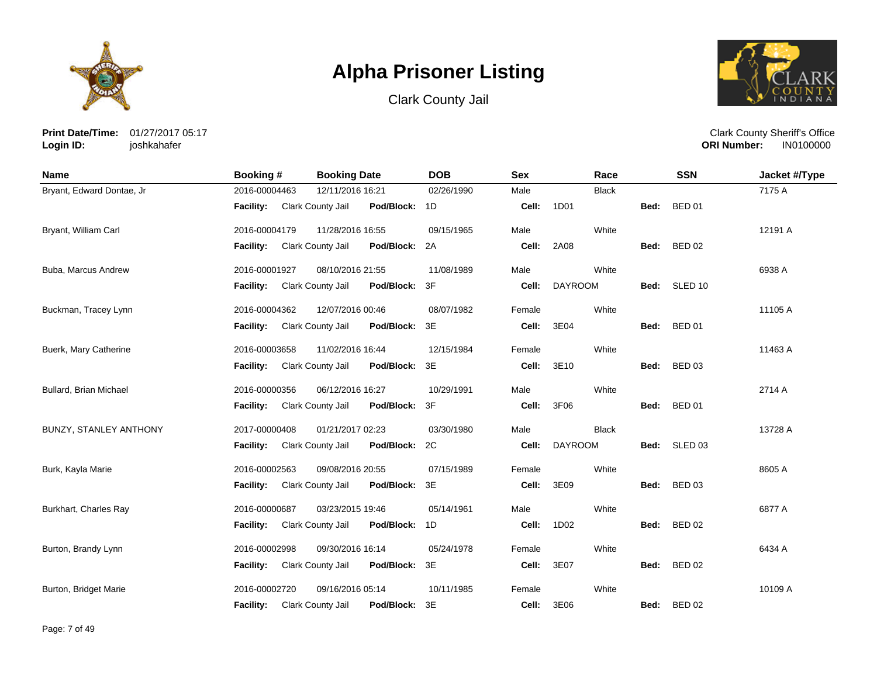# Alpha Prisoner Listing

Clark County Jail

**Print Date/Time:** 01/27/2017 05:17
**Login ID:** joshkahafer

Clark County Sheriff's Office
**ORI Number:** IN0100000

| Name | Booking # | Booking Date | DOB | Sex | Race | SSN | Jacket #/Type |
|---|---|---|---|---|---|---|---|
| Bryant, Edward Dontae, Jr | 2016-00004463 | 12/11/2016 16:21 | 02/26/1990 | Male | Black | | 7175 A |
| | **Facility:** Clark County Jail | **Pod/Block:** 1D | | **Cell:** 1D01 | | **Bed:** BED 01 | |
| Bryant, William Carl | 2016-00004179 | 11/28/2016 16:55 | 09/15/1965 | Male | White | | 12191 A |
| | **Facility:** Clark County Jail | **Pod/Block:** 2A | | **Cell:** 2A08 | | **Bed:** BED 02 | |
| Buba, Marcus Andrew | 2016-00001927 | 08/10/2016 21:55 | 11/08/1989 | Male | White | | 6938 A |
| | **Facility:** Clark County Jail | **Pod/Block:** 3F | | **Cell:** DAYROOM | | **Bed:** SLED 10 | |
| Buckman, Tracey Lynn | 2016-00004362 | 12/07/2016 00:46 | 08/07/1982 | Female | White | | 11105 A |
| | **Facility:** Clark County Jail | **Pod/Block:** 3E | | **Cell:** 3E04 | | **Bed:** BED 01 | |
| Buerk, Mary Catherine | 2016-00003658 | 11/02/2016 16:44 | 12/15/1984 | Female | White | | 11463 A |
| | **Facility:** Clark County Jail | **Pod/Block:** 3E | | **Cell:** 3E10 | | **Bed:** BED 03 | |
| Bullard, Brian Michael | 2016-00000356 | 06/12/2016 16:27 | 10/29/1991 | Male | White | | 2714 A |
| | **Facility:** Clark County Jail | **Pod/Block:** 3F | | **Cell:** 3F06 | | **Bed:** BED 01 | |
| BUNZY, STANLEY ANTHONY | 2017-00000408 | 01/21/2017 02:23 | 03/30/1980 | Male | Black | | 13728 A |
| | **Facility:** Clark County Jail | **Pod/Block:** 2C | | **Cell:** DAYROOM | | **Bed:** SLED 03 | |
| Burk, Kayla Marie | 2016-00002563 | 09/08/2016 20:55 | 07/15/1989 | Female | White | | 8605 A |
| | **Facility:** Clark County Jail | **Pod/Block:** 3E | | **Cell:** 3E09 | | **Bed:** BED 03 | |
| Burkhart, Charles Ray | 2016-00000687 | 03/23/2015 19:46 | 05/14/1961 | Male | White | | 6877 A |
| | **Facility:** Clark County Jail | **Pod/Block:** 1D | | **Cell:** 1D02 | | **Bed:** BED 02 | |
| Burton, Brandy Lynn | 2016-00002998 | 09/30/2016 16:14 | 05/24/1978 | Female | White | | 6434 A |
| | **Facility:** Clark County Jail | **Pod/Block:** 3E | | **Cell:** 3E07 | | **Bed:** BED 02 | |
| Burton, Bridget Marie | 2016-00002720 | 09/16/2016 05:14 | 10/11/1985 | Female | White | | 10109 A |
| | **Facility:** Clark County Jail | **Pod/Block:** 3E | | **Cell:** 3E06 | | **Bed:** BED 02 | |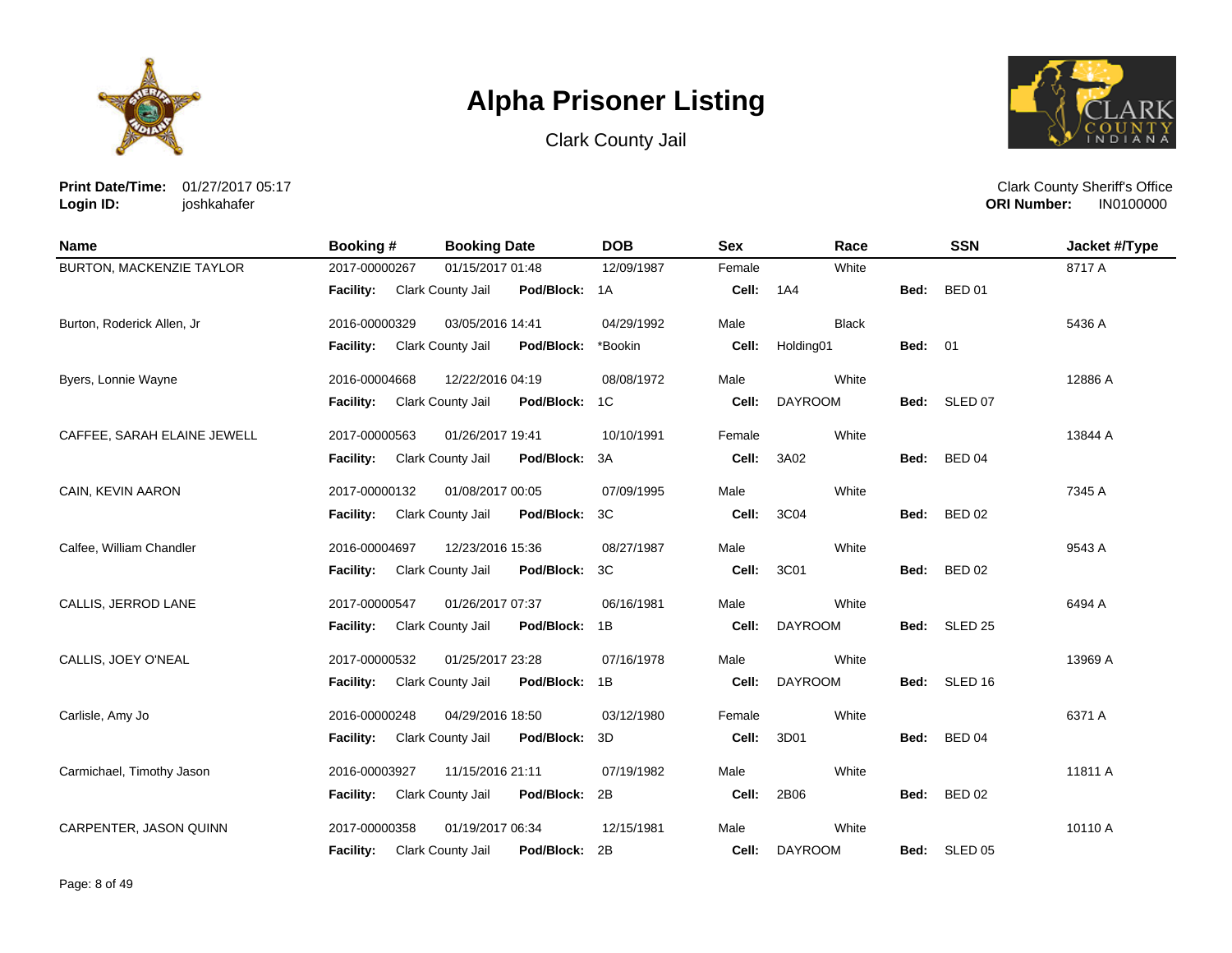# Alpha Prisoner Listing

Clark County Jail

**Print Date/Time:** 01/27/2017 05:17
**Login ID:** joshkahafer

Clark County Sheriff's Office
**ORI Number:** IN0100000

| Name | Booking # | Booking Date | DOB | Sex | Race | SSN | Jacket #/Type |
|---|---|---|---|---|---|---|---|
| BURTON, MACKENZIE TAYLOR | 2017-00000267 | 01/15/2017 01:48 | 12/09/1987 | Female | White | | 8717 A |
| | **Facility:** Clark County Jail | **Pod/Block:** 1A | | **Cell:** 1A4 | | **Bed:** BED 01 | |
| Burton, Roderick Allen, Jr | 2016-00000329 | 03/05/2016 14:41 | 04/29/1992 | Male | Black | | 5436 A |
| | **Facility:** Clark County Jail | **Pod/Block:** *Bookin | | **Cell:** Holding01 | | **Bed:** 01 | |
| Byers, Lonnie Wayne | 2016-00004668 | 12/22/2016 04:19 | 08/08/1972 | Male | White | | 12886 A |
| | **Facility:** Clark County Jail | **Pod/Block:** 1C | | **Cell:** DAYROOM | | **Bed:** SLED 07 | |
| CAFFEE, SARAH ELAINE JEWELL | 2017-00000563 | 01/26/2017 19:41 | 10/10/1991 | Female | White | | 13844 A |
| | **Facility:** Clark County Jail | **Pod/Block:** 3A | | **Cell:** 3A02 | | **Bed:** BED 04 | |
| CAIN, KEVIN AARON | 2017-00000132 | 01/08/2017 00:05 | 07/09/1995 | Male | White | | 7345 A |
| | **Facility:** Clark County Jail | **Pod/Block:** 3C | | **Cell:** 3C04 | | **Bed:** BED 02 | |
| Calfee, William Chandler | 2016-00004697 | 12/23/2016 15:36 | 08/27/1987 | Male | White | | 9543 A |
| | **Facility:** Clark County Jail | **Pod/Block:** 3C | | **Cell:** 3C01 | | **Bed:** BED 02 | |
| CALLIS, JERROD LANE | 2017-00000547 | 01/26/2017 07:37 | 06/16/1981 | Male | White | | 6494 A |
| | **Facility:** Clark County Jail | **Pod/Block:** 1B | | **Cell:** DAYROOM | | **Bed:** SLED 25 | |
| CALLIS, JOEY O'NEAL | 2017-00000532 | 01/25/2017 23:28 | 07/16/1978 | Male | White | | 13969 A |
| | **Facility:** Clark County Jail | **Pod/Block:** 1B | | **Cell:** DAYROOM | | **Bed:** SLED 16 | |
| Carlisle, Amy Jo | 2016-00000248 | 04/29/2016 18:50 | 03/12/1980 | Female | White | | 6371 A |
| | **Facility:** Clark County Jail | **Pod/Block:** 3D | | **Cell:** 3D01 | | **Bed:** BED 04 | |
| Carmichael, Timothy Jason | 2016-00003927 | 11/15/2016 21:11 | 07/19/1982 | Male | White | | 11811 A |
| | **Facility:** Clark County Jail | **Pod/Block:** 2B | | **Cell:** 2B06 | | **Bed:** BED 02 | |
| CARPENTER, JASON QUINN | 2017-00000358 | 01/19/2017 06:34 | 12/15/1981 | Male | White | | 10110 A |
| | **Facility:** Clark County Jail | **Pod/Block:** 2B | | **Cell:** DAYROOM | | **Bed:** SLED 05 | |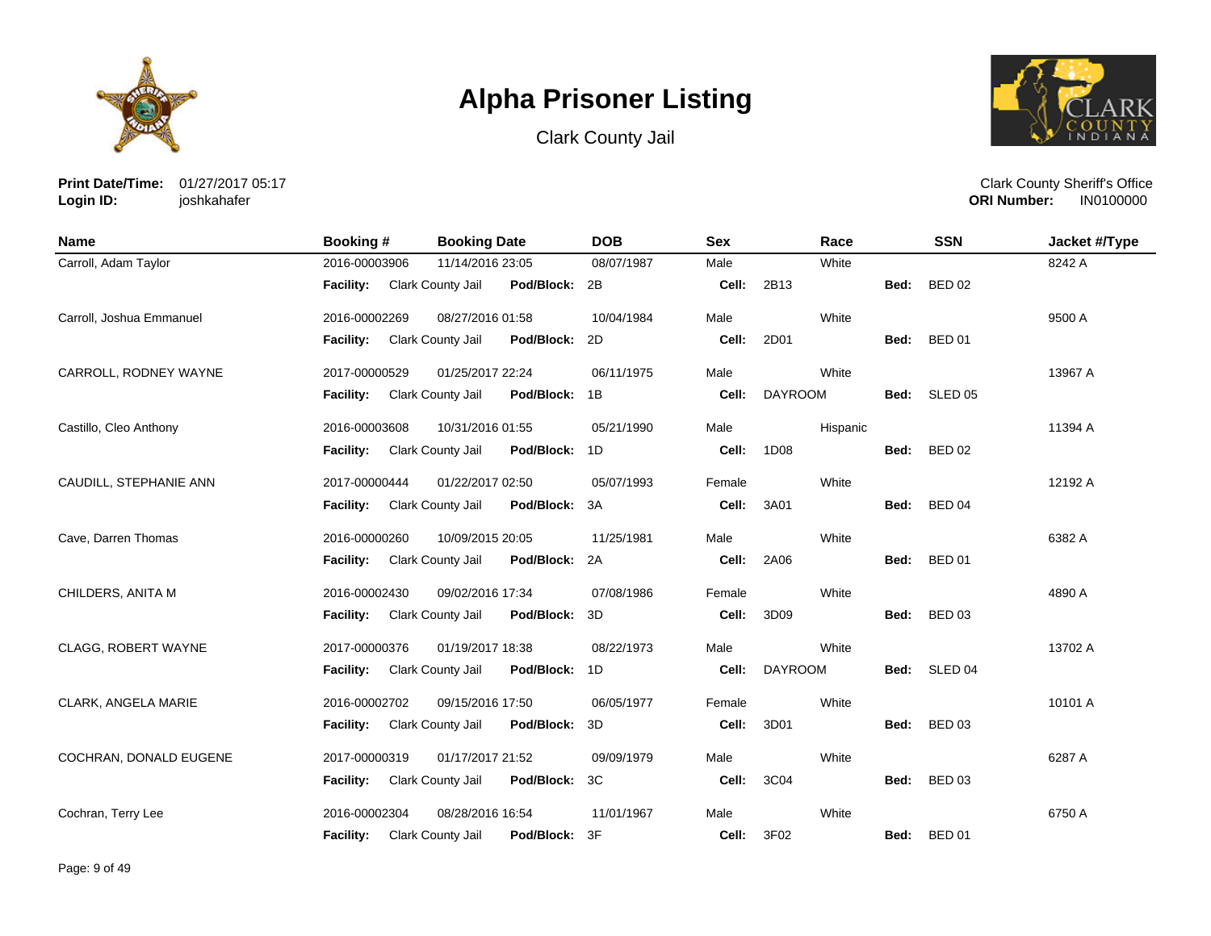# Alpha Prisoner Listing

Clark County Jail

**Print Date/Time:** 01/27/2017 05:17
**Login ID:** joshkahafer

Clark County Sheriff's Office
**ORI Number:** IN0100000

| Name | Booking # | Booking Date | DOB | Sex | Race | SSN | Jacket #/Type |
|---|---|---|---|---|---|---|---|
| Carroll, Adam Taylor | 2016-00003906 | 11/14/2016 23:05 | 08/07/1987 | Male | White | | 8242 A |
| | **Facility:** Clark County Jail | **Pod/Block:** 2B | | **Cell:** 2B13 | | **Bed:** BED 02 | |
| Carroll, Joshua Emmanuel | 2016-00002269 | 08/27/2016 01:58 | 10/04/1984 | Male | White | | 9500 A |
| | **Facility:** Clark County Jail | **Pod/Block:** 2D | | **Cell:** 2D01 | | **Bed:** BED 01 | |
| CARROLL, RODNEY WAYNE | 2017-00000529 | 01/25/2017 22:24 | 06/11/1975 | Male | White | | 13967 A |
| | **Facility:** Clark County Jail | **Pod/Block:** 1B | | **Cell:** DAYROOM | | **Bed:** SLED 05 | |
| Castillo, Cleo Anthony | 2016-00003608 | 10/31/2016 01:55 | 05/21/1990 | Male | Hispanic | | 11394 A |
| | **Facility:** Clark County Jail | **Pod/Block:** 1D | | **Cell:** 1D08 | | **Bed:** BED 02 | |
| CAUDILL, STEPHANIE ANN | 2017-00000444 | 01/22/2017 02:50 | 05/07/1993 | Female | White | | 12192 A |
| | **Facility:** Clark County Jail | **Pod/Block:** 3A | | **Cell:** 3A01 | | **Bed:** BED 04 | |
| Cave, Darren Thomas | 2016-00000260 | 10/09/2015 20:05 | 11/25/1981 | Male | White | | 6382 A |
| | **Facility:** Clark County Jail | **Pod/Block:** 2A | | **Cell:** 2A06 | | **Bed:** BED 01 | |
| CHILDERS, ANITA M | 2016-00002430 | 09/02/2016 17:34 | 07/08/1986 | Female | White | | 4890 A |
| | **Facility:** Clark County Jail | **Pod/Block:** 3D | | **Cell:** 3D09 | | **Bed:** BED 03 | |
| CLAGG, ROBERT WAYNE | 2017-00000376 | 01/19/2017 18:38 | 08/22/1973 | Male | White | | 13702 A |
| | **Facility:** Clark County Jail | **Pod/Block:** 1D | | **Cell:** DAYROOM | | **Bed:** SLED 04 | |
| CLARK, ANGELA MARIE | 2016-00002702 | 09/15/2016 17:50 | 06/05/1977 | Female | White | | 10101 A |
| | **Facility:** Clark County Jail | **Pod/Block:** 3D | | **Cell:** 3D01 | | **Bed:** BED 03 | |
| COCHRAN, DONALD EUGENE | 2017-00000319 | 01/17/2017 21:52 | 09/09/1979 | Male | White | | 6287 A |
| | **Facility:** Clark County Jail | **Pod/Block:** 3C | | **Cell:** 3C04 | | **Bed:** BED 03 | |
| Cochran, Terry Lee | 2016-00002304 | 08/28/2016 16:54 | 11/01/1967 | Male | White | | 6750 A |
| | **Facility:** Clark County Jail | **Pod/Block:** 3F | | **Cell:** 3F02 | | **Bed:** BED 01 | |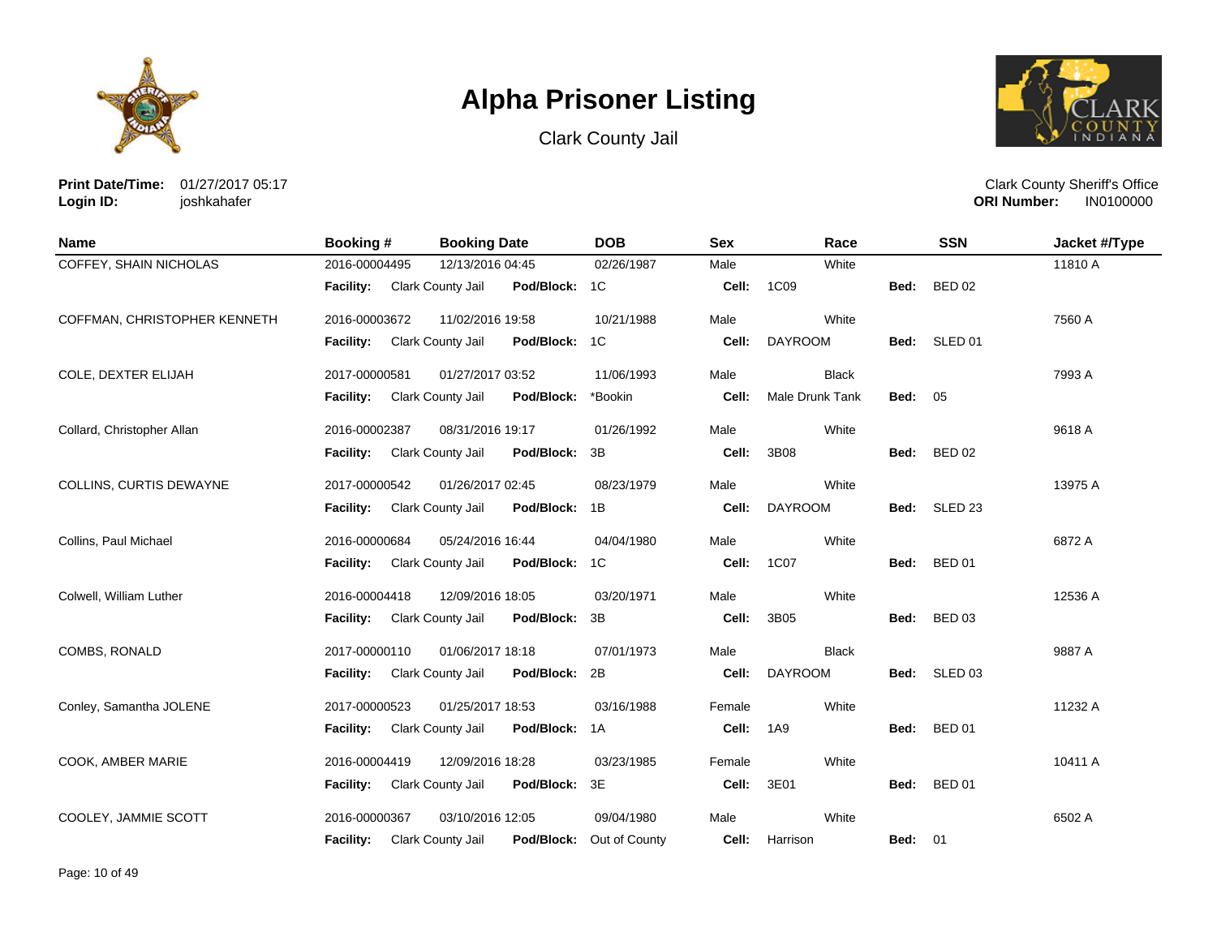# Alpha Prisoner Listing

Clark County Jail

**Print Date/Time:** 01/27/2017 05:17
**Login ID:** joshkahafer

Clark County Sheriff's Office
**ORI Number:** IN0100000

| Name | Booking # | Booking Date | DOB | Sex | Race | SSN | Jacket #/Type |
|---|---|---|---|---|---|---|---|
| COFFEY, SHAIN NICHOLAS | 2016-00004495 | 12/13/2016 04:45 | 02/26/1987 | Male | White | | 11810 A |
| | **Facility:** Clark County Jail | **Pod/Block:** 1C | | **Cell:** 1C09 | | **Bed:** BED 02 | |
| COFFMAN, CHRISTOPHER KENNETH | 2016-00003672 | 11/02/2016 19:58 | 10/21/1988 | Male | White | | 7560 A |
| | **Facility:** Clark County Jail | **Pod/Block:** 1C | | **Cell:** DAYROOM | | **Bed:** SLED 01 | |
| COLE, DEXTER ELIJAH | 2017-00000581 | 01/27/2017 03:52 | 11/06/1993 | Male | Black | | 7993 A |
| | **Facility:** Clark County Jail | **Pod/Block:** *Bookin | | **Cell:** Male Drunk Tank | | **Bed:** 05 | |
| Collard, Christopher Allan | 2016-00002387 | 08/31/2016 19:17 | 01/26/1992 | Male | White | | 9618 A |
| | **Facility:** Clark County Jail | **Pod/Block:** 3B | | **Cell:** 3B08 | | **Bed:** BED 02 | |
| COLLINS, CURTIS DEWAYNE | 2017-00000542 | 01/26/2017 02:45 | 08/23/1979 | Male | White | | 13975 A |
| | **Facility:** Clark County Jail | **Pod/Block:** 1B | | **Cell:** DAYROOM | | **Bed:** SLED 23 | |
| Collins, Paul Michael | 2016-00000684 | 05/24/2016 16:44 | 04/04/1980 | Male | White | | 6872 A |
| | **Facility:** Clark County Jail | **Pod/Block:** 1C | | **Cell:** 1C07 | | **Bed:** BED 01 | |
| Colwell, William Luther | 2016-00004418 | 12/09/2016 18:05 | 03/20/1971 | Male | White | | 12536 A |
| | **Facility:** Clark County Jail | **Pod/Block:** 3B | | **Cell:** 3B05 | | **Bed:** BED 03 | |
| COMBS, RONALD | 2017-00000110 | 01/06/2017 18:18 | 07/01/1973 | Male | Black | | 9887 A |
| | **Facility:** Clark County Jail | **Pod/Block:** 2B | | **Cell:** DAYROOM | | **Bed:** SLED 03 | |
| Conley, Samantha JOLENE | 2017-00000523 | 01/25/2017 18:53 | 03/16/1988 | Female | White | | 11232 A |
| | **Facility:** Clark County Jail | **Pod/Block:** 1A | | **Cell:** 1A9 | | **Bed:** BED 01 | |
| COOK, AMBER MARIE | 2016-00004419 | 12/09/2016 18:28 | 03/23/1985 | Female | White | | 10411 A |
| | **Facility:** Clark County Jail | **Pod/Block:** 3E | | **Cell:** 3E01 | | **Bed:** BED 01 | |
| COOLEY, JAMMIE SCOTT | 2016-00000367 | 03/10/2016 12:05 | 09/04/1980 | Male | White | | 6502 A |
| | **Facility:** Clark County Jail | **Pod/Block:** Out of County | | **Cell:** Harrison | | **Bed:** 01 | |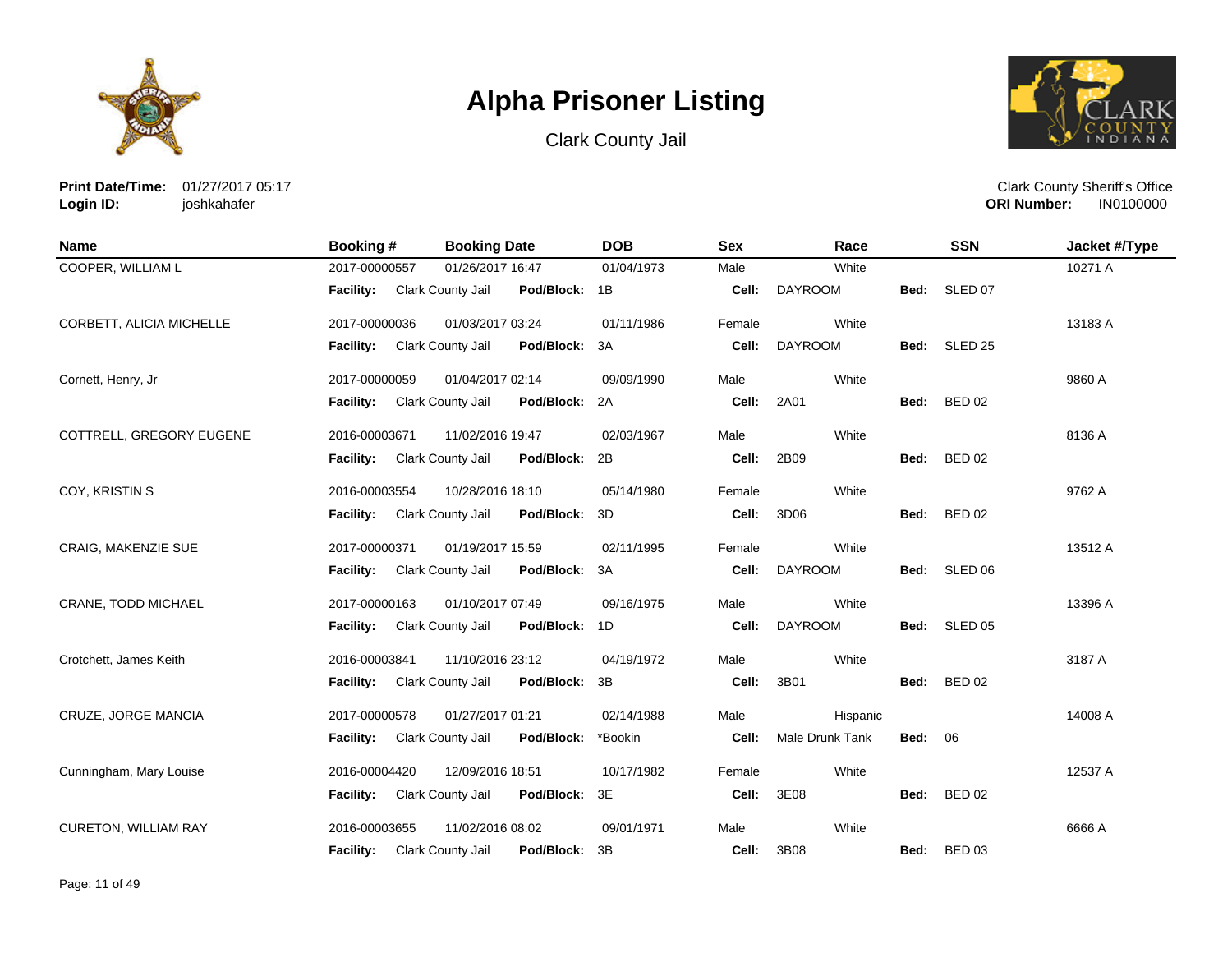# Alpha Prisoner Listing

Clark County Jail

**Print Date/Time:** 01/27/2017 05:17
**Login ID:** joshkahafer

Clark County Sheriff's Office
**ORI Number:** IN0100000

| Name | Booking # | Booking Date | DOB | Sex | Race | SSN | Jacket #/Type |
|---|---|---|---|---|---|---|---|
| COOPER, WILLIAM L | 2017-00000557 | 01/26/2017 16:47 | 01/04/1973 | Male | White | | 10271 A |
| | **Facility:** Clark County Jail | **Pod/Block:** 1B | | **Cell:** DAYROOM | | **Bed:** SLED 07 | |
| CORBETT, ALICIA MICHELLE | 2017-00000036 | 01/03/2017 03:24 | 01/11/1986 | Female | White | | 13183 A |
| | **Facility:** Clark County Jail | **Pod/Block:** 3A | | **Cell:** DAYROOM | | **Bed:** SLED 25 | |
| Cornett, Henry, Jr | 2017-00000059 | 01/04/2017 02:14 | 09/09/1990 | Male | White | | 9860 A |
| | **Facility:** Clark County Jail | **Pod/Block:** 2A | | **Cell:** 2A01 | | **Bed:** BED 02 | |
| COTTRELL, GREGORY EUGENE | 2016-00003671 | 11/02/2016 19:47 | 02/03/1967 | Male | White | | 8136 A |
| | **Facility:** Clark County Jail | **Pod/Block:** 2B | | **Cell:** 2B09 | | **Bed:** BED 02 | |
| COY, KRISTIN S | 2016-00003554 | 10/28/2016 18:10 | 05/14/1980 | Female | White | | 9762 A |
| | **Facility:** Clark County Jail | **Pod/Block:** 3D | | **Cell:** 3D06 | | **Bed:** BED 02 | |
| CRAIG, MAKENZIE SUE | 2017-00000371 | 01/19/2017 15:59 | 02/11/1995 | Female | White | | 13512 A |
| | **Facility:** Clark County Jail | **Pod/Block:** 3A | | **Cell:** DAYROOM | | **Bed:** SLED 06 | |
| CRANE, TODD MICHAEL | 2017-00000163 | 01/10/2017 07:49 | 09/16/1975 | Male | White | | 13396 A |
| | **Facility:** Clark County Jail | **Pod/Block:** 1D | | **Cell:** DAYROOM | | **Bed:** SLED 05 | |
| Crotchett, James Keith | 2016-00003841 | 11/10/2016 23:12 | 04/19/1972 | Male | White | | 3187 A |
| | **Facility:** Clark County Jail | **Pod/Block:** 3B | | **Cell:** 3B01 | | **Bed:** BED 02 | |
| CRUZE, JORGE MANCIA | 2017-00000578 | 01/27/2017 01:21 | 02/14/1988 | Male | Hispanic | | 14008 A |
| | **Facility:** Clark County Jail | **Pod/Block:** *Bookin | | **Cell:** Male Drunk Tank | | **Bed:** 06 | |
| Cunningham, Mary Louise | 2016-00004420 | 12/09/2016 18:51 | 10/17/1982 | Female | White | | 12537 A |
| | **Facility:** Clark County Jail | **Pod/Block:** 3E | | **Cell:** 3E08 | | **Bed:** BED 02 | |
| CURETON, WILLIAM RAY | 2016-00003655 | 11/02/2016 08:02 | 09/01/1971 | Male | White | | 6666 A |
| | **Facility:** Clark County Jail | **Pod/Block:** 3B | | **Cell:** 3B08 | | **Bed:** BED 03 | |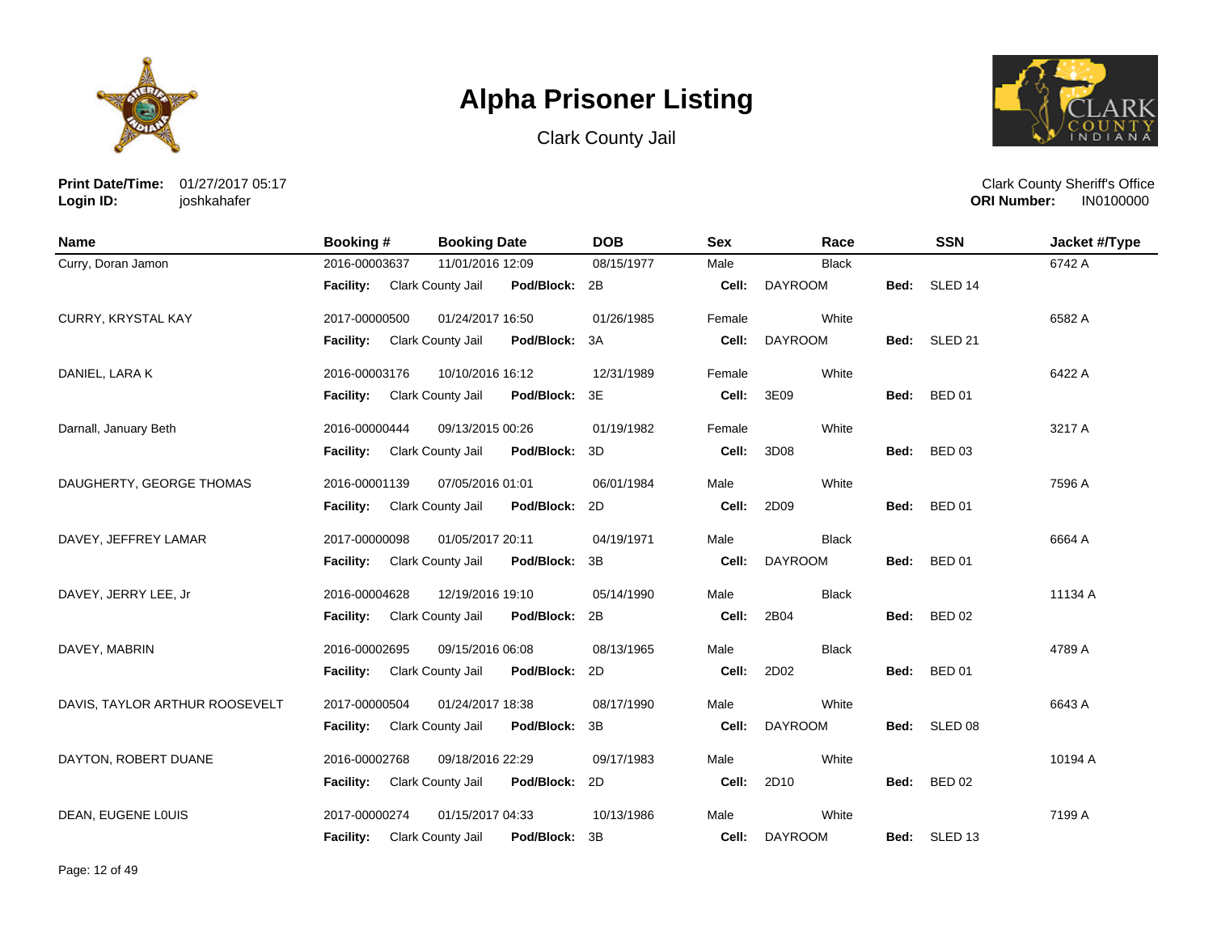# Alpha Prisoner Listing

Clark County Jail

**Print Date/Time:** 01/27/2017 05:17
**Login ID:** joshkahafer

Clark County Sheriff's Office
**ORI Number:** IN0100000

| Name | Booking # | Booking Date | DOB | Sex | Race | SSN | Jacket #/Type |
|---|---|---|---|---|---|---|---|
| Curry, Doran Jamon | 2016-00003637 | 11/01/2016 12:09 | 08/15/1977 | Male | Black | | 6742 A |
| | **Facility:** Clark County Jail | **Pod/Block:** 2B | | **Cell:** DAYROOM | | **Bed:** SLED 14 | |
| CURRY, KRYSTAL KAY | 2017-00000500 | 01/24/2017 16:50 | 01/26/1985 | Female | White | | 6582 A |
| | **Facility:** Clark County Jail | **Pod/Block:** 3A | | **Cell:** DAYROOM | | **Bed:** SLED 21 | |
| DANIEL, LARA K | 2016-00003176 | 10/10/2016 16:12 | 12/31/1989 | Female | White | | 6422 A |
| | **Facility:** Clark County Jail | **Pod/Block:** 3E | | **Cell:** 3E09 | | **Bed:** BED 01 | |
| Darnall, January Beth | 2016-00000444 | 09/13/2015 00:26 | 01/19/1982 | Female | White | | 3217 A |
| | **Facility:** Clark County Jail | **Pod/Block:** 3D | | **Cell:** 3D08 | | **Bed:** BED 03 | |
| DAUGHERTY, GEORGE THOMAS | 2016-00001139 | 07/05/2016 01:01 | 06/01/1984 | Male | White | | 7596 A |
| | **Facility:** Clark County Jail | **Pod/Block:** 2D | | **Cell:** 2D09 | | **Bed:** BED 01 | |
| DAVEY, JEFFREY LAMAR | 2017-00000098 | 01/05/2017 20:11 | 04/19/1971 | Male | Black | | 6664 A |
| | **Facility:** Clark County Jail | **Pod/Block:** 3B | | **Cell:** DAYROOM | | **Bed:** BED 01 | |
| DAVEY, JERRY LEE, Jr | 2016-00004628 | 12/19/2016 19:10 | 05/14/1990 | Male | Black | | 11134 A |
| | **Facility:** Clark County Jail | **Pod/Block:** 2B | | **Cell:** 2B04 | | **Bed:** BED 02 | |
| DAVEY, MABRIN | 2016-00002695 | 09/15/2016 06:08 | 08/13/1965 | Male | Black | | 4789 A |
| | **Facility:** Clark County Jail | **Pod/Block:** 2D | | **Cell:** 2D02 | | **Bed:** BED 01 | |
| DAVIS, TAYLOR ARTHUR ROOSEVELT | 2017-00000504 | 01/24/2017 18:38 | 08/17/1990 | Male | White | | 6643 A |
| | **Facility:** Clark County Jail | **Pod/Block:** 3B | | **Cell:** DAYROOM | | **Bed:** SLED 08 | |
| DAYTON, ROBERT DUANE | 2016-00002768 | 09/18/2016 22:29 | 09/17/1983 | Male | White | | 10194 A |
| | **Facility:** Clark County Jail | **Pod/Block:** 2D | | **Cell:** 2D10 | | **Bed:** BED 02 | |
| DEAN, EUGENE L0UIS | 2017-00000274 | 01/15/2017 04:33 | 10/13/1986 | Male | White | | 7199 A |
| | **Facility:** Clark County Jail | **Pod/Block:** 3B | | **Cell:** DAYROOM | | **Bed:** SLED 13 | |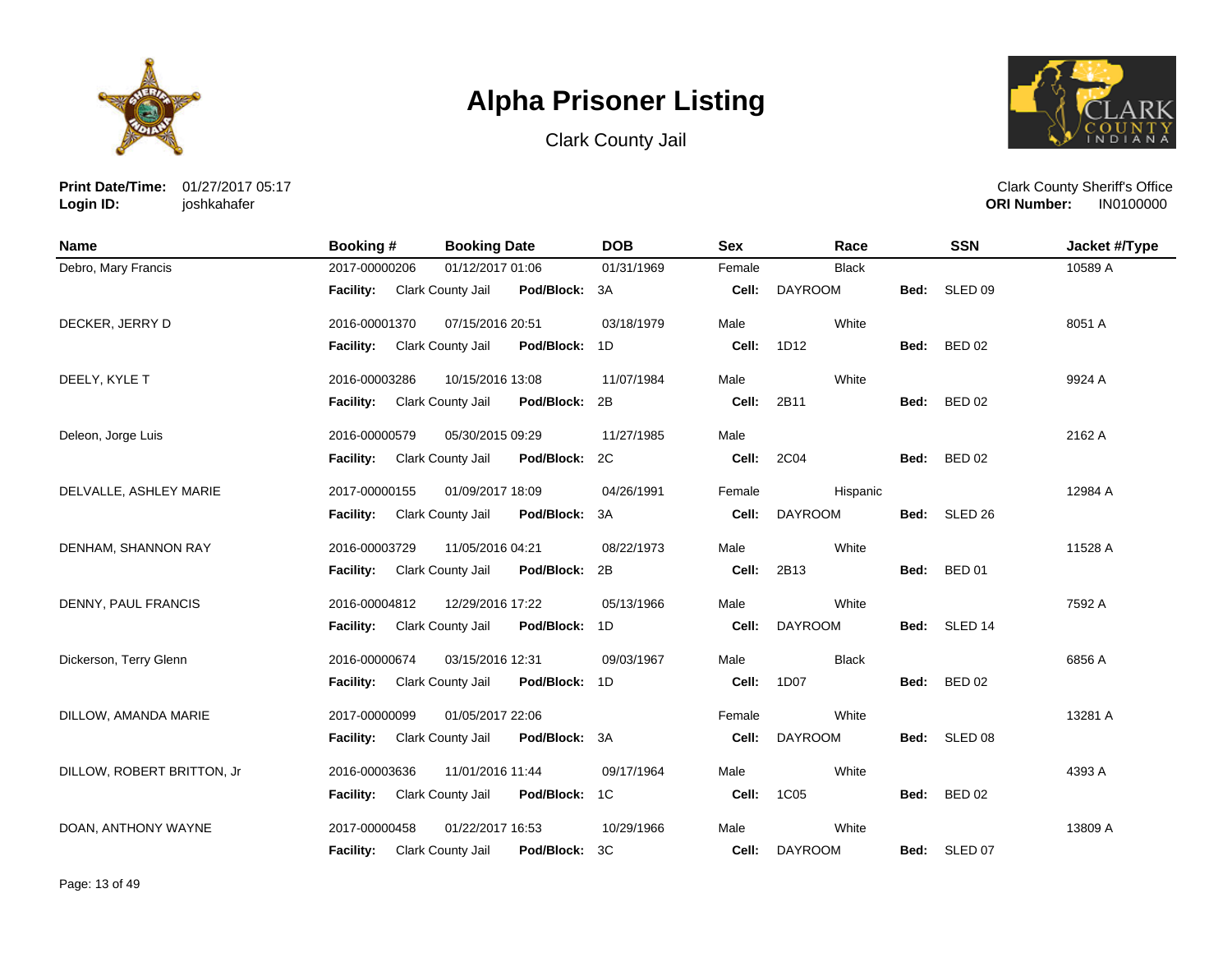# Alpha Prisoner Listing

Clark County Jail

**Print Date/Time:** 01/27/2017 05:17
**Login ID:** joshkahafer

Clark County Sheriff's Office
**ORI Number:** IN0100000

| Name | Booking # | Booking Date | DOB | Sex | Race | SSN | Jacket #/Type |
|---|---|---|---|---|---|---|---|
| Debro, Mary Francis | 2017-00000206 | 01/12/2017 01:06 | 01/31/1969 | Female | Black | | 10589 A |
| | **Facility:** Clark County Jail | **Pod/Block:** 3A | | **Cell:** DAYROOM | | **Bed:** SLED 09 | |
| DECKER, JERRY D | 2016-00001370 | 07/15/2016 20:51 | 03/18/1979 | Male | White | | 8051 A |
| | **Facility:** Clark County Jail | **Pod/Block:** 1D | | **Cell:** 1D12 | | **Bed:** BED 02 | |
| DEELY, KYLE T | 2016-00003286 | 10/15/2016 13:08 | 11/07/1984 | Male | White | | 9924 A |
| | **Facility:** Clark County Jail | **Pod/Block:** 2B | | **Cell:** 2B11 | | **Bed:** BED 02 | |
| Deleon, Jorge Luis | 2016-00000579 | 05/30/2015 09:29 | 11/27/1985 | Male | | | 2162 A |
| | **Facility:** Clark County Jail | **Pod/Block:** 2C | | **Cell:** 2C04 | | **Bed:** BED 02 | |
| DELVALLE, ASHLEY MARIE | 2017-00000155 | 01/09/2017 18:09 | 04/26/1991 | Female | Hispanic | | 12984 A |
| | **Facility:** Clark County Jail | **Pod/Block:** 3A | | **Cell:** DAYROOM | | **Bed:** SLED 26 | |
| DENHAM, SHANNON RAY | 2016-00003729 | 11/05/2016 04:21 | 08/22/1973 | Male | White | | 11528 A |
| | **Facility:** Clark County Jail | **Pod/Block:** 2B | | **Cell:** 2B13 | | **Bed:** BED 01 | |
| DENNY, PAUL FRANCIS | 2016-00004812 | 12/29/2016 17:22 | 05/13/1966 | Male | White | | 7592 A |
| | **Facility:** Clark County Jail | **Pod/Block:** 1D | | **Cell:** DAYROOM | | **Bed:** SLED 14 | |
| Dickerson, Terry Glenn | 2016-00000674 | 03/15/2016 12:31 | 09/03/1967 | Male | Black | | 6856 A |
| | **Facility:** Clark County Jail | **Pod/Block:** 1D | | **Cell:** 1D07 | | **Bed:** BED 02 | |
| DILLOW, AMANDA MARIE | 2017-00000099 | 01/05/2017 22:06 | | Female | White | | 13281 A |
| | **Facility:** Clark County Jail | **Pod/Block:** 3A | | **Cell:** DAYROOM | | **Bed:** SLED 08 | |
| DILLOW, ROBERT BRITTON, Jr | 2016-00003636 | 11/01/2016 11:44 | 09/17/1964 | Male | White | | 4393 A |
| | **Facility:** Clark County Jail | **Pod/Block:** 1C | | **Cell:** 1C05 | | **Bed:** BED 02 | |
| DOAN, ANTHONY WAYNE | 2017-00000458 | 01/22/2017 16:53 | 10/29/1966 | Male | White | | 13809 A |
| | **Facility:** Clark County Jail | **Pod/Block:** 3C | | **Cell:** DAYROOM | | **Bed:** SLED 07 | |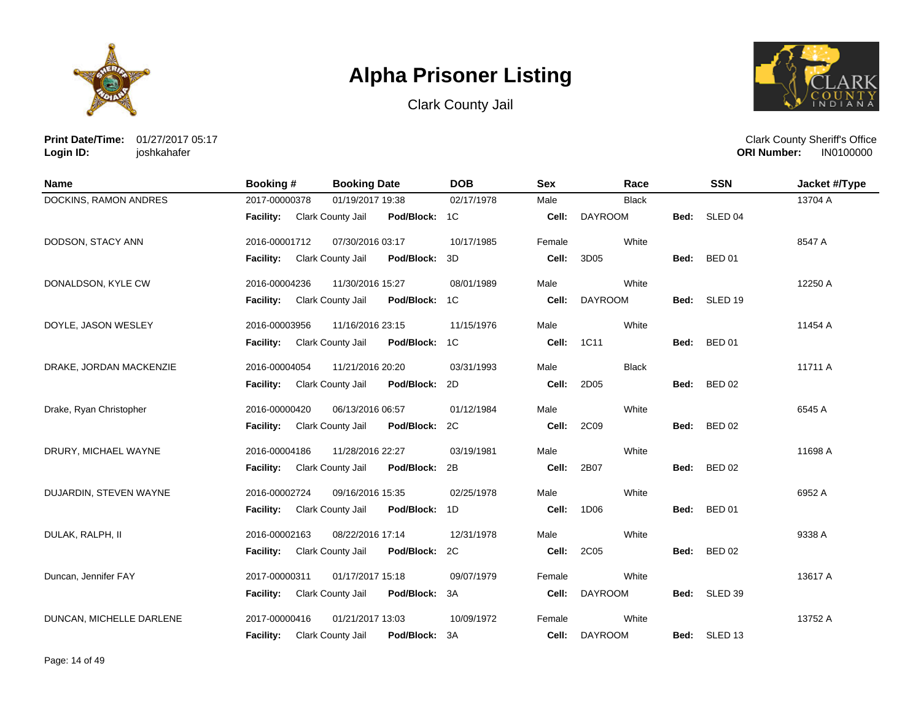# Alpha Prisoner Listing

Clark County Jail

**Print Date/Time:** 01/27/2017 05:17
**Login ID:** joshkahafer

Clark County Sheriff's Office
**ORI Number:** IN0100000

| Name | Booking # | Booking Date | DOB | Sex | Race | SSN | Jacket #/Type |
|---|---|---|---|---|---|---|---|
| DOCKINS, RAMON ANDRES | 2017-00000378 | 01/19/2017 19:38 | 02/17/1978 | Male | Black | | 13704 A |
| | **Facility:** Clark County Jail | **Pod/Block:** 1C | | **Cell:** DAYROOM | | **Bed:** SLED 04 | |
| DODSON, STACY ANN | 2016-00001712 | 07/30/2016 03:17 | 10/17/1985 | Female | White | | 8547 A |
| | **Facility:** Clark County Jail | **Pod/Block:** 3D | | **Cell:** 3D05 | | **Bed:** BED 01 | |
| DONALDSON, KYLE CW | 2016-00004236 | 11/30/2016 15:27 | 08/01/1989 | Male | White | | 12250 A |
| | **Facility:** Clark County Jail | **Pod/Block:** 1C | | **Cell:** DAYROOM | | **Bed:** SLED 19 | |
| DOYLE, JASON WESLEY | 2016-00003956 | 11/16/2016 23:15 | 11/15/1976 | Male | White | | 11454 A |
| | **Facility:** Clark County Jail | **Pod/Block:** 1C | | **Cell:** 1C11 | | **Bed:** BED 01 | |
| DRAKE, JORDAN MACKENZIE | 2016-00004054 | 11/21/2016 20:20 | 03/31/1993 | Male | Black | | 11711 A |
| | **Facility:** Clark County Jail | **Pod/Block:** 2D | | **Cell:** 2D05 | | **Bed:** BED 02 | |
| Drake, Ryan Christopher | 2016-00000420 | 06/13/2016 06:57 | 01/12/1984 | Male | White | | 6545 A |
| | **Facility:** Clark County Jail | **Pod/Block:** 2C | | **Cell:** 2C09 | | **Bed:** BED 02 | |
| DRURY, MICHAEL WAYNE | 2016-00004186 | 11/28/2016 22:27 | 03/19/1981 | Male | White | | 11698 A |
| | **Facility:** Clark County Jail | **Pod/Block:** 2B | | **Cell:** 2B07 | | **Bed:** BED 02 | |
| DUJARDIN, STEVEN WAYNE | 2016-00002724 | 09/16/2016 15:35 | 02/25/1978 | Male | White | | 6952 A |
| | **Facility:** Clark County Jail | **Pod/Block:** 1D | | **Cell:** 1D06 | | **Bed:** BED 01 | |
| DULAK, RALPH, II | 2016-00002163 | 08/22/2016 17:14 | 12/31/1978 | Male | White | | 9338 A |
| | **Facility:** Clark County Jail | **Pod/Block:** 2C | | **Cell:** 2C05 | | **Bed:** BED 02 | |
| Duncan, Jennifer FAY | 2017-00000311 | 01/17/2017 15:18 | 09/07/1979 | Female | White | | 13617 A |
| | **Facility:** Clark County Jail | **Pod/Block:** 3A | | **Cell:** DAYROOM | | **Bed:** SLED 39 | |
| DUNCAN, MICHELLE DARLENE | 2017-00000416 | 01/21/2017 13:03 | 10/09/1972 | Female | White | | 13752 A |
| | **Facility:** Clark County Jail | **Pod/Block:** 3A | | **Cell:** DAYROOM | | **Bed:** SLED 13 | |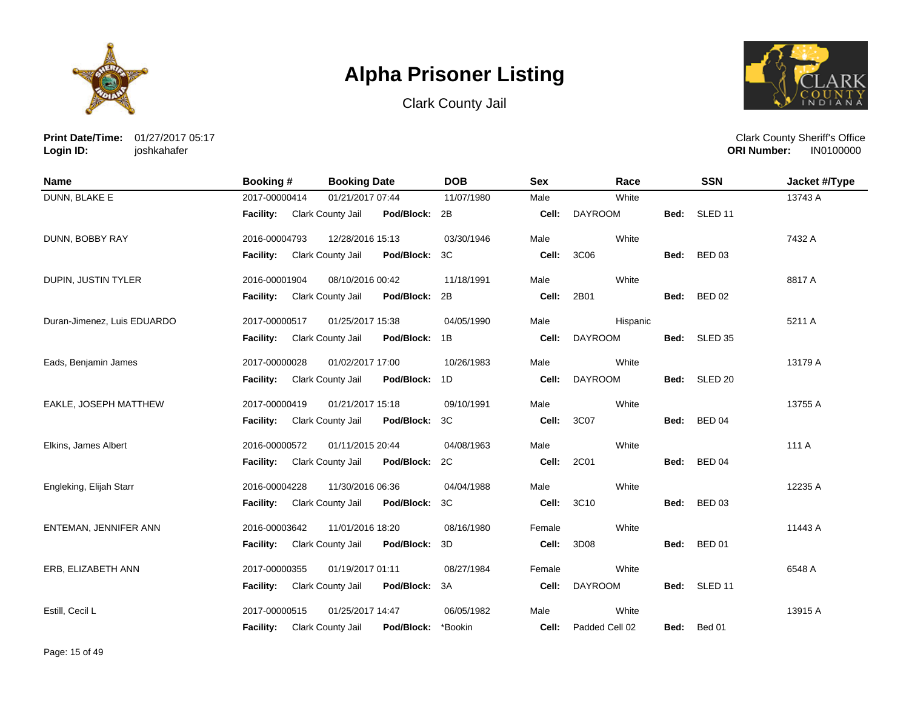# Alpha Prisoner Listing

Clark County Jail

**Print Date/Time:** 01/27/2017 05:17
**Login ID:** joshkahafer

Clark County Sheriff's Office
**ORI Number:** IN0100000

| Name | Booking # | Booking Date | DOB | Sex | Race | SSN | Jacket #/Type |
|---|---|---|---|---|---|---|---|
| DUNN, BLAKE E | 2017-00000414 | 01/21/2017 07:44 | 11/07/1980 | Male | White | | 13743 A |
| | **Facility:** Clark County Jail | **Pod/Block:** 2B | | **Cell:** DAYROOM | | **Bed:** SLED 11 | |
| DUNN, BOBBY RAY | 2016-00004793 | 12/28/2016 15:13 | 03/30/1946 | Male | White | | 7432 A |
| | **Facility:** Clark County Jail | **Pod/Block:** 3C | | **Cell:** 3C06 | | **Bed:** BED 03 | |
| DUPIN, JUSTIN TYLER | 2016-00001904 | 08/10/2016 00:42 | 11/18/1991 | Male | White | | 8817 A |
| | **Facility:** Clark County Jail | **Pod/Block:** 2B | | **Cell:** 2B01 | | **Bed:** BED 02 | |
| Duran-Jimenez, Luis EDUARDO | 2017-00000517 | 01/25/2017 15:38 | 04/05/1990 | Male | Hispanic | | 5211 A |
| | **Facility:** Clark County Jail | **Pod/Block:** 1B | | **Cell:** DAYROOM | | **Bed:** SLED 35 | |
| Eads, Benjamin James | 2017-00000028 | 01/02/2017 17:00 | 10/26/1983 | Male | White | | 13179 A |
| | **Facility:** Clark County Jail | **Pod/Block:** 1D | | **Cell:** DAYROOM | | **Bed:** SLED 20 | |
| EAKLE, JOSEPH MATTHEW | 2017-00000419 | 01/21/2017 15:18 | 09/10/1991 | Male | White | | 13755 A |
| | **Facility:** Clark County Jail | **Pod/Block:** 3C | | **Cell:** 3C07 | | **Bed:** BED 04 | |
| Elkins, James Albert | 2016-00000572 | 01/11/2015 20:44 | 04/08/1963 | Male | White | | 111 A |
| | **Facility:** Clark County Jail | **Pod/Block:** 2C | | **Cell:** 2C01 | | **Bed:** BED 04 | |
| Engleking, Elijah Starr | 2016-00004228 | 11/30/2016 06:36 | 04/04/1988 | Male | White | | 12235 A |
| | **Facility:** Clark County Jail | **Pod/Block:** 3C | | **Cell:** 3C10 | | **Bed:** BED 03 | |
| ENTEMAN, JENNIFER ANN | 2016-00003642 | 11/01/2016 18:20 | 08/16/1980 | Female | White | | 11443 A |
| | **Facility:** Clark County Jail | **Pod/Block:** 3D | | **Cell:** 3D08 | | **Bed:** BED 01 | |
| ERB, ELIZABETH ANN | 2017-00000355 | 01/19/2017 01:11 | 08/27/1984 | Female | White | | 6548 A |
| | **Facility:** Clark County Jail | **Pod/Block:** 3A | | **Cell:** DAYROOM | | **Bed:** SLED 11 | |
| Estill, Cecil L | 2017-00000515 | 01/25/2017 14:47 | 06/05/1982 | Male | White | | 13915 A |
| | **Facility:** Clark County Jail | **Pod/Block:** *Bookin | | **Cell:** Padded Cell 02 | | **Bed:** Bed 01 | |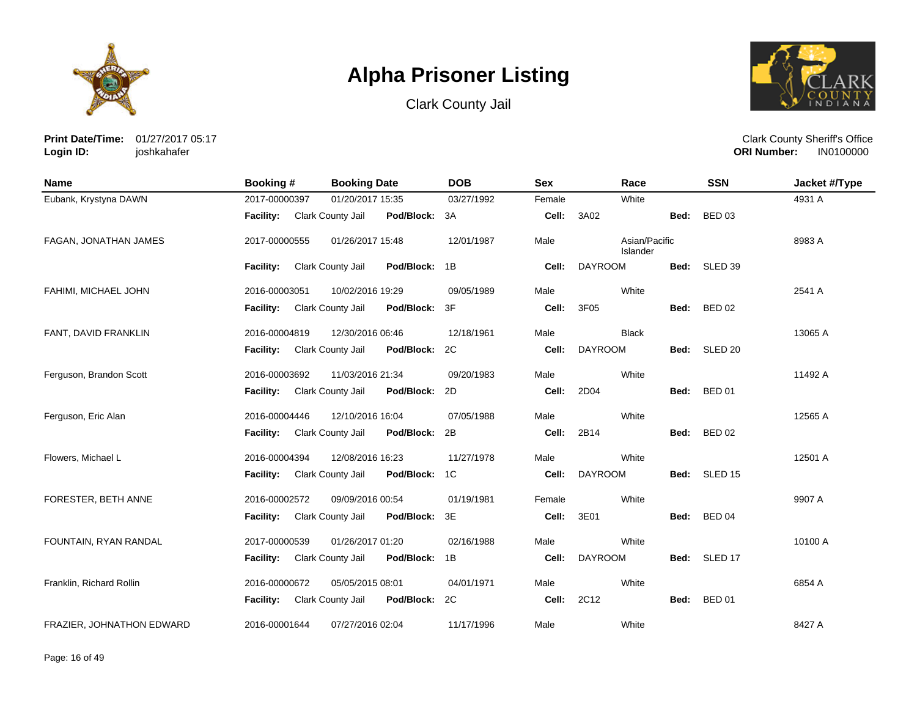# Alpha Prisoner Listing

Clark County Jail

**Print Date/Time:** 01/27/2017 05:17
**Login ID:** joshkahafer

Clark County Sheriff's Office
**ORI Number:** IN0100000

| Name | Booking # | Booking Date | DOB | Sex | Race | SSN | Jacket #/Type |
|---|---|---|---|---|---|---|---|
| Eubank, Krystyna DAWN | 2017-00000397 | 01/20/2017 15:35 | 03/27/1992 | Female | White | | 4931 A |
| | **Facility:** Clark County Jail | **Pod/Block:** 3A | | **Cell:** 3A02 | **Bed:** BED 03 | | |
| FAGAN, JONATHAN JAMES | 2017-00000555 | 01/26/2017 15:48 | 12/01/1987 | Male | Asian/Pacific Islander | | 8983 A |
| | **Facility:** Clark County Jail | **Pod/Block:** 1B | | **Cell:** DAYROOM | **Bed:** SLED 39 | | |
| FAHIMI, MICHAEL JOHN | 2016-00003051 | 10/02/2016 19:29 | 09/05/1989 | Male | White | | 2541 A |
| | **Facility:** Clark County Jail | **Pod/Block:** 3F | | **Cell:** 3F05 | **Bed:** BED 02 | | |
| FANT, DAVID FRANKLIN | 2016-00004819 | 12/30/2016 06:46 | 12/18/1961 | Male | Black | | 13065 A |
| | **Facility:** Clark County Jail | **Pod/Block:** 2C | | **Cell:** DAYROOM | **Bed:** SLED 20 | | |
| Ferguson, Brandon Scott | 2016-00003692 | 11/03/2016 21:34 | 09/20/1983 | Male | White | | 11492 A |
| | **Facility:** Clark County Jail | **Pod/Block:** 2D | | **Cell:** 2D04 | **Bed:** BED 01 | | |
| Ferguson, Eric Alan | 2016-00004446 | 12/10/2016 16:04 | 07/05/1988 | Male | White | | 12565 A |
| | **Facility:** Clark County Jail | **Pod/Block:** 2B | | **Cell:** 2B14 | **Bed:** BED 02 | | |
| Flowers, Michael L | 2016-00004394 | 12/08/2016 16:23 | 11/27/1978 | Male | White | | 12501 A |
| | **Facility:** Clark County Jail | **Pod/Block:** 1C | | **Cell:** DAYROOM | **Bed:** SLED 15 | | |
| FORESTER, BETH ANNE | 2016-00002572 | 09/09/2016 00:54 | 01/19/1981 | Female | White | | 9907 A |
| | **Facility:** Clark County Jail | **Pod/Block:** 3E | | **Cell:** 3E01 | **Bed:** BED 04 | | |
| FOUNTAIN, RYAN RANDAL | 2017-00000539 | 01/26/2017 01:20 | 02/16/1988 | Male | White | | 10100 A |
| | **Facility:** Clark County Jail | **Pod/Block:** 1B | | **Cell:** DAYROOM | **Bed:** SLED 17 | | |
| Franklin, Richard Rollin | 2016-00000672 | 05/05/2015 08:01 | 04/01/1971 | Male | White | | 6854 A |
| | **Facility:** Clark County Jail | **Pod/Block:** 2C | | **Cell:** 2C12 | **Bed:** BED 01 | | |
| FRAZIER, JOHNATHON EDWARD | 2016-00001644 | 07/27/2016 02:04 | 11/17/1996 | Male | White | | 8427 A |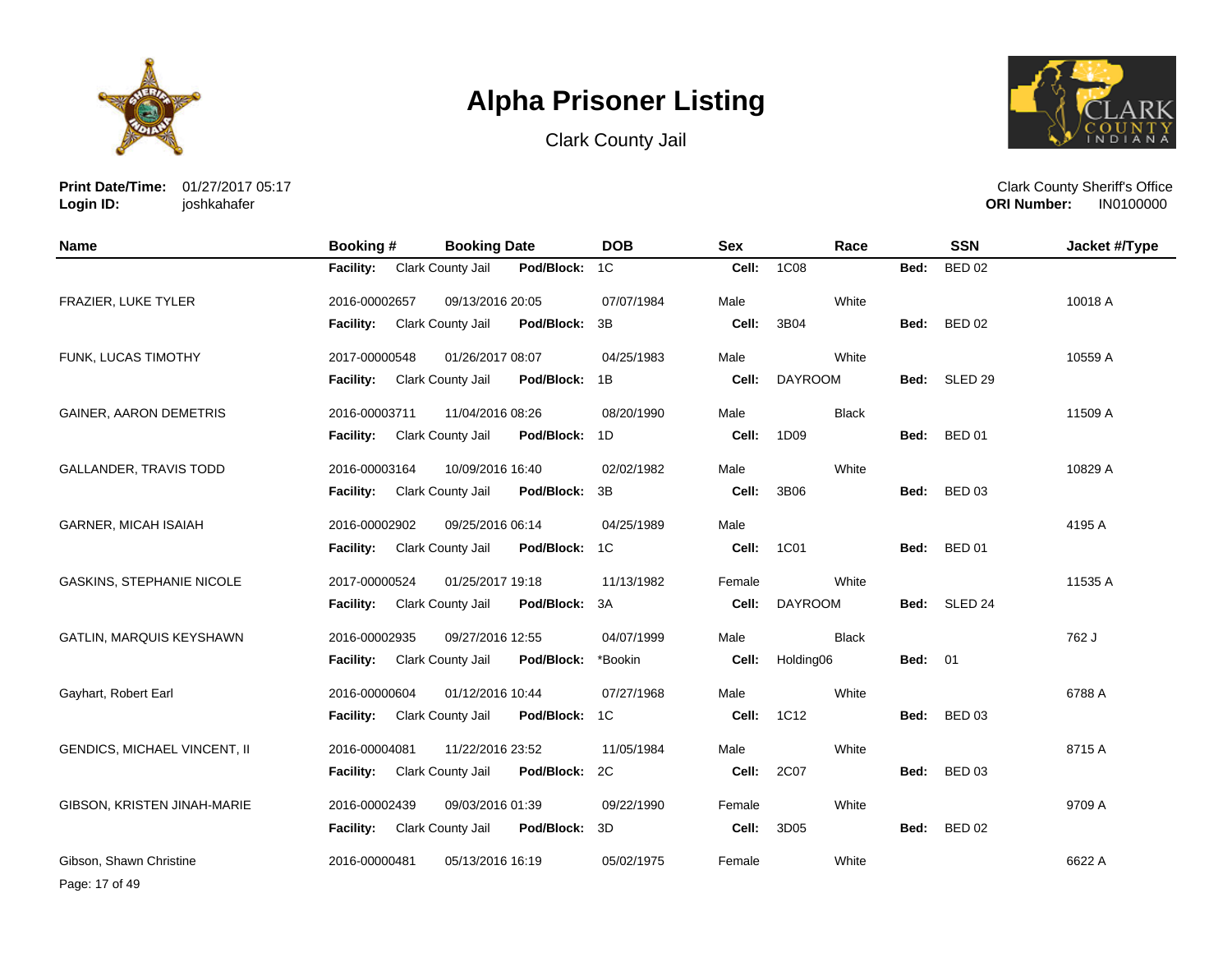# Alpha Prisoner Listing

Clark County Jail

**Print Date/Time:** 01/27/2017 05:17
**Login ID:** joshkahafer

Clark County Sheriff's Office
**ORI Number:** IN0100000

| Name | Booking # | Booking Date | DOB | Sex | Race | SSN | Jacket #/Type |
|---|---|---|---|---|---|---|---|
| | **Facility:** Clark County Jail | **Pod/Block:** 1C | | **Cell:** 1C08 | | **Bed:** BED 02 | |
| FRAZIER, LUKE TYLER | 2016-00002657 | 09/13/2016 20:05 | 07/07/1984 | Male | White | | 10018 A |
| | **Facility:** Clark County Jail | **Pod/Block:** 3B | | **Cell:** 3B04 | | **Bed:** BED 02 | |
| FUNK, LUCAS TIMOTHY | 2017-00000548 | 01/26/2017 08:07 | 04/25/1983 | Male | White | | 10559 A |
| | **Facility:** Clark County Jail | **Pod/Block:** 1B | | **Cell:** DAYROOM | | **Bed:** SLED 29 | |
| GAINER, AARON DEMETRIS | 2016-00003711 | 11/04/2016 08:26 | 08/20/1990 | Male | Black | | 11509 A |
| | **Facility:** Clark County Jail | **Pod/Block:** 1D | | **Cell:** 1D09 | | **Bed:** BED 01 | |
| GALLANDER, TRAVIS TODD | 2016-00003164 | 10/09/2016 16:40 | 02/02/1982 | Male | White | | 10829 A |
| | **Facility:** Clark County Jail | **Pod/Block:** 3B | | **Cell:** 3B06 | | **Bed:** BED 03 | |
| GARNER, MICAH ISAIAH | 2016-00002902 | 09/25/2016 06:14 | 04/25/1989 | Male | | | 4195 A |
| | **Facility:** Clark County Jail | **Pod/Block:** 1C | | **Cell:** 1C01 | | **Bed:** BED 01 | |
| GASKINS, STEPHANIE NICOLE | 2017-00000524 | 01/25/2017 19:18 | 11/13/1982 | Female | White | | 11535 A |
| | **Facility:** Clark County Jail | **Pod/Block:** 3A | | **Cell:** DAYROOM | | **Bed:** SLED 24 | |
| GATLIN, MARQUIS KEYSHAWN | 2016-00002935 | 09/27/2016 12:55 | 04/07/1999 | Male | Black | | 762 J |
| | **Facility:** Clark County Jail | **Pod/Block:** *Bookin | | **Cell:** Holding06 | | **Bed:** 01 | |
| Gayhart, Robert Earl | 2016-00000604 | 01/12/2016 10:44 | 07/27/1968 | Male | White | | 6788 A |
| | **Facility:** Clark County Jail | **Pod/Block:** 1C | | **Cell:** 1C12 | | **Bed:** BED 03 | |
| GENDICS, MICHAEL VINCENT, II | 2016-00004081 | 11/22/2016 23:52 | 11/05/1984 | Male | White | | 8715 A |
| | **Facility:** Clark County Jail | **Pod/Block:** 2C | | **Cell:** 2C07 | | **Bed:** BED 03 | |
| GIBSON, KRISTEN JINAH-MARIE | 2016-00002439 | 09/03/2016 01:39 | 09/22/1990 | Female | White | | 9709 A |
| | **Facility:** Clark County Jail | **Pod/Block:** 3D | | **Cell:** 3D05 | | **Bed:** BED 02 | |
| Gibson, Shawn Christine | 2016-00000481 | 05/13/2016 16:19 | 05/02/1975 | Female | White | | 6622 A |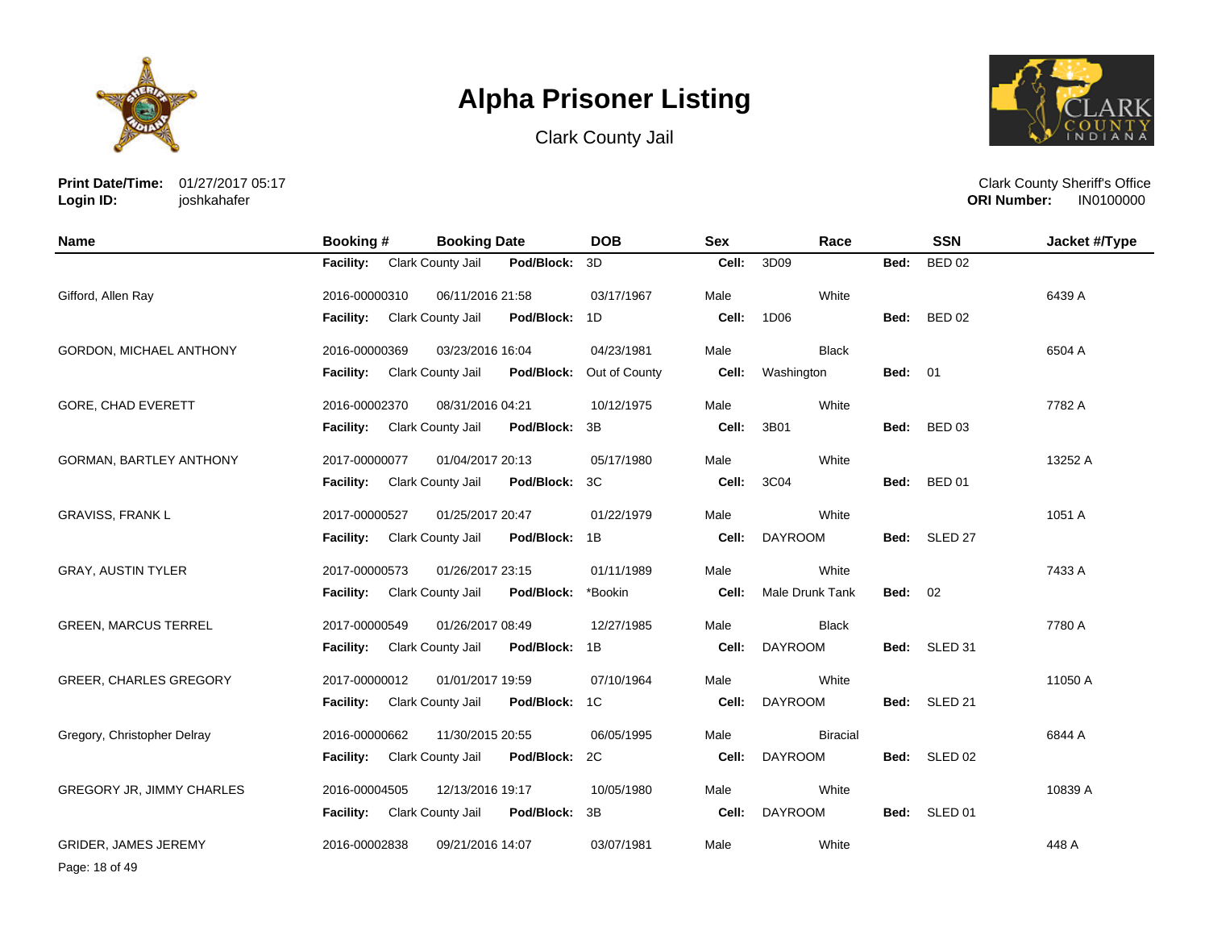# Alpha Prisoner Listing

Clark County Jail

**Print Date/Time:** 01/27/2017 05:17
**Login ID:** joshkahafer

Clark County Sheriff's Office
**ORI Number:** IN0100000

| Name | Booking # | Booking Date | DOB | Sex | Race | SSN | Jacket #/Type |
|---|---|---|---|---|---|---|---|
| | **Facility:** Clark County Jail | **Pod/Block:** 3D | | **Cell:** 3D09 | | **Bed:** BED 02 | |
| Gifford, Allen Ray | 2016-00000310 | 06/11/2016 21:58 | 03/17/1967 | Male | White | | 6439 A |
| | **Facility:** Clark County Jail | **Pod/Block:** 1D | | **Cell:** 1D06 | | **Bed:** BED 02 | |
| GORDON, MICHAEL ANTHONY | 2016-00000369 | 03/23/2016 16:04 | 04/23/1981 | Male | Black | | 6504 A |
| | **Facility:** Clark County Jail | **Pod/Block:** Out of County | | **Cell:** Washington | | **Bed:** 01 | |
| GORE, CHAD EVERETT | 2016-00002370 | 08/31/2016 04:21 | 10/12/1975 | Male | White | | 7782 A |
| | **Facility:** Clark County Jail | **Pod/Block:** 3B | | **Cell:** 3B01 | | **Bed:** BED 03 | |
| GORMAN, BARTLEY ANTHONY | 2017-00000077 | 01/04/2017 20:13 | 05/17/1980 | Male | White | | 13252 A |
| | **Facility:** Clark County Jail | **Pod/Block:** 3C | | **Cell:** 3C04 | | **Bed:** BED 01 | |
| GRAVISS, FRANK L | 2017-00000527 | 01/25/2017 20:47 | 01/22/1979 | Male | White | | 1051 A |
| | **Facility:** Clark County Jail | **Pod/Block:** 1B | | **Cell:** DAYROOM | | **Bed:** SLED 27 | |
| GRAY, AUSTIN TYLER | 2017-00000573 | 01/26/2017 23:15 | 01/11/1989 | Male | White | | 7433 A |
| | **Facility:** Clark County Jail | **Pod/Block:** *Bookin | | **Cell:** Male Drunk Tank | | **Bed:** 02 | |
| GREEN, MARCUS TERREL | 2017-00000549 | 01/26/2017 08:49 | 12/27/1985 | Male | Black | | 7780 A |
| | **Facility:** Clark County Jail | **Pod/Block:** 1B | | **Cell:** DAYROOM | | **Bed:** SLED 31 | |
| GREER, CHARLES GREGORY | 2017-00000012 | 01/01/2017 19:59 | 07/10/1964 | Male | White | | 11050 A |
| | **Facility:** Clark County Jail | **Pod/Block:** 1C | | **Cell:** DAYROOM | | **Bed:** SLED 21 | |
| Gregory, Christopher Delray | 2016-00000662 | 11/30/2015 20:55 | 06/05/1995 | Male | Biracial | | 6844 A |
| | **Facility:** Clark County Jail | **Pod/Block:** 2C | | **Cell:** DAYROOM | | **Bed:** SLED 02 | |
| GREGORY JR, JIMMY CHARLES | 2016-00004505 | 12/13/2016 19:17 | 10/05/1980 | Male | White | | 10839 A |
| | **Facility:** Clark County Jail | **Pod/Block:** 3B | | **Cell:** DAYROOM | | **Bed:** SLED 01 | |
| GRIDER, JAMES JEREMY | 2016-00002838 | 09/21/2016 14:07 | 03/07/1981 | Male | White | | 448 A |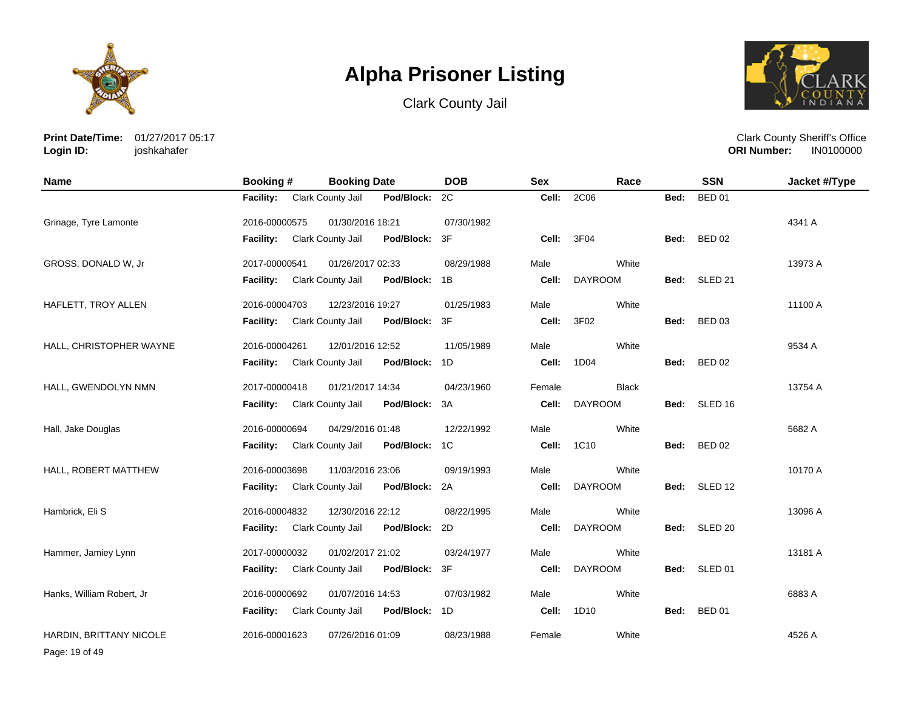# Alpha Prisoner Listing

Clark County Jail

**Print Date/Time:** 01/27/2017 05:17
**Login ID:** joshkahafer

Clark County Sheriff's Office
**ORI Number:** IN0100000

| Name | Booking # | Booking Date | DOB | Sex | Race | SSN | Jacket #/Type |
|---|---|---|---|---|---|---|---|
| | **Facility:** Clark County Jail | **Pod/Block:** 2C | | **Cell:** 2C06 | | **Bed:** BED 01 | |
| Grinage, Tyre Lamonte | 2016-00000575 | 01/30/2016 18:21 | 07/30/1982 | | | | 4341 A |
| | **Facility:** Clark County Jail | **Pod/Block:** 3F | | **Cell:** 3F04 | | **Bed:** BED 02 | |
| GROSS, DONALD W, Jr | 2017-00000541 | 01/26/2017 02:33 | 08/29/1988 | Male | White | | 13973 A |
| | **Facility:** Clark County Jail | **Pod/Block:** 1B | | **Cell:** DAYROOM | | **Bed:** SLED 21 | |
| HAFLETT, TROY ALLEN | 2016-00004703 | 12/23/2016 19:27 | 01/25/1983 | Male | White | | 11100 A |
| | **Facility:** Clark County Jail | **Pod/Block:** 3F | | **Cell:** 3F02 | | **Bed:** BED 03 | |
| HALL, CHRISTOPHER WAYNE | 2016-00004261 | 12/01/2016 12:52 | 11/05/1989 | Male | White | | 9534 A |
| | **Facility:** Clark County Jail | **Pod/Block:** 1D | | **Cell:** 1D04 | | **Bed:** BED 02 | |
| HALL, GWENDOLYN NMN | 2017-00000418 | 01/21/2017 14:34 | 04/23/1960 | Female | Black | | 13754 A |
| | **Facility:** Clark County Jail | **Pod/Block:** 3A | | **Cell:** DAYROOM | | **Bed:** SLED 16 | |
| Hall, Jake Douglas | 2016-00000694 | 04/29/2016 01:48 | 12/22/1992 | Male | White | | 5682 A |
| | **Facility:** Clark County Jail | **Pod/Block:** 1C | | **Cell:** 1C10 | | **Bed:** BED 02 | |
| HALL, ROBERT MATTHEW | 2016-00003698 | 11/03/2016 23:06 | 09/19/1993 | Male | White | | 10170 A |
| | **Facility:** Clark County Jail | **Pod/Block:** 2A | | **Cell:** DAYROOM | | **Bed:** SLED 12 | |
| Hambrick, Eli S | 2016-00004832 | 12/30/2016 22:12 | 08/22/1995 | Male | White | | 13096 A |
| | **Facility:** Clark County Jail | **Pod/Block:** 2D | | **Cell:** DAYROOM | | **Bed:** SLED 20 | |
| Hammer, Jamiey Lynn | 2017-00000032 | 01/02/2017 21:02 | 03/24/1977 | Male | White | | 13181 A |
| | **Facility:** Clark County Jail | **Pod/Block:** 3F | | **Cell:** DAYROOM | | **Bed:** SLED 01 | |
| Hanks, William Robert, Jr | 2016-00000692 | 01/07/2016 14:53 | 07/03/1982 | Male | White | | 6883 A |
| | **Facility:** Clark County Jail | **Pod/Block:** 1D | | **Cell:** 1D10 | | **Bed:** BED 01 | |
| HARDIN, BRITTANY NICOLE | 2016-00001623 | 07/26/2016 01:09 | 08/23/1988 | Female | White | | 4526 A |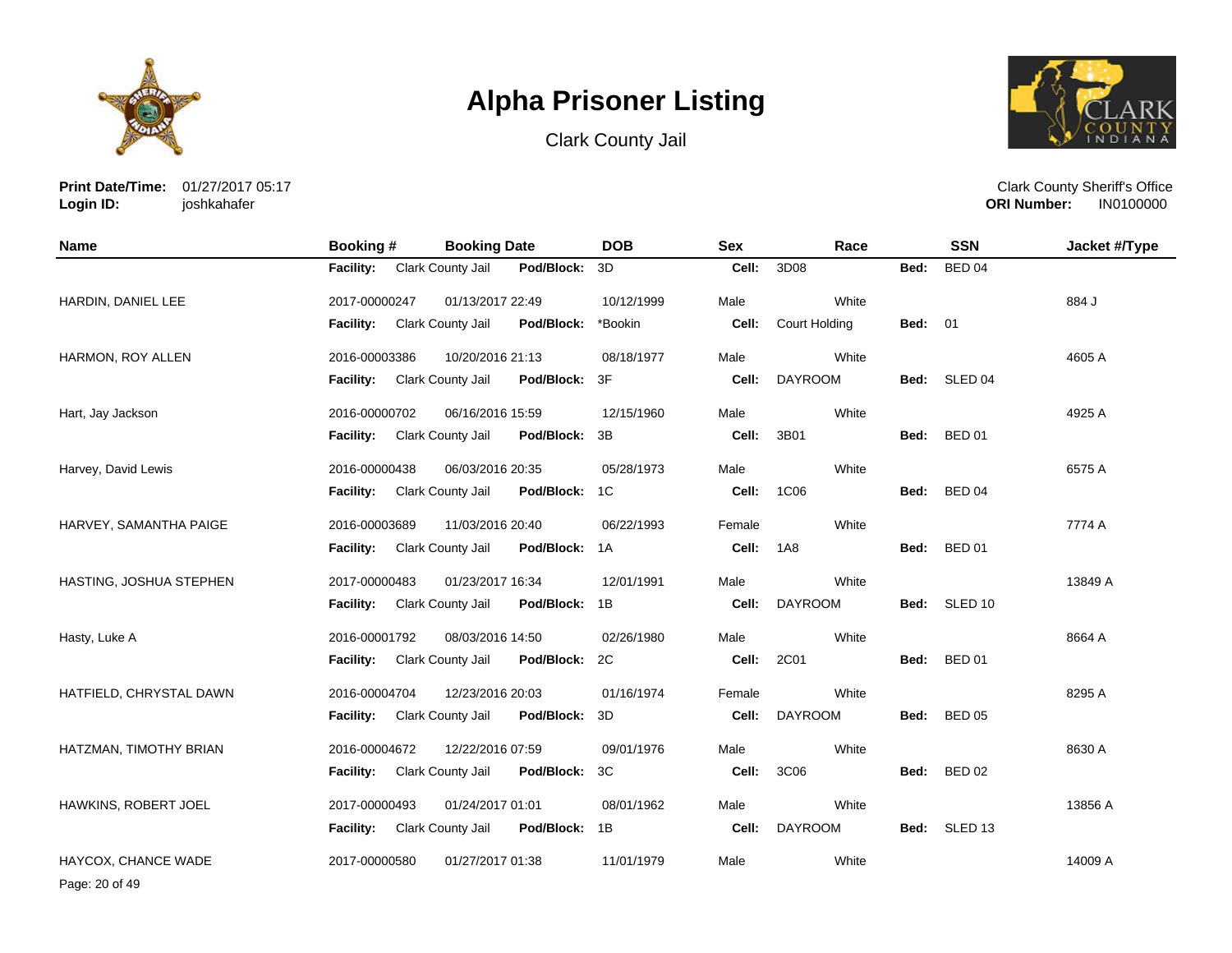# Alpha Prisoner Listing

Clark County Jail

**Print Date/Time:** 01/27/2017 05:17
**Login ID:** joshkahafer

Clark County Sheriff's Office
**ORI Number:** IN0100000

| Name | Booking # | Booking Date | DOB | Sex | Race | SSN | Jacket #/Type |
|---|---|---|---|---|---|---|---|
| | **Facility:** Clark County Jail | **Pod/Block:** 3D | | **Cell:** 3D08 | | **Bed:** BED 04 | |
| HARDIN, DANIEL LEE | 2017-00000247 | 01/13/2017 22:49 | 10/12/1999 | Male | White | | 884 J |
| | **Facility:** Clark County Jail | **Pod/Block:** *Bookin | | **Cell:** Court Holding | | **Bed:** 01 | |
| HARMON, ROY ALLEN | 2016-00003386 | 10/20/2016 21:13 | 08/18/1977 | Male | White | | 4605 A |
| | **Facility:** Clark County Jail | **Pod/Block:** 3F | | **Cell:** DAYROOM | | **Bed:** SLED 04 | |
| Hart, Jay Jackson | 2016-00000702 | 06/16/2016 15:59 | 12/15/1960 | Male | White | | 4925 A |
| | **Facility:** Clark County Jail | **Pod/Block:** 3B | | **Cell:** 3B01 | | **Bed:** BED 01 | |
| Harvey, David Lewis | 2016-00000438 | 06/03/2016 20:35 | 05/28/1973 | Male | White | | 6575 A |
| | **Facility:** Clark County Jail | **Pod/Block:** 1C | | **Cell:** 1C06 | | **Bed:** BED 04 | |
| HARVEY, SAMANTHA PAIGE | 2016-00003689 | 11/03/2016 20:40 | 06/22/1993 | Female | White | | 7774 A |
| | **Facility:** Clark County Jail | **Pod/Block:** 1A | | **Cell:** 1A8 | | **Bed:** BED 01 | |
| HASTING, JOSHUA STEPHEN | 2017-00000483 | 01/23/2017 16:34 | 12/01/1991 | Male | White | | 13849 A |
| | **Facility:** Clark County Jail | **Pod/Block:** 1B | | **Cell:** DAYROOM | | **Bed:** SLED 10 | |
| Hasty, Luke A | 2016-00001792 | 08/03/2016 14:50 | 02/26/1980 | Male | White | | 8664 A |
| | **Facility:** Clark County Jail | **Pod/Block:** 2C | | **Cell:** 2C01 | | **Bed:** BED 01 | |
| HATFIELD, CHRYSTAL DAWN | 2016-00004704 | 12/23/2016 20:03 | 01/16/1974 | Female | White | | 8295 A |
| | **Facility:** Clark County Jail | **Pod/Block:** 3D | | **Cell:** DAYROOM | | **Bed:** BED 05 | |
| HATZMAN, TIMOTHY BRIAN | 2016-00004672 | 12/22/2016 07:59 | 09/01/1976 | Male | White | | 8630 A |
| | **Facility:** Clark County Jail | **Pod/Block:** 3C | | **Cell:** 3C06 | | **Bed:** BED 02 | |
| HAWKINS, ROBERT JOEL | 2017-00000493 | 01/24/2017 01:01 | 08/01/1962 | Male | White | | 13856 A |
| | **Facility:** Clark County Jail | **Pod/Block:** 1B | | **Cell:** DAYROOM | | **Bed:** SLED 13 | |
| HAYCOX, CHANCE WADE | 2017-00000580 | 01/27/2017 01:38 | 11/01/1979 | Male | White | | 14009 A |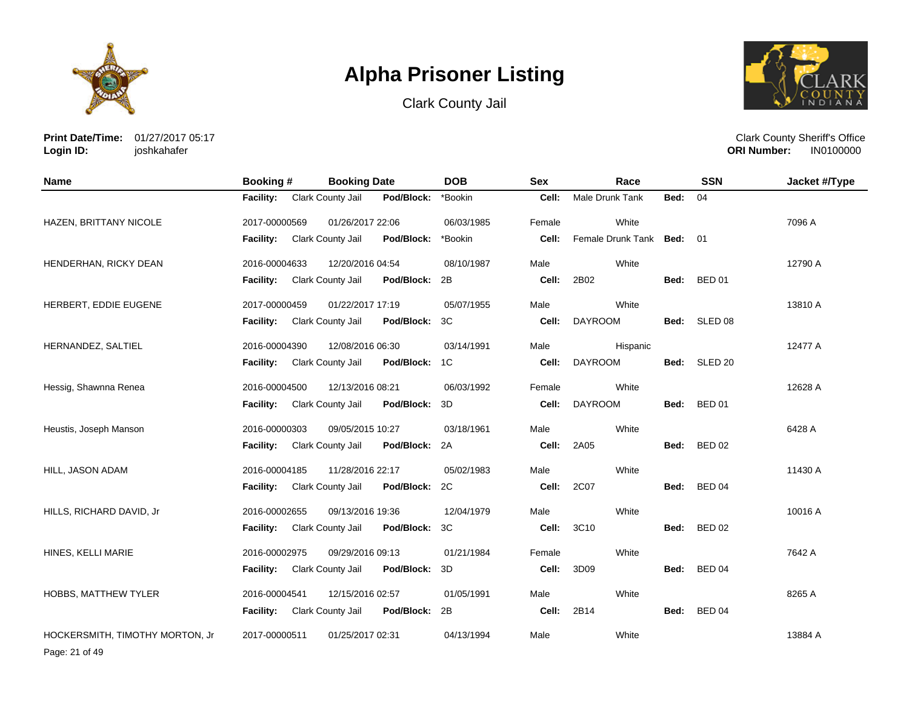# Alpha Prisoner Listing

Clark County Jail

**Print Date/Time:** 01/27/2017 05:17
**Login ID:** joshkahafer

Clark County Sheriff's Office
**ORI Number:** IN0100000

| Name | Booking # | Booking Date | DOB | Sex | Race | SSN | Jacket #/Type |
|---|---|---|---|---|---|---|---|
| | **Facility:** Clark County Jail | **Pod/Block:** *Bookin | | **Cell:** Male Drunk Tank | **Bed:** 04 | | |
| HAZEN, BRITTANY NICOLE | 2017-00000569 | 01/26/2017 22:06 | 06/03/1985 | Female | White | | 7096 A |
| | **Facility:** Clark County Jail | **Pod/Block:** *Bookin | | **Cell:** Female Drunk Tank | **Bed:** 01 | | |
| HENDERHAN, RICKY DEAN | 2016-00004633 | 12/20/2016 04:54 | 08/10/1987 | Male | White | | 12790 A |
| | **Facility:** Clark County Jail | **Pod/Block:** 2B | | **Cell:** 2B02 | **Bed:** BED 01 | | |
| HERBERT, EDDIE EUGENE | 2017-00000459 | 01/22/2017 17:19 | 05/07/1955 | Male | White | | 13810 A |
| | **Facility:** Clark County Jail | **Pod/Block:** 3C | | **Cell:** DAYROOM | **Bed:** SLED 08 | | |
| HERNANDEZ, SALTIEL | 2016-00004390 | 12/08/2016 06:30 | 03/14/1991 | Male | Hispanic | | 12477 A |
| | **Facility:** Clark County Jail | **Pod/Block:** 1C | | **Cell:** DAYROOM | **Bed:** SLED 20 | | |
| Hessig, Shawnna Renea | 2016-00004500 | 12/13/2016 08:21 | 06/03/1992 | Female | White | | 12628 A |
| | **Facility:** Clark County Jail | **Pod/Block:** 3D | | **Cell:** DAYROOM | **Bed:** BED 01 | | |
| Heustis, Joseph Manson | 2016-00000303 | 09/05/2015 10:27 | 03/18/1961 | Male | White | | 6428 A |
| | **Facility:** Clark County Jail | **Pod/Block:** 2A | | **Cell:** 2A05 | **Bed:** BED 02 | | |
| HILL, JASON ADAM | 2016-00004185 | 11/28/2016 22:17 | 05/02/1983 | Male | White | | 11430 A |
| | **Facility:** Clark County Jail | **Pod/Block:** 2C | | **Cell:** 2C07 | **Bed:** BED 04 | | |
| HILLS, RICHARD DAVID, Jr | 2016-00002655 | 09/13/2016 19:36 | 12/04/1979 | Male | White | | 10016 A |
| | **Facility:** Clark County Jail | **Pod/Block:** 3C | | **Cell:** 3C10 | **Bed:** BED 02 | | |
| HINES, KELLI MARIE | 2016-00002975 | 09/29/2016 09:13 | 01/21/1984 | Female | White | | 7642 A |
| | **Facility:** Clark County Jail | **Pod/Block:** 3D | | **Cell:** 3D09 | **Bed:** BED 04 | | |
| HOBBS, MATTHEW TYLER | 2016-00004541 | 12/15/2016 02:57 | 01/05/1991 | Male | White | | 8265 A |
| | **Facility:** Clark County Jail | **Pod/Block:** 2B | | **Cell:** 2B14 | **Bed:** BED 04 | | |
| HOCKERSMITH, TIMOTHY MORTON, Jr | 2017-00000511 | 01/25/2017 02:31 | 04/13/1994 | Male | White | | 13884 A |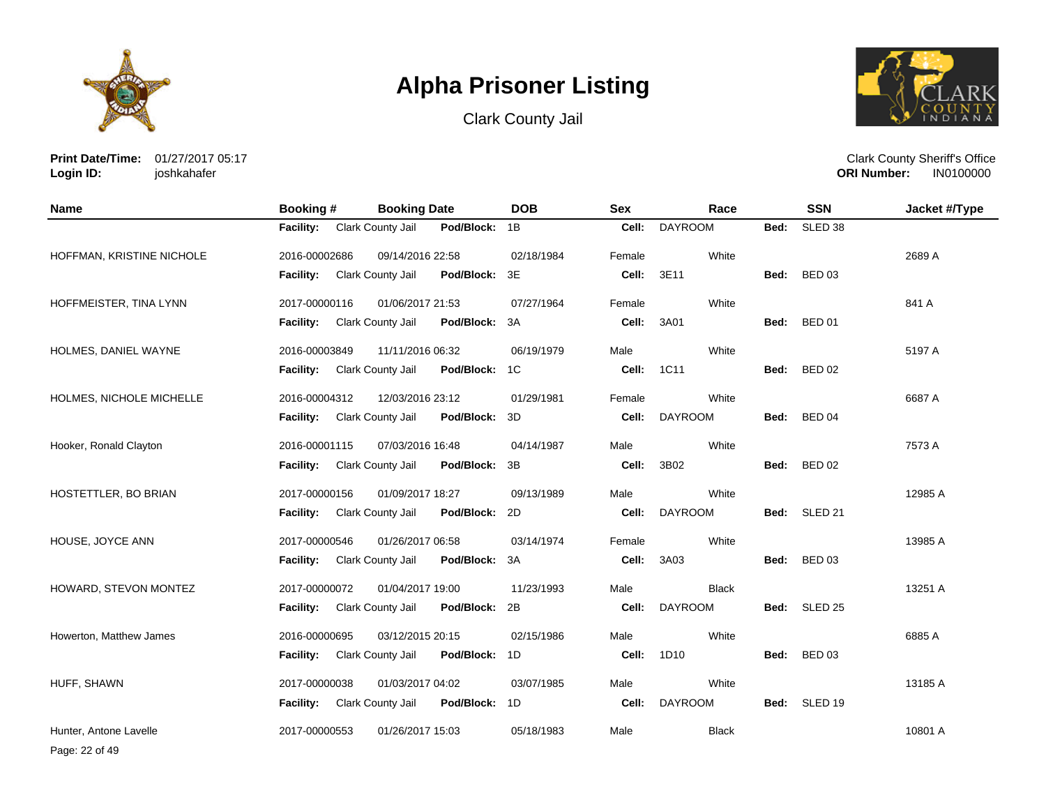# Alpha Prisoner Listing

Clark County Jail

**Print Date/Time:** 01/27/2017 05:17
**Login ID:** joshkahafer

Clark County Sheriff's Office
**ORI Number:** IN0100000

| Name | Booking # | Booking Date | DOB | Sex | Race | SSN | Jacket #/Type |
|---|---|---|---|---|---|---|---|
| | **Facility:** Clark County Jail | **Pod/Block:** 1B | | **Cell:** DAYROOM | | **Bed:** SLED 38 | |
| HOFFMAN, KRISTINE NICHOLE | 2016-00002686 | 09/14/2016 22:58 | 02/18/1984 | Female | White | | 2689 A |
| | **Facility:** Clark County Jail | **Pod/Block:** 3E | | **Cell:** 3E11 | | **Bed:** BED 03 | |
| HOFFMEISTER, TINA LYNN | 2017-00000116 | 01/06/2017 21:53 | 07/27/1964 | Female | White | | 841 A |
| | **Facility:** Clark County Jail | **Pod/Block:** 3A | | **Cell:** 3A01 | | **Bed:** BED 01 | |
| HOLMES, DANIEL WAYNE | 2016-00003849 | 11/11/2016 06:32 | 06/19/1979 | Male | White | | 5197 A |
| | **Facility:** Clark County Jail | **Pod/Block:** 1C | | **Cell:** 1C11 | | **Bed:** BED 02 | |
| HOLMES, NICHOLE MICHELLE | 2016-00004312 | 12/03/2016 23:12 | 01/29/1981 | Female | White | | 6687 A |
| | **Facility:** Clark County Jail | **Pod/Block:** 3D | | **Cell:** DAYROOM | | **Bed:** BED 04 | |
| Hooker, Ronald Clayton | 2016-00001115 | 07/03/2016 16:48 | 04/14/1987 | Male | White | | 7573 A |
| | **Facility:** Clark County Jail | **Pod/Block:** 3B | | **Cell:** 3B02 | | **Bed:** BED 02 | |
| HOSTETTLER, BO BRIAN | 2017-00000156 | 01/09/2017 18:27 | 09/13/1989 | Male | White | | 12985 A |
| | **Facility:** Clark County Jail | **Pod/Block:** 2D | | **Cell:** DAYROOM | | **Bed:** SLED 21 | |
| HOUSE, JOYCE ANN | 2017-00000546 | 01/26/2017 06:58 | 03/14/1974 | Female | White | | 13985 A |
| | **Facility:** Clark County Jail | **Pod/Block:** 3A | | **Cell:** 3A03 | | **Bed:** BED 03 | |
| HOWARD, STEVON MONTEZ | 2017-00000072 | 01/04/2017 19:00 | 11/23/1993 | Male | Black | | 13251 A |
| | **Facility:** Clark County Jail | **Pod/Block:** 2B | | **Cell:** DAYROOM | | **Bed:** SLED 25 | |
| Howerton, Matthew James | 2016-00000695 | 03/12/2015 20:15 | 02/15/1986 | Male | White | | 6885 A |
| | **Facility:** Clark County Jail | **Pod/Block:** 1D | | **Cell:** 1D10 | | **Bed:** BED 03 | |
| HUFF, SHAWN | 2017-00000038 | 01/03/2017 04:02 | 03/07/1985 | Male | White | | 13185 A |
| | **Facility:** Clark County Jail | **Pod/Block:** 1D | | **Cell:** DAYROOM | | **Bed:** SLED 19 | |
| Hunter, Antone Lavelle | 2017-00000553 | 01/26/2017 15:03 | 05/18/1983 | Male | Black | | 10801 A |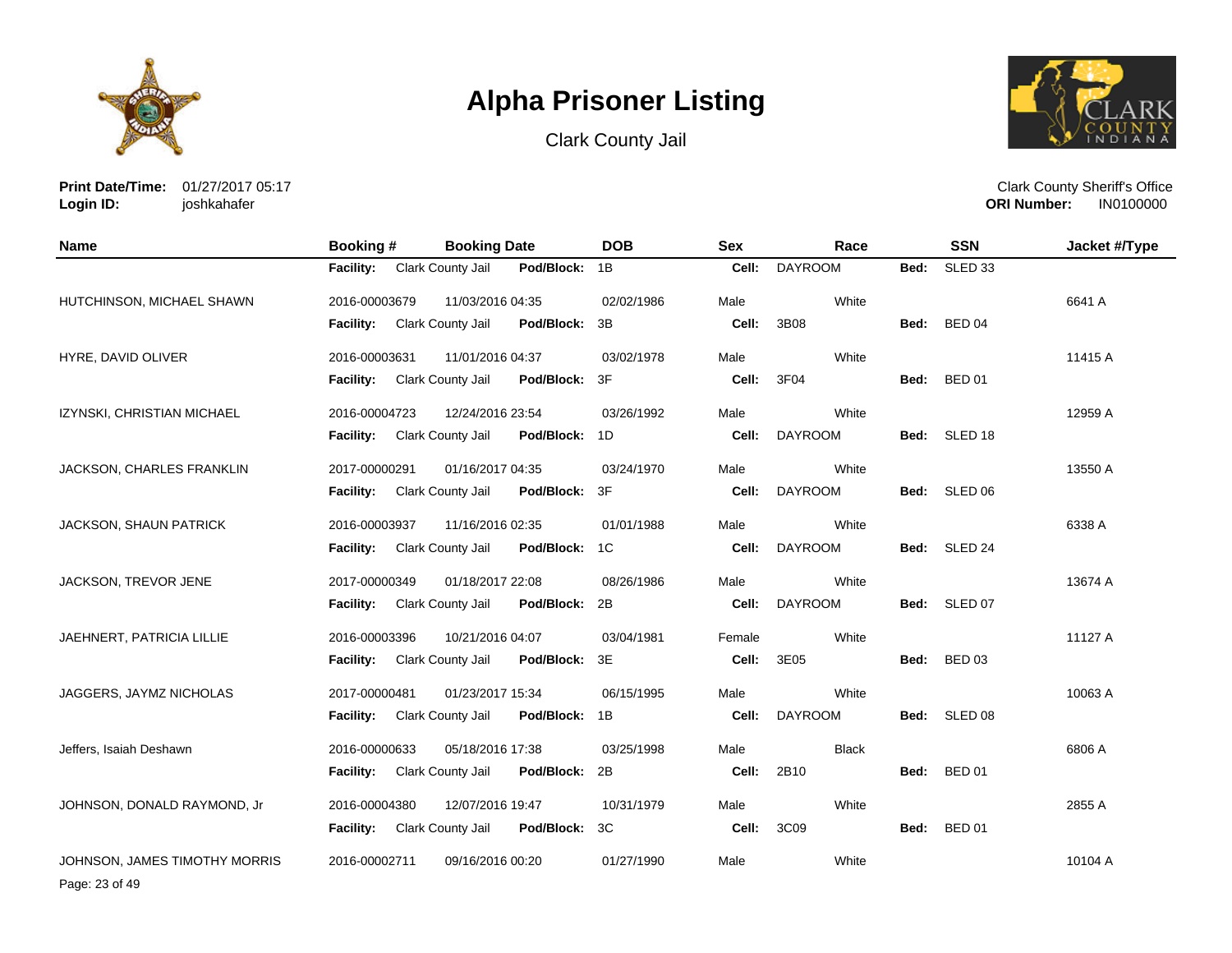# Alpha Prisoner Listing

Clark County Jail

**Print Date/Time:** 01/27/2017 05:17
**Login ID:** joshkahafer

Clark County Sheriff's Office
**ORI Number:** IN0100000

| Name | Booking # | Booking Date | DOB | Sex | Race | SSN | Jacket #/Type |
|---|---|---|---|---|---|---|---|
| | **Facility:** Clark County Jail | **Pod/Block:** 1B | | **Cell:** DAYROOM | | **Bed:** SLED 33 | |
| HUTCHINSON, MICHAEL SHAWN | 2016-00003679 | 11/03/2016 04:35 | 02/02/1986 | Male | White | | 6641 A |
| | **Facility:** Clark County Jail | **Pod/Block:** 3B | | **Cell:** 3B08 | | **Bed:** BED 04 | |
| HYRE, DAVID OLIVER | 2016-00003631 | 11/01/2016 04:37 | 03/02/1978 | Male | White | | 11415 A |
| | **Facility:** Clark County Jail | **Pod/Block:** 3F | | **Cell:** 3F04 | | **Bed:** BED 01 | |
| IZYNSKI, CHRISTIAN MICHAEL | 2016-00004723 | 12/24/2016 23:54 | 03/26/1992 | Male | White | | 12959 A |
| | **Facility:** Clark County Jail | **Pod/Block:** 1D | | **Cell:** DAYROOM | | **Bed:** SLED 18 | |
| JACKSON, CHARLES FRANKLIN | 2017-00000291 | 01/16/2017 04:35 | 03/24/1970 | Male | White | | 13550 A |
| | **Facility:** Clark County Jail | **Pod/Block:** 3F | | **Cell:** DAYROOM | | **Bed:** SLED 06 | |
| JACKSON, SHAUN PATRICK | 2016-00003937 | 11/16/2016 02:35 | 01/01/1988 | Male | White | | 6338 A |
| | **Facility:** Clark County Jail | **Pod/Block:** 1C | | **Cell:** DAYROOM | | **Bed:** SLED 24 | |
| JACKSON, TREVOR JENE | 2017-00000349 | 01/18/2017 22:08 | 08/26/1986 | Male | White | | 13674 A |
| | **Facility:** Clark County Jail | **Pod/Block:** 2B | | **Cell:** DAYROOM | | **Bed:** SLED 07 | |
| JAEHNERT, PATRICIA LILLIE | 2016-00003396 | 10/21/2016 04:07 | 03/04/1981 | Female | White | | 11127 A |
| | **Facility:** Clark County Jail | **Pod/Block:** 3E | | **Cell:** 3E05 | | **Bed:** BED 03 | |
| JAGGERS, JAYMZ NICHOLAS | 2017-00000481 | 01/23/2017 15:34 | 06/15/1995 | Male | White | | 10063 A |
| | **Facility:** Clark County Jail | **Pod/Block:** 1B | | **Cell:** DAYROOM | | **Bed:** SLED 08 | |
| Jeffers, Isaiah Deshawn | 2016-00000633 | 05/18/2016 17:38 | 03/25/1998 | Male | Black | | 6806 A |
| | **Facility:** Clark County Jail | **Pod/Block:** 2B | | **Cell:** 2B10 | | **Bed:** BED 01 | |
| JOHNSON, DONALD RAYMOND, Jr | 2016-00004380 | 12/07/2016 19:47 | 10/31/1979 | Male | White | | 2855 A |
| | **Facility:** Clark County Jail | **Pod/Block:** 3C | | **Cell:** 3C09 | | **Bed:** BED 01 | |
| JOHNSON, JAMES TIMOTHY MORRIS | 2016-00002711 | 09/16/2016 00:20 | 01/27/1990 | Male | White | | 10104 A |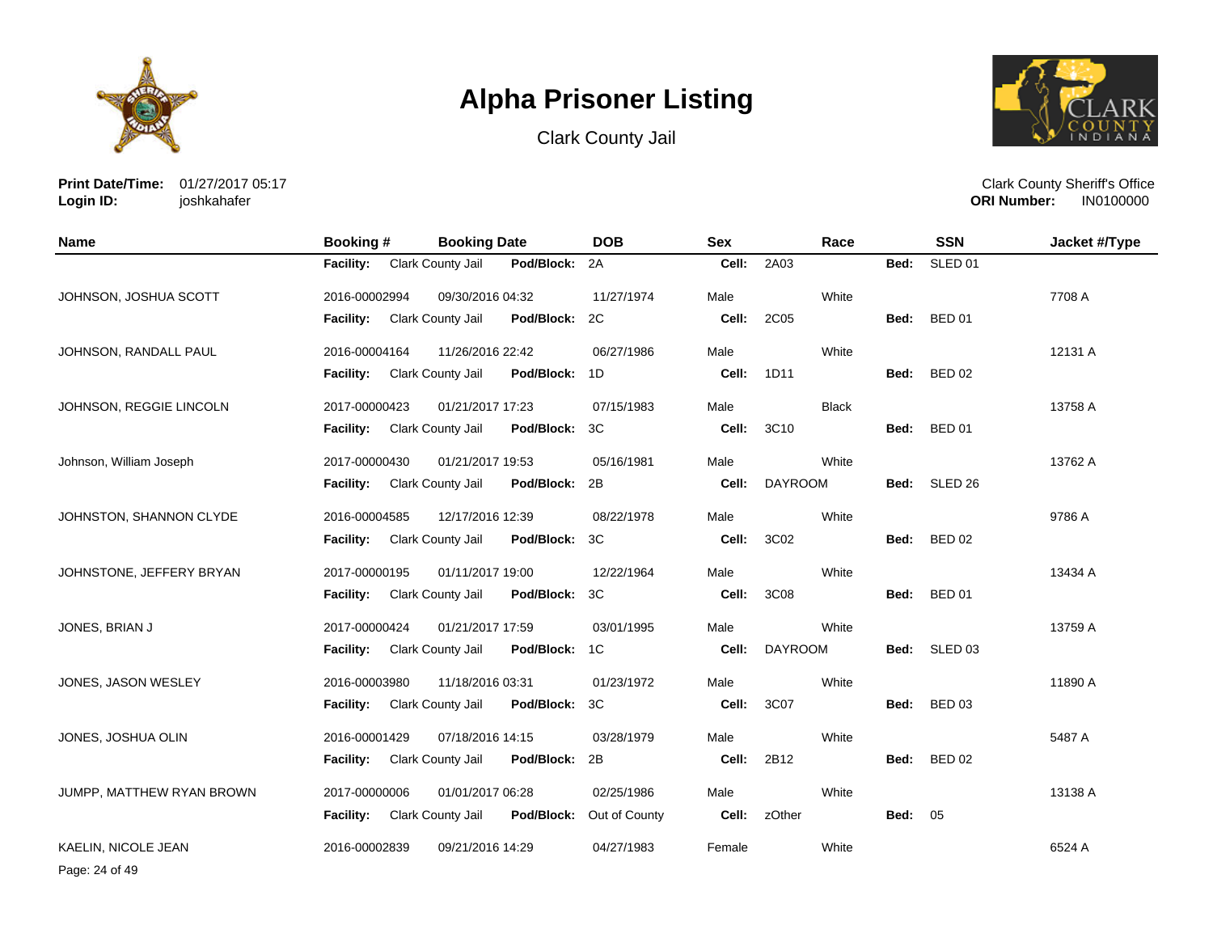# Alpha Prisoner Listing

Clark County Jail

**Print Date/Time:** 01/27/2017 05:17
**Login ID:** joshkahafer

Clark County Sheriff's Office
**ORI Number:** IN0100000

| Name | Booking # | Booking Date | DOB | Sex | Race | SSN | Jacket #/Type |
|---|---|---|---|---|---|---|---|
| | **Facility:** Clark County Jail | **Pod/Block:** 2A | | **Cell:** 2A03 | | **Bed:** SLED 01 | |
| JOHNSON, JOSHUA SCOTT | 2016-00002994 | 09/30/2016 04:32 | 11/27/1974 | Male | White | | 7708 A |
| | **Facility:** Clark County Jail | **Pod/Block:** 2C | | **Cell:** 2C05 | | **Bed:** BED 01 | |
| JOHNSON, RANDALL PAUL | 2016-00004164 | 11/26/2016 22:42 | 06/27/1986 | Male | White | | 12131 A |
| | **Facility:** Clark County Jail | **Pod/Block:** 1D | | **Cell:** 1D11 | | **Bed:** BED 02 | |
| JOHNSON, REGGIE LINCOLN | 2017-00000423 | 01/21/2017 17:23 | 07/15/1983 | Male | Black | | 13758 A |
| | **Facility:** Clark County Jail | **Pod/Block:** 3C | | **Cell:** 3C10 | | **Bed:** BED 01 | |
| Johnson, William Joseph | 2017-00000430 | 01/21/2017 19:53 | 05/16/1981 | Male | White | | 13762 A |
| | **Facility:** Clark County Jail | **Pod/Block:** 2B | | **Cell:** DAYROOM | | **Bed:** SLED 26 | |
| JOHNSTON, SHANNON CLYDE | 2016-00004585 | 12/17/2016 12:39 | 08/22/1978 | Male | White | | 9786 A |
| | **Facility:** Clark County Jail | **Pod/Block:** 3C | | **Cell:** 3C02 | | **Bed:** BED 02 | |
| JOHNSTONE, JEFFERY BRYAN | 2017-00000195 | 01/11/2017 19:00 | 12/22/1964 | Male | White | | 13434 A |
| | **Facility:** Clark County Jail | **Pod/Block:** 3C | | **Cell:** 3C08 | | **Bed:** BED 01 | |
| JONES, BRIAN J | 2017-00000424 | 01/21/2017 17:59 | 03/01/1995 | Male | White | | 13759 A |
| | **Facility:** Clark County Jail | **Pod/Block:** 1C | | **Cell:** DAYROOM | | **Bed:** SLED 03 | |
| JONES, JASON WESLEY | 2016-00003980 | 11/18/2016 03:31 | 01/23/1972 | Male | White | | 11890 A |
| | **Facility:** Clark County Jail | **Pod/Block:** 3C | | **Cell:** 3C07 | | **Bed:** BED 03 | |
| JONES, JOSHUA OLIN | 2016-00001429 | 07/18/2016 14:15 | 03/28/1979 | Male | White | | 5487 A |
| | **Facility:** Clark County Jail | **Pod/Block:** 2B | | **Cell:** 2B12 | | **Bed:** BED 02 | |
| JUMPP, MATTHEW RYAN BROWN | 2017-00000006 | 01/01/2017 06:28 | 02/25/1986 | Male | White | | 13138 A |
| | **Facility:** Clark County Jail | **Pod/Block:** Out of County | | **Cell:** zOther | | **Bed:** 05 | |
| KAELIN, NICOLE JEAN | 2016-00002839 | 09/21/2016 14:29 | 04/27/1983 | Female | White | | 6524 A |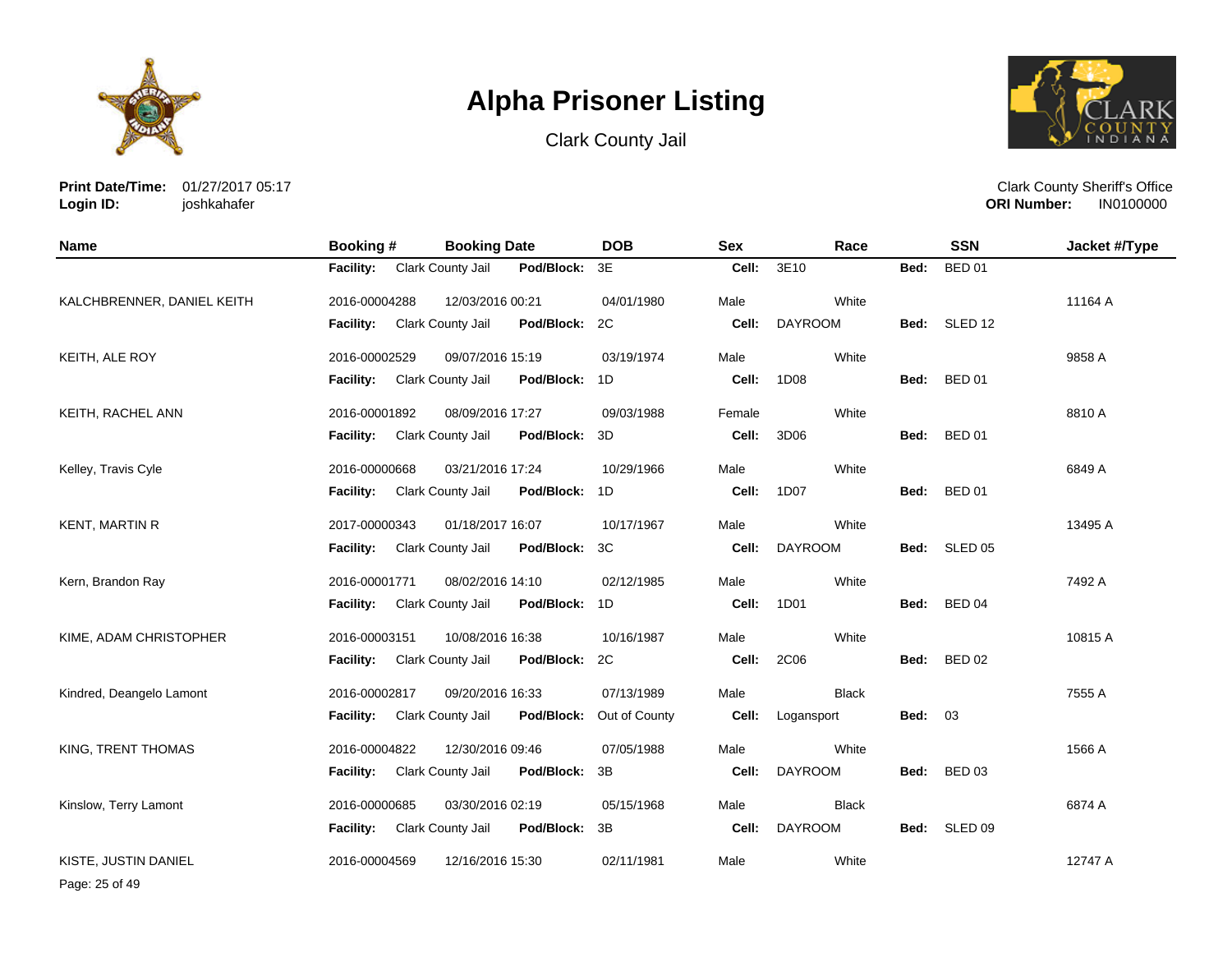# Alpha Prisoner Listing

Clark County Jail

**Print Date/Time:** 01/27/2017 05:17
**Login ID:** joshkahafer

Clark County Sheriff's Office
**ORI Number:** IN0100000

| Name | Booking # | Booking Date | DOB | Sex | Race | SSN | Jacket #/Type |
|---|---|---|---|---|---|---|---|
| | **Facility:** Clark County Jail | **Pod/Block:** 3E | | **Cell:** 3E10 | | **Bed:** BED 01 | |
| KALCHBRENNER, DANIEL KEITH | 2016-00004288 | 12/03/2016 00:21 | 04/01/1980 | Male | White | | 11164 A |
| | **Facility:** Clark County Jail | **Pod/Block:** 2C | | **Cell:** DAYROOM | | **Bed:** SLED 12 | |
| KEITH, ALE ROY | 2016-00002529 | 09/07/2016 15:19 | 03/19/1974 | Male | White | | 9858 A |
| | **Facility:** Clark County Jail | **Pod/Block:** 1D | | **Cell:** 1D08 | | **Bed:** BED 01 | |
| KEITH, RACHEL ANN | 2016-00001892 | 08/09/2016 17:27 | 09/03/1988 | Female | White | | 8810 A |
| | **Facility:** Clark County Jail | **Pod/Block:** 3D | | **Cell:** 3D06 | | **Bed:** BED 01 | |
| Kelley, Travis Cyle | 2016-00000668 | 03/21/2016 17:24 | 10/29/1966 | Male | White | | 6849 A |
| | **Facility:** Clark County Jail | **Pod/Block:** 1D | | **Cell:** 1D07 | | **Bed:** BED 01 | |
| KENT, MARTIN R | 2017-00000343 | 01/18/2017 16:07 | 10/17/1967 | Male | White | | 13495 A |
| | **Facility:** Clark County Jail | **Pod/Block:** 3C | | **Cell:** DAYROOM | | **Bed:** SLED 05 | |
| Kern, Brandon Ray | 2016-00001771 | 08/02/2016 14:10 | 02/12/1985 | Male | White | | 7492 A |
| | **Facility:** Clark County Jail | **Pod/Block:** 1D | | **Cell:** 1D01 | | **Bed:** BED 04 | |
| KIME, ADAM CHRISTOPHER | 2016-00003151 | 10/08/2016 16:38 | 10/16/1987 | Male | White | | 10815 A |
| | **Facility:** Clark County Jail | **Pod/Block:** 2C | | **Cell:** 2C06 | | **Bed:** BED 02 | |
| Kindred, Deangelo Lamont | 2016-00002817 | 09/20/2016 16:33 | 07/13/1989 | Male | Black | | 7555 A |
| | **Facility:** Clark County Jail | **Pod/Block:** Out of County | | **Cell:** Logansport | | **Bed:** 03 | |
| KING, TRENT THOMAS | 2016-00004822 | 12/30/2016 09:46 | 07/05/1988 | Male | White | | 1566 A |
| | **Facility:** Clark County Jail | **Pod/Block:** 3B | | **Cell:** DAYROOM | | **Bed:** BED 03 | |
| Kinslow, Terry Lamont | 2016-00000685 | 03/30/2016 02:19 | 05/15/1968 | Male | Black | | 6874 A |
| | **Facility:** Clark County Jail | **Pod/Block:** 3B | | **Cell:** DAYROOM | | **Bed:** SLED 09 | |
| KISTE, JUSTIN DANIEL | 2016-00004569 | 12/16/2016 15:30 | 02/11/1981 | Male | White | | 12747 A |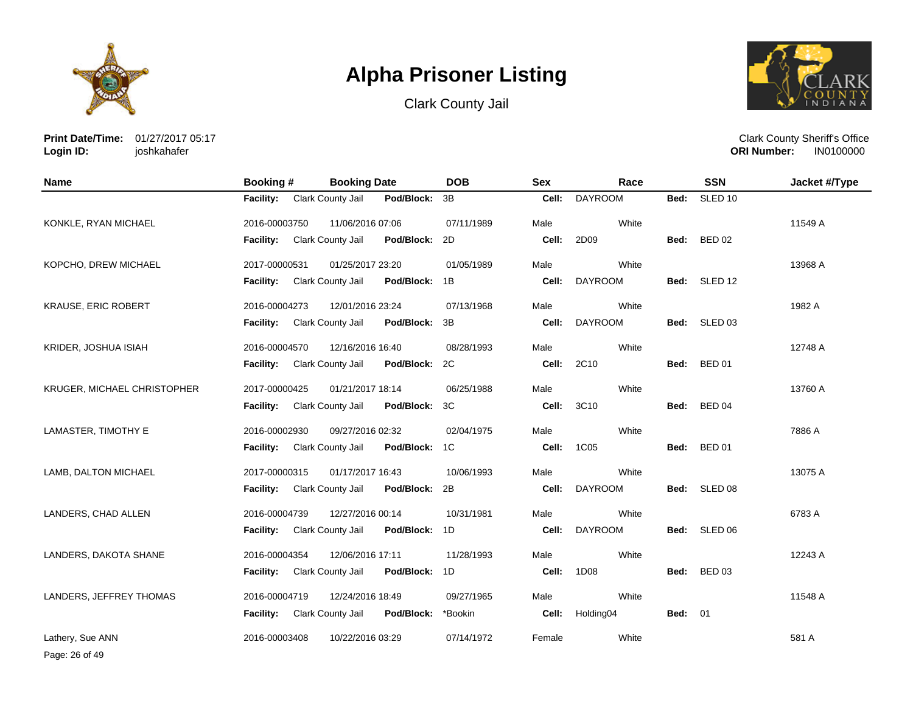# Alpha Prisoner Listing

Clark County Jail

**Print Date/Time:** 01/27/2017 05:17
**Login ID:** joshkahafer

Clark County Sheriff's Office
**ORI Number:** IN0100000

| Name | Booking # | Booking Date | DOB | Sex | Race | SSN | Jacket #/Type |
|---|---|---|---|---|---|---|---|
| | **Facility:** Clark County Jail | **Pod/Block:** 3B | | **Cell:** DAYROOM | | **Bed:** SLED 10 | |
| KONKLE, RYAN MICHAEL | 2016-00003750 | 11/06/2016 07:06 | 07/11/1989 | Male | White | | 11549 A |
| | **Facility:** Clark County Jail | **Pod/Block:** 2D | | **Cell:** 2D09 | | **Bed:** BED 02 | |
| KOPCHO, DREW MICHAEL | 2017-00000531 | 01/25/2017 23:20 | 01/05/1989 | Male | White | | 13968 A |
| | **Facility:** Clark County Jail | **Pod/Block:** 1B | | **Cell:** DAYROOM | | **Bed:** SLED 12 | |
| KRAUSE, ERIC ROBERT | 2016-00004273 | 12/01/2016 23:24 | 07/13/1968 | Male | White | | 1982 A |
| | **Facility:** Clark County Jail | **Pod/Block:** 3B | | **Cell:** DAYROOM | | **Bed:** SLED 03 | |
| KRIDER, JOSHUA ISIAH | 2016-00004570 | 12/16/2016 16:40 | 08/28/1993 | Male | White | | 12748 A |
| | **Facility:** Clark County Jail | **Pod/Block:** 2C | | **Cell:** 2C10 | | **Bed:** BED 01 | |
| KRUGER, MICHAEL CHRISTOPHER | 2017-00000425 | 01/21/2017 18:14 | 06/25/1988 | Male | White | | 13760 A |
| | **Facility:** Clark County Jail | **Pod/Block:** 3C | | **Cell:** 3C10 | | **Bed:** BED 04 | |
| LAMASTER, TIMOTHY E | 2016-00002930 | 09/27/2016 02:32 | 02/04/1975 | Male | White | | 7886 A |
| | **Facility:** Clark County Jail | **Pod/Block:** 1C | | **Cell:** 1C05 | | **Bed:** BED 01 | |
| LAMB, DALTON MICHAEL | 2017-00000315 | 01/17/2017 16:43 | 10/06/1993 | Male | White | | 13075 A |
| | **Facility:** Clark County Jail | **Pod/Block:** 2B | | **Cell:** DAYROOM | | **Bed:** SLED 08 | |
| LANDERS, CHAD ALLEN | 2016-00004739 | 12/27/2016 00:14 | 10/31/1981 | Male | White | | 6783 A |
| | **Facility:** Clark County Jail | **Pod/Block:** 1D | | **Cell:** DAYROOM | | **Bed:** SLED 06 | |
| LANDERS, DAKOTA SHANE | 2016-00004354 | 12/06/2016 17:11 | 11/28/1993 | Male | White | | 12243 A |
| | **Facility:** Clark County Jail | **Pod/Block:** 1D | | **Cell:** 1D08 | | **Bed:** BED 03 | |
| LANDERS, JEFFREY THOMAS | 2016-00004719 | 12/24/2016 18:49 | 09/27/1965 | Male | White | | 11548 A |
| | **Facility:** Clark County Jail | **Pod/Block:** *Bookin | | **Cell:** Holding04 | | **Bed:** 01 | |
| Lathery, Sue ANN | 2016-00003408 | 10/22/2016 03:29 | 07/14/1972 | Female | White | | 581 A |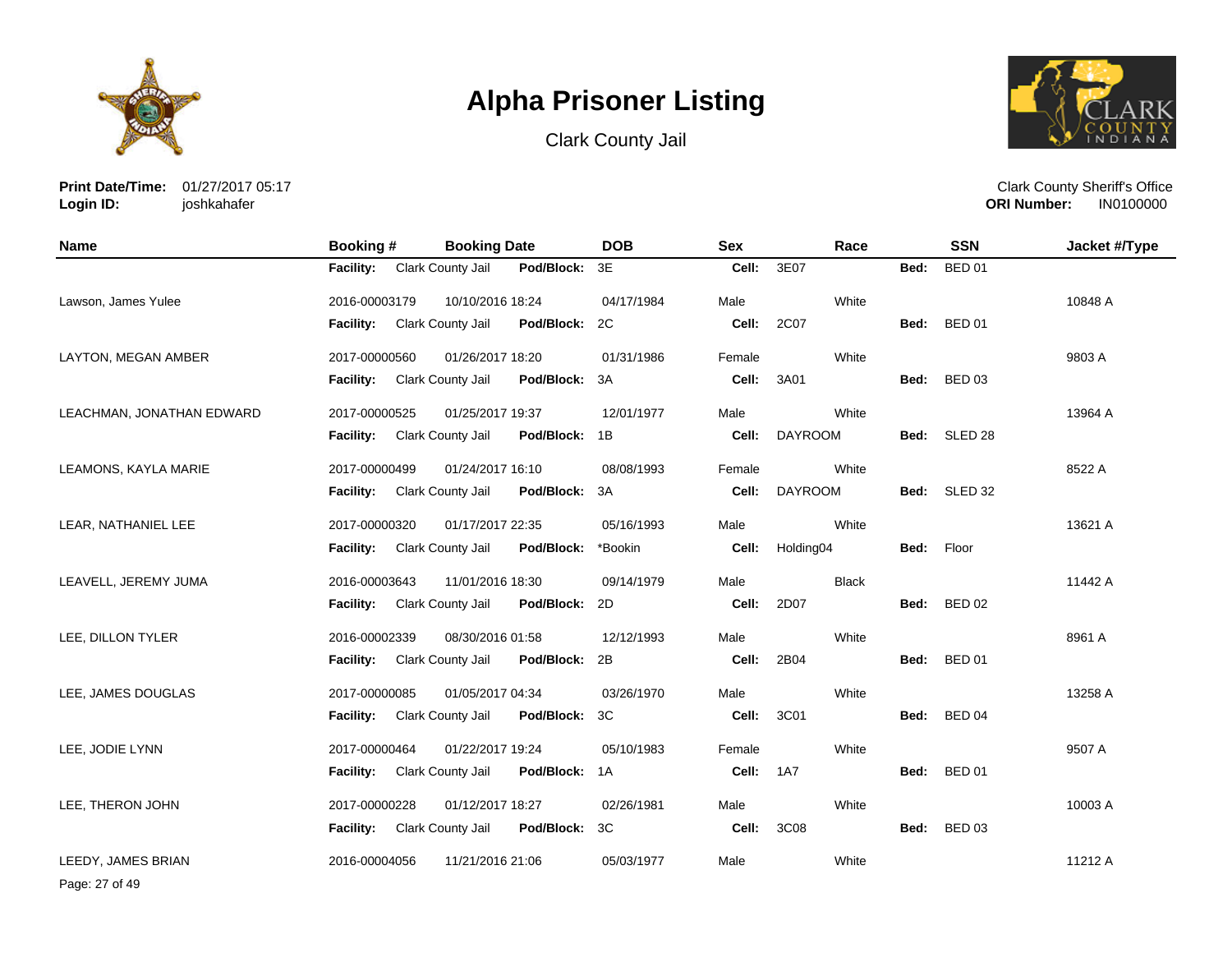# Alpha Prisoner Listing

Clark County Jail

**Print Date/Time:** 01/27/2017 05:17
**Login ID:** joshkahafer

Clark County Sheriff's Office
**ORI Number:** IN0100000

| Name | Booking # | Booking Date | DOB | Sex | Race | SSN | Jacket #/Type |
|---|---|---|---|---|---|---|---|
| | **Facility:** Clark County Jail | **Pod/Block:** 3E | | **Cell:** 3E07 | | **Bed:** BED 01 | |
| Lawson, James Yulee | 2016-00003179 | 10/10/2016 18:24 | 04/17/1984 | Male | White | | 10848 A |
| | **Facility:** Clark County Jail | **Pod/Block:** 2C | | **Cell:** 2C07 | | **Bed:** BED 01 | |
| LAYTON, MEGAN AMBER | 2017-00000560 | 01/26/2017 18:20 | 01/31/1986 | Female | White | | 9803 A |
| | **Facility:** Clark County Jail | **Pod/Block:** 3A | | **Cell:** 3A01 | | **Bed:** BED 03 | |
| LEACHMAN, JONATHAN EDWARD | 2017-00000525 | 01/25/2017 19:37 | 12/01/1977 | Male | White | | 13964 A |
| | **Facility:** Clark County Jail | **Pod/Block:** 1B | | **Cell:** DAYROOM | | **Bed:** SLED 28 | |
| LEAMONS, KAYLA MARIE | 2017-00000499 | 01/24/2017 16:10 | 08/08/1993 | Female | White | | 8522 A |
| | **Facility:** Clark County Jail | **Pod/Block:** 3A | | **Cell:** DAYROOM | | **Bed:** SLED 32 | |
| LEAR, NATHANIEL LEE | 2017-00000320 | 01/17/2017 22:35 | 05/16/1993 | Male | White | | 13621 A |
| | **Facility:** Clark County Jail | **Pod/Block:** *Bookin | | **Cell:** Holding04 | | **Bed:** Floor | |
| LEAVELL, JEREMY JUMA | 2016-00003643 | 11/01/2016 18:30 | 09/14/1979 | Male | Black | | 11442 A |
| | **Facility:** Clark County Jail | **Pod/Block:** 2D | | **Cell:** 2D07 | | **Bed:** BED 02 | |
| LEE, DILLON TYLER | 2016-00002339 | 08/30/2016 01:58 | 12/12/1993 | Male | White | | 8961 A |
| | **Facility:** Clark County Jail | **Pod/Block:** 2B | | **Cell:** 2B04 | | **Bed:** BED 01 | |
| LEE, JAMES DOUGLAS | 2017-00000085 | 01/05/2017 04:34 | 03/26/1970 | Male | White | | 13258 A |
| | **Facility:** Clark County Jail | **Pod/Block:** 3C | | **Cell:** 3C01 | | **Bed:** BED 04 | |
| LEE, JODIE LYNN | 2017-00000464 | 01/22/2017 19:24 | 05/10/1983 | Female | White | | 9507 A |
| | **Facility:** Clark County Jail | **Pod/Block:** 1A | | **Cell:** 1A7 | | **Bed:** BED 01 | |
| LEE, THERON JOHN | 2017-00000228 | 01/12/2017 18:27 | 02/26/1981 | Male | White | | 10003 A |
| | **Facility:** Clark County Jail | **Pod/Block:** 3C | | **Cell:** 3C08 | | **Bed:** BED 03 | |
| LEEDY, JAMES BRIAN | 2016-00004056 | 11/21/2016 21:06 | 05/03/1977 | Male | White | | 11212 A |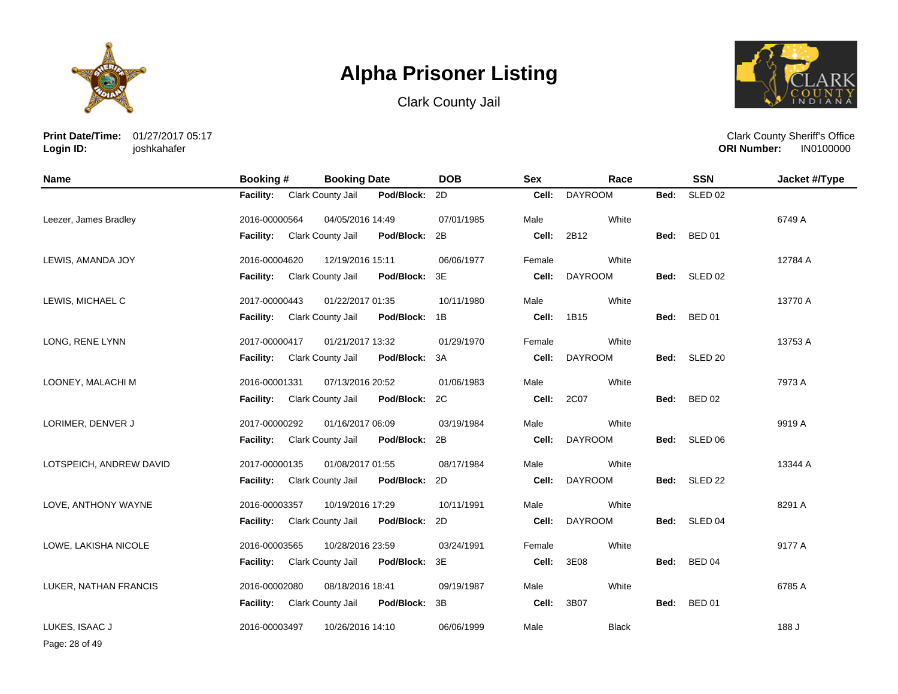# Alpha Prisoner Listing

Clark County Jail

**Print Date/Time:** 01/27/2017 05:17
**Login ID:** joshkahafer

Clark County Sheriff's Office
**ORI Number:** IN0100000

| Name | Booking # | Booking Date | DOB | Sex | Race | SSN | Jacket #/Type |
|---|---|---|---|---|---|---|---|
| | **Facility:** Clark County Jail | **Pod/Block:** 2D | | **Cell:** DAYROOM | | **Bed:** SLED 02 | |
| Leezer, James Bradley | 2016-00000564 | 04/05/2016 14:49 | 07/01/1985 | Male | White | | 6749 A |
| | **Facility:** Clark County Jail | **Pod/Block:** 2B | | **Cell:** 2B12 | | **Bed:** BED 01 | |
| LEWIS, AMANDA JOY | 2016-00004620 | 12/19/2016 15:11 | 06/06/1977 | Female | White | | 12784 A |
| | **Facility:** Clark County Jail | **Pod/Block:** 3E | | **Cell:** DAYROOM | | **Bed:** SLED 02 | |
| LEWIS, MICHAEL C | 2017-00000443 | 01/22/2017 01:35 | 10/11/1980 | Male | White | | 13770 A |
| | **Facility:** Clark County Jail | **Pod/Block:** 1B | | **Cell:** 1B15 | | **Bed:** BED 01 | |
| LONG, RENE LYNN | 2017-00000417 | 01/21/2017 13:32 | 01/29/1970 | Female | White | | 13753 A |
| | **Facility:** Clark County Jail | **Pod/Block:** 3A | | **Cell:** DAYROOM | | **Bed:** SLED 20 | |
| LOONEY, MALACHI M | 2016-00001331 | 07/13/2016 20:52 | 01/06/1983 | Male | White | | 7973 A |
| | **Facility:** Clark County Jail | **Pod/Block:** 2C | | **Cell:** 2C07 | | **Bed:** BED 02 | |
| LORIMER, DENVER J | 2017-00000292 | 01/16/2017 06:09 | 03/19/1984 | Male | White | | 9919 A |
| | **Facility:** Clark County Jail | **Pod/Block:** 2B | | **Cell:** DAYROOM | | **Bed:** SLED 06 | |
| LOTSPEICH, ANDREW DAVID | 2017-00000135 | 01/08/2017 01:55 | 08/17/1984 | Male | White | | 13344 A |
| | **Facility:** Clark County Jail | **Pod/Block:** 2D | | **Cell:** DAYROOM | | **Bed:** SLED 22 | |
| LOVE, ANTHONY WAYNE | 2016-00003357 | 10/19/2016 17:29 | 10/11/1991 | Male | White | | 8291 A |
| | **Facility:** Clark County Jail | **Pod/Block:** 2D | | **Cell:** DAYROOM | | **Bed:** SLED 04 | |
| LOWE, LAKISHA NICOLE | 2016-00003565 | 10/28/2016 23:59 | 03/24/1991 | Female | White | | 9177 A |
| | **Facility:** Clark County Jail | **Pod/Block:** 3E | | **Cell:** 3E08 | | **Bed:** BED 04 | |
| LUKER, NATHAN FRANCIS | 2016-00002080 | 08/18/2016 18:41 | 09/19/1987 | Male | White | | 6785 A |
| | **Facility:** Clark County Jail | **Pod/Block:** 3B | | **Cell:** 3B07 | | **Bed:** BED 01 | |
| LUKES, ISAAC J | 2016-00003497 | 10/26/2016 14:10 | 06/06/1999 | Male | Black | | 188 J |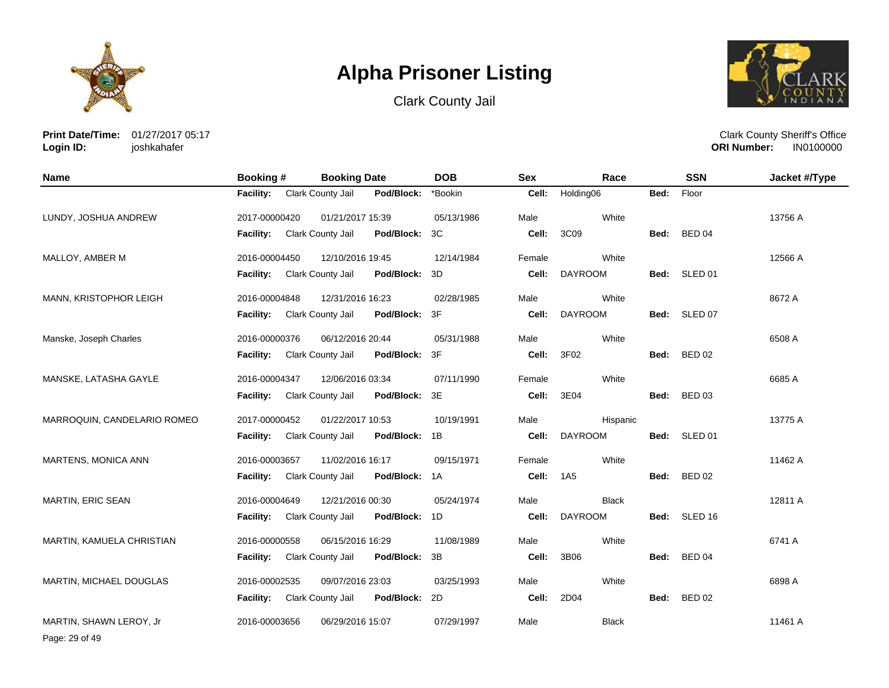# Alpha Prisoner Listing

Clark County Jail

**Print Date/Time:** 01/27/2017 05:17
**Login ID:** joshkahafer

Clark County Sheriff's Office
**ORI Number:** IN0100000

| Name | Booking # | Booking Date | DOB | Sex | Race | SSN | Jacket #/Type |
|---|---|---|---|---|---|---|---|
| | **Facility:** Clark County Jail | **Pod/Block:** *Bookin | | **Cell:** Holding06 | | **Bed:** Floor | |
| LUNDY, JOSHUA ANDREW | 2017-00000420 | 01/21/2017 15:39 | 05/13/1986 | Male | White | | 13756 A |
| | **Facility:** Clark County Jail | **Pod/Block:** 3C | | **Cell:** 3C09 | | **Bed:** BED 04 | |
| MALLOY, AMBER M | 2016-00004450 | 12/10/2016 19:45 | 12/14/1984 | Female | White | | 12566 A |
| | **Facility:** Clark County Jail | **Pod/Block:** 3D | | **Cell:** DAYROOM | | **Bed:** SLED 01 | |
| MANN, KRISTOPHOR LEIGH | 2016-00004848 | 12/31/2016 16:23 | 02/28/1985 | Male | White | | 8672 A |
| | **Facility:** Clark County Jail | **Pod/Block:** 3F | | **Cell:** DAYROOM | | **Bed:** SLED 07 | |
| Manske, Joseph Charles | 2016-00000376 | 06/12/2016 20:44 | 05/31/1988 | Male | White | | 6508 A |
| | **Facility:** Clark County Jail | **Pod/Block:** 3F | | **Cell:** 3F02 | | **Bed:** BED 02 | |
| MANSKE, LATASHA GAYLE | 2016-00004347 | 12/06/2016 03:34 | 07/11/1990 | Female | White | | 6685 A |
| | **Facility:** Clark County Jail | **Pod/Block:** 3E | | **Cell:** 3E04 | | **Bed:** BED 03 | |
| MARROQUIN, CANDELARIO ROMEO | 2017-00000452 | 01/22/2017 10:53 | 10/19/1991 | Male | Hispanic | | 13775 A |
| | **Facility:** Clark County Jail | **Pod/Block:** 1B | | **Cell:** DAYROOM | | **Bed:** SLED 01 | |
| MARTENS, MONICA ANN | 2016-00003657 | 11/02/2016 16:17 | 09/15/1971 | Female | White | | 11462 A |
| | **Facility:** Clark County Jail | **Pod/Block:** 1A | | **Cell:** 1A5 | | **Bed:** BED 02 | |
| MARTIN, ERIC SEAN | 2016-00004649 | 12/21/2016 00:30 | 05/24/1974 | Male | Black | | 12811 A |
| | **Facility:** Clark County Jail | **Pod/Block:** 1D | | **Cell:** DAYROOM | | **Bed:** SLED 16 | |
| MARTIN, KAMUELA CHRISTIAN | 2016-00000558 | 06/15/2016 16:29 | 11/08/1989 | Male | White | | 6741 A |
| | **Facility:** Clark County Jail | **Pod/Block:** 3B | | **Cell:** 3B06 | | **Bed:** BED 04 | |
| MARTIN, MICHAEL DOUGLAS | 2016-00002535 | 09/07/2016 23:03 | 03/25/1993 | Male | White | | 6898 A |
| | **Facility:** Clark County Jail | **Pod/Block:** 2D | | **Cell:** 2D04 | | **Bed:** BED 02 | |
| MARTIN, SHAWN LEROY, Jr | 2016-00003656 | 06/29/2016 15:07 | 07/29/1997 | Male | Black | | 11461 A |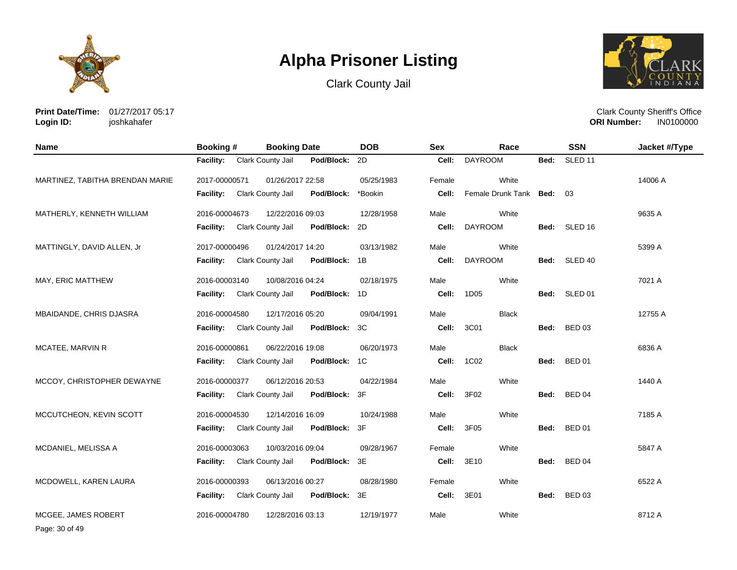# Alpha Prisoner Listing

Clark County Jail

**Print Date/Time:** 01/27/2017 05:17
**Login ID:** joshkahafer

Clark County Sheriff's Office
**ORI Number:** IN0100000

| Name | Booking # | Booking Date | DOB | Sex | Race | SSN | Jacket #/Type |
|---|---|---|---|---|---|---|---|
| | **Facility:** Clark County Jail | **Pod/Block:** 2D | | **Cell:** DAYROOM | | **Bed:** SLED 11 | |
| MARTINEZ, TABITHA BRENDAN MARIE | 2017-00000571 | 01/26/2017 22:58 | 05/25/1983 | Female | White | | 14006 A |
| | **Facility:** Clark County Jail | **Pod/Block:** *Bookin | | **Cell:** Female Drunk Tank | | **Bed:** 03 | |
| MATHERLY, KENNETH WILLIAM | 2016-00004673 | 12/22/2016 09:03 | 12/28/1958 | Male | White | | 9635 A |
| | **Facility:** Clark County Jail | **Pod/Block:** 2D | | **Cell:** DAYROOM | | **Bed:** SLED 16 | |
| MATTINGLY, DAVID ALLEN, Jr | 2017-00000496 | 01/24/2017 14:20 | 03/13/1982 | Male | White | | 5399 A |
| | **Facility:** Clark County Jail | **Pod/Block:** 1B | | **Cell:** DAYROOM | | **Bed:** SLED 40 | |
| MAY, ERIC MATTHEW | 2016-00003140 | 10/08/2016 04:24 | 02/18/1975 | Male | White | | 7021 A |
| | **Facility:** Clark County Jail | **Pod/Block:** 1D | | **Cell:** 1D05 | | **Bed:** SLED 01 | |
| MBAIDANDE, CHRIS DJASRA | 2016-00004580 | 12/17/2016 05:20 | 09/04/1991 | Male | Black | | 12755 A |
| | **Facility:** Clark County Jail | **Pod/Block:** 3C | | **Cell:** 3C01 | | **Bed:** BED 03 | |
| MCATEE, MARVIN R | 2016-00000861 | 06/22/2016 19:08 | 06/20/1973 | Male | Black | | 6836 A |
| | **Facility:** Clark County Jail | **Pod/Block:** 1C | | **Cell:** 1C02 | | **Bed:** BED 01 | |
| MCCOY, CHRISTOPHER DEWAYNE | 2016-00000377 | 06/12/2016 20:53 | 04/22/1984 | Male | White | | 1440 A |
| | **Facility:** Clark County Jail | **Pod/Block:** 3F | | **Cell:** 3F02 | | **Bed:** BED 04 | |
| MCCUTCHEON, KEVIN SCOTT | 2016-00004530 | 12/14/2016 16:09 | 10/24/1988 | Male | White | | 7185 A |
| | **Facility:** Clark County Jail | **Pod/Block:** 3F | | **Cell:** 3F05 | | **Bed:** BED 01 | |
| MCDANIEL, MELISSA A | 2016-00003063 | 10/03/2016 09:04 | 09/28/1967 | Female | White | | 5847 A |
| | **Facility:** Clark County Jail | **Pod/Block:** 3E | | **Cell:** 3E10 | | **Bed:** BED 04 | |
| MCDOWELL, KAREN LAURA | 2016-00000393 | 06/13/2016 00:27 | 08/28/1980 | Female | White | | 6522 A |
| | **Facility:** Clark County Jail | **Pod/Block:** 3E | | **Cell:** 3E01 | | **Bed:** BED 03 | |
| MCGEE, JAMES ROBERT | 2016-00004780 | 12/28/2016 03:13 | 12/19/1977 | Male | White | | 8712 A |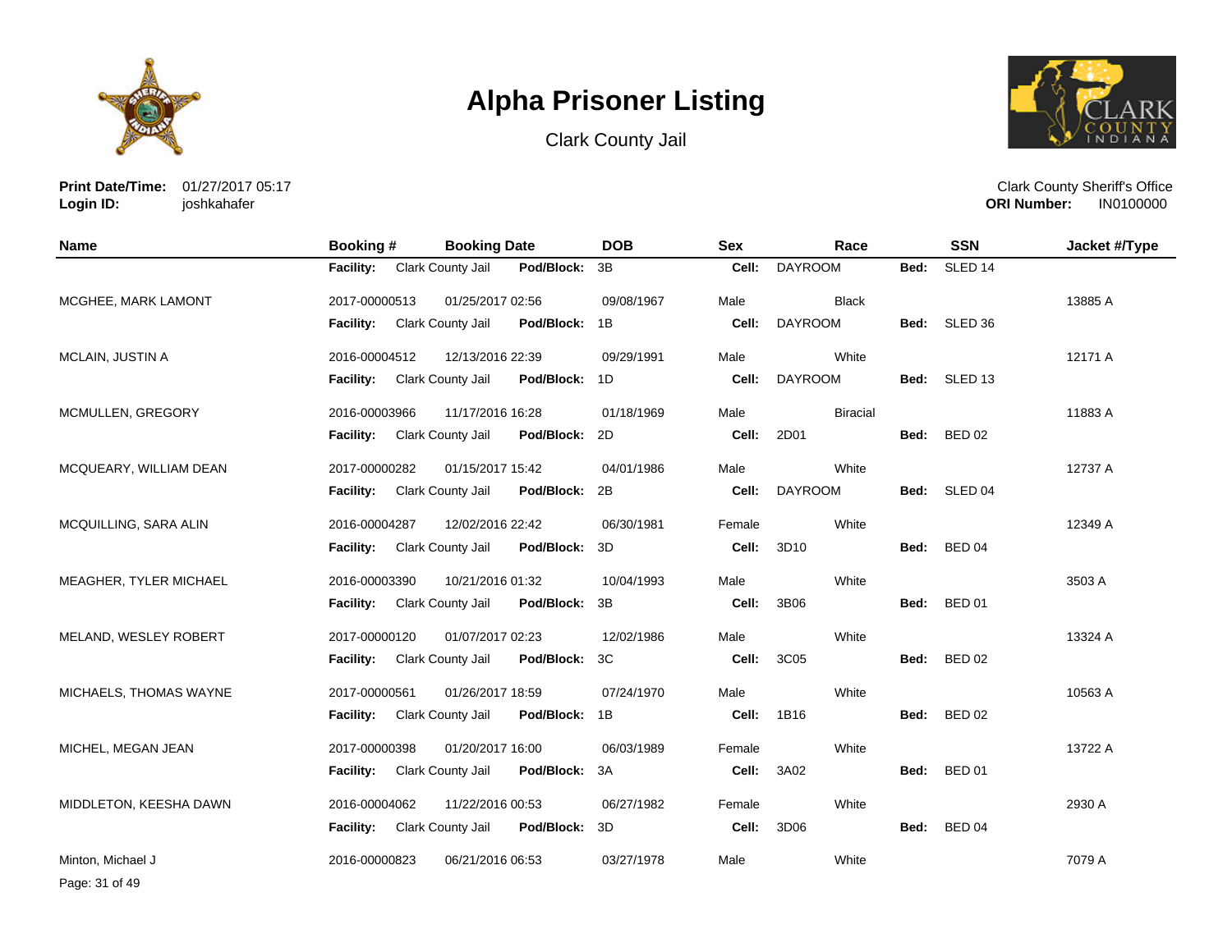# Alpha Prisoner Listing

Clark County Jail

**Print Date/Time:** 01/27/2017 05:17
**Login ID:** joshkahafer

Clark County Sheriff's Office
**ORI Number:** IN0100000

| Name | Booking # | Booking Date | DOB | Sex | Race | SSN | Jacket #/Type |
|---|---|---|---|---|---|---|---|
| | **Facility:** Clark County Jail | **Pod/Block:** 3B | | **Cell:** DAYROOM | | **Bed:** SLED 14 | |
| MCGHEE, MARK LAMONT | 2017-00000513 | 01/25/2017 02:56 | 09/08/1967 | Male | Black | | 13885 A |
| | **Facility:** Clark County Jail | **Pod/Block:** 1B | | **Cell:** DAYROOM | | **Bed:** SLED 36 | |
| MCLAIN, JUSTIN A | 2016-00004512 | 12/13/2016 22:39 | 09/29/1991 | Male | White | | 12171 A |
| | **Facility:** Clark County Jail | **Pod/Block:** 1D | | **Cell:** DAYROOM | | **Bed:** SLED 13 | |
| MCMULLEN, GREGORY | 2016-00003966 | 11/17/2016 16:28 | 01/18/1969 | Male | Biracial | | 11883 A |
| | **Facility:** Clark County Jail | **Pod/Block:** 2D | | **Cell:** 2D01 | | **Bed:** BED 02 | |
| MCQUEARY, WILLIAM DEAN | 2017-00000282 | 01/15/2017 15:42 | 04/01/1986 | Male | White | | 12737 A |
| | **Facility:** Clark County Jail | **Pod/Block:** 2B | | **Cell:** DAYROOM | | **Bed:** SLED 04 | |
| MCQUILLING, SARA ALIN | 2016-00004287 | 12/02/2016 22:42 | 06/30/1981 | Female | White | | 12349 A |
| | **Facility:** Clark County Jail | **Pod/Block:** 3D | | **Cell:** 3D10 | | **Bed:** BED 04 | |
| MEAGHER, TYLER MICHAEL | 2016-00003390 | 10/21/2016 01:32 | 10/04/1993 | Male | White | | 3503 A |
| | **Facility:** Clark County Jail | **Pod/Block:** 3B | | **Cell:** 3B06 | | **Bed:** BED 01 | |
| MELAND, WESLEY ROBERT | 2017-00000120 | 01/07/2017 02:23 | 12/02/1986 | Male | White | | 13324 A |
| | **Facility:** Clark County Jail | **Pod/Block:** 3C | | **Cell:** 3C05 | | **Bed:** BED 02 | |
| MICHAELS, THOMAS WAYNE | 2017-00000561 | 01/26/2017 18:59 | 07/24/1970 | Male | White | | 10563 A |
| | **Facility:** Clark County Jail | **Pod/Block:** 1B | | **Cell:** 1B16 | | **Bed:** BED 02 | |
| MICHEL, MEGAN JEAN | 2017-00000398 | 01/20/2017 16:00 | 06/03/1989 | Female | White | | 13722 A |
| | **Facility:** Clark County Jail | **Pod/Block:** 3A | | **Cell:** 3A02 | | **Bed:** BED 01 | |
| MIDDLETON, KEESHA DAWN | 2016-00004062 | 11/22/2016 00:53 | 06/27/1982 | Female | White | | 2930 A |
| | **Facility:** Clark County Jail | **Pod/Block:** 3D | | **Cell:** 3D06 | | **Bed:** BED 04 | |
| Minton, Michael J | 2016-00000823 | 06/21/2016 06:53 | 03/27/1978 | Male | White | | 7079 A |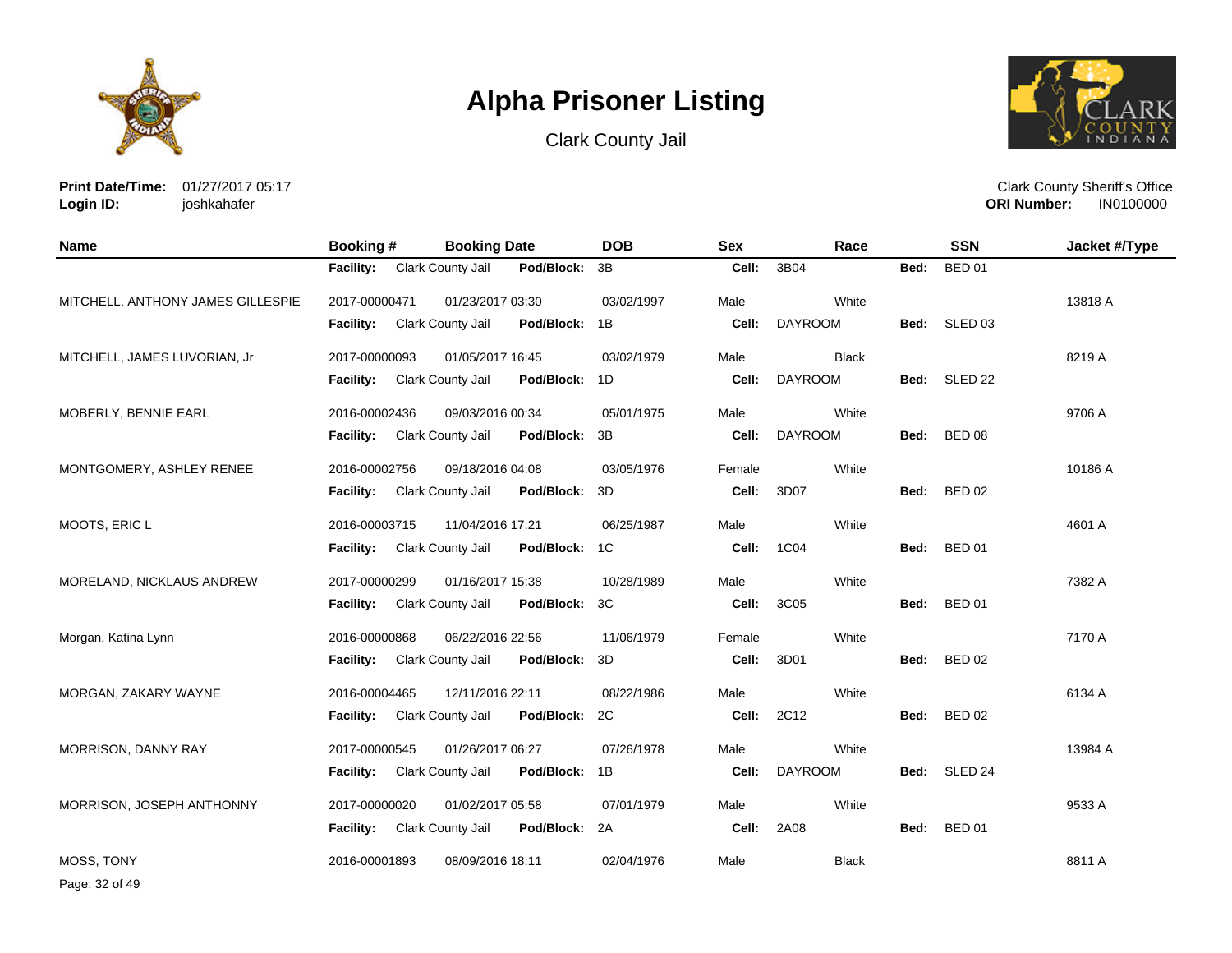# Alpha Prisoner Listing

Clark County Jail

**Print Date/Time:** 01/27/2017 05:17
**Login ID:** joshkahafer

Clark County Sheriff's Office
**ORI Number:** IN0100000

| Name | Booking # | Booking Date | DOB | Sex | Race | SSN | Jacket #/Type |
|---|---|---|---|---|---|---|---|
| | **Facility:** Clark County Jail | **Pod/Block:** 3B | | **Cell:** 3B04 | | **Bed:** BED 01 | |
| MITCHELL, ANTHONY JAMES GILLESPIE | 2017-00000471 | 01/23/2017 03:30 | 03/02/1997 | Male | White | | 13818 A |
| | **Facility:** Clark County Jail | **Pod/Block:** 1B | | **Cell:** DAYROOM | | **Bed:** SLED 03 | |
| MITCHELL, JAMES LUVORIAN, Jr | 2017-00000093 | 01/05/2017 16:45 | 03/02/1979 | Male | Black | | 8219 A |
| | **Facility:** Clark County Jail | **Pod/Block:** 1D | | **Cell:** DAYROOM | | **Bed:** SLED 22 | |
| MOBERLY, BENNIE EARL | 2016-00002436 | 09/03/2016 00:34 | 05/01/1975 | Male | White | | 9706 A |
| | **Facility:** Clark County Jail | **Pod/Block:** 3B | | **Cell:** DAYROOM | | **Bed:** BED 08 | |
| MONTGOMERY, ASHLEY RENEE | 2016-00002756 | 09/18/2016 04:08 | 03/05/1976 | Female | White | | 10186 A |
| | **Facility:** Clark County Jail | **Pod/Block:** 3D | | **Cell:** 3D07 | | **Bed:** BED 02 | |
| MOOTS, ERIC L | 2016-00003715 | 11/04/2016 17:21 | 06/25/1987 | Male | White | | 4601 A |
| | **Facility:** Clark County Jail | **Pod/Block:** 1C | | **Cell:** 1C04 | | **Bed:** BED 01 | |
| MORELAND, NICKLAUS ANDREW | 2017-00000299 | 01/16/2017 15:38 | 10/28/1989 | Male | White | | 7382 A |
| | **Facility:** Clark County Jail | **Pod/Block:** 3C | | **Cell:** 3C05 | | **Bed:** BED 01 | |
| Morgan, Katina Lynn | 2016-00000868 | 06/22/2016 22:56 | 11/06/1979 | Female | White | | 7170 A |
| | **Facility:** Clark County Jail | **Pod/Block:** 3D | | **Cell:** 3D01 | | **Bed:** BED 02 | |
| MORGAN, ZAKARY WAYNE | 2016-00004465 | 12/11/2016 22:11 | 08/22/1986 | Male | White | | 6134 A |
| | **Facility:** Clark County Jail | **Pod/Block:** 2C | | **Cell:** 2C12 | | **Bed:** BED 02 | |
| MORRISON, DANNY RAY | 2017-00000545 | 01/26/2017 06:27 | 07/26/1978 | Male | White | | 13984 A |
| | **Facility:** Clark County Jail | **Pod/Block:** 1B | | **Cell:** DAYROOM | | **Bed:** SLED 24 | |
| MORRISON, JOSEPH ANTHONNY | 2017-00000020 | 01/02/2017 05:58 | 07/01/1979 | Male | White | | 9533 A |
| | **Facility:** Clark County Jail | **Pod/Block:** 2A | | **Cell:** 2A08 | | **Bed:** BED 01 | |
| MOSS, TONY | 2016-00001893 | 08/09/2016 18:11 | 02/04/1976 | Male | Black | | 8811 A |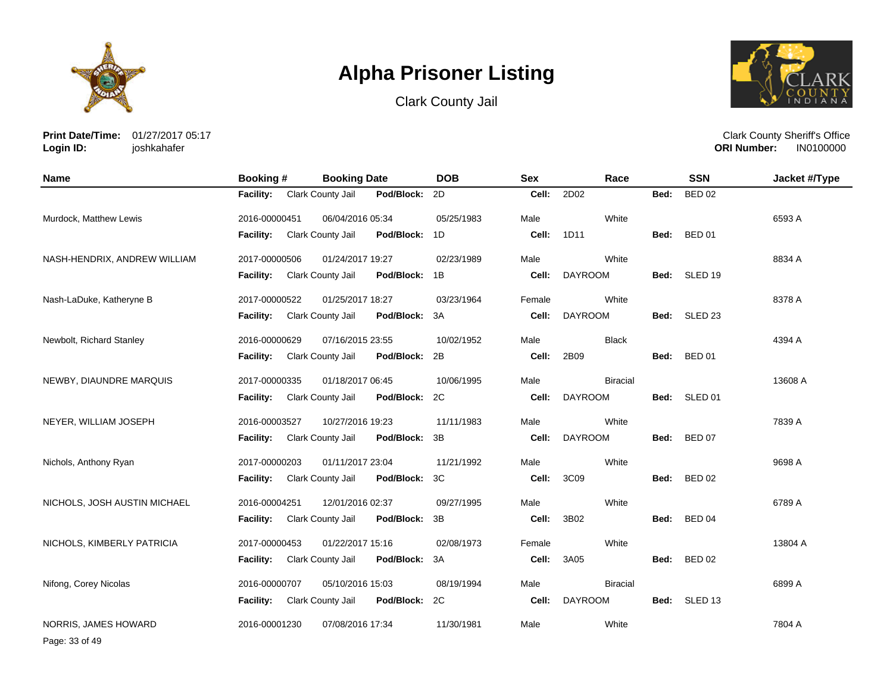# Alpha Prisoner Listing

Clark County Jail

**Print Date/Time:** 01/27/2017 05:17
**Login ID:** joshkahafer

Clark County Sheriff's Office
**ORI Number:** IN0100000

| Name | Booking # | Booking Date | DOB | Sex | Race | SSN | Jacket #/Type |
|---|---|---|---|---|---|---|---|
| | **Facility:** Clark County Jail | **Pod/Block:** 2D | | **Cell:** 2D02 | | **Bed:** BED 02 | |
| Murdock, Matthew Lewis | 2016-00000451 | 06/04/2016 05:34 | 05/25/1983 | Male | White | | 6593 A |
| | **Facility:** Clark County Jail | **Pod/Block:** 1D | | **Cell:** 1D11 | | **Bed:** BED 01 | |
| NASH-HENDRIX, ANDREW WILLIAM | 2017-00000506 | 01/24/2017 19:27 | 02/23/1989 | Male | White | | 8834 A |
| | **Facility:** Clark County Jail | **Pod/Block:** 1B | | **Cell:** DAYROOM | | **Bed:** SLED 19 | |
| Nash-LaDuke, Katheryne B | 2017-00000522 | 01/25/2017 18:27 | 03/23/1964 | Female | White | | 8378 A |
| | **Facility:** Clark County Jail | **Pod/Block:** 3A | | **Cell:** DAYROOM | | **Bed:** SLED 23 | |
| Newbolt, Richard Stanley | 2016-00000629 | 07/16/2015 23:55 | 10/02/1952 | Male | Black | | 4394 A |
| | **Facility:** Clark County Jail | **Pod/Block:** 2B | | **Cell:** 2B09 | | **Bed:** BED 01 | |
| NEWBY, DIAUNDRE MARQUIS | 2017-00000335 | 01/18/2017 06:45 | 10/06/1995 | Male | Biracial | | 13608 A |
| | **Facility:** Clark County Jail | **Pod/Block:** 2C | | **Cell:** DAYROOM | | **Bed:** SLED 01 | |
| NEYER, WILLIAM JOSEPH | 2016-00003527 | 10/27/2016 19:23 | 11/11/1983 | Male | White | | 7839 A |
| | **Facility:** Clark County Jail | **Pod/Block:** 3B | | **Cell:** DAYROOM | | **Bed:** BED 07 | |
| Nichols, Anthony Ryan | 2017-00000203 | 01/11/2017 23:04 | 11/21/1992 | Male | White | | 9698 A |
| | **Facility:** Clark County Jail | **Pod/Block:** 3C | | **Cell:** 3C09 | | **Bed:** BED 02 | |
| NICHOLS, JOSH AUSTIN MICHAEL | 2016-00004251 | 12/01/2016 02:37 | 09/27/1995 | Male | White | | 6789 A |
| | **Facility:** Clark County Jail | **Pod/Block:** 3B | | **Cell:** 3B02 | | **Bed:** BED 04 | |
| NICHOLS, KIMBERLY PATRICIA | 2017-00000453 | 01/22/2017 15:16 | 02/08/1973 | Female | White | | 13804 A |
| | **Facility:** Clark County Jail | **Pod/Block:** 3A | | **Cell:** 3A05 | | **Bed:** BED 02 | |
| Nifong, Corey Nicolas | 2016-00000707 | 05/10/2016 15:03 | 08/19/1994 | Male | Biracial | | 6899 A |
| | **Facility:** Clark County Jail | **Pod/Block:** 2C | | **Cell:** DAYROOM | | **Bed:** SLED 13 | |
| NORRIS, JAMES HOWARD | 2016-00001230 | 07/08/2016 17:34 | 11/30/1981 | Male | White | | 7804 A |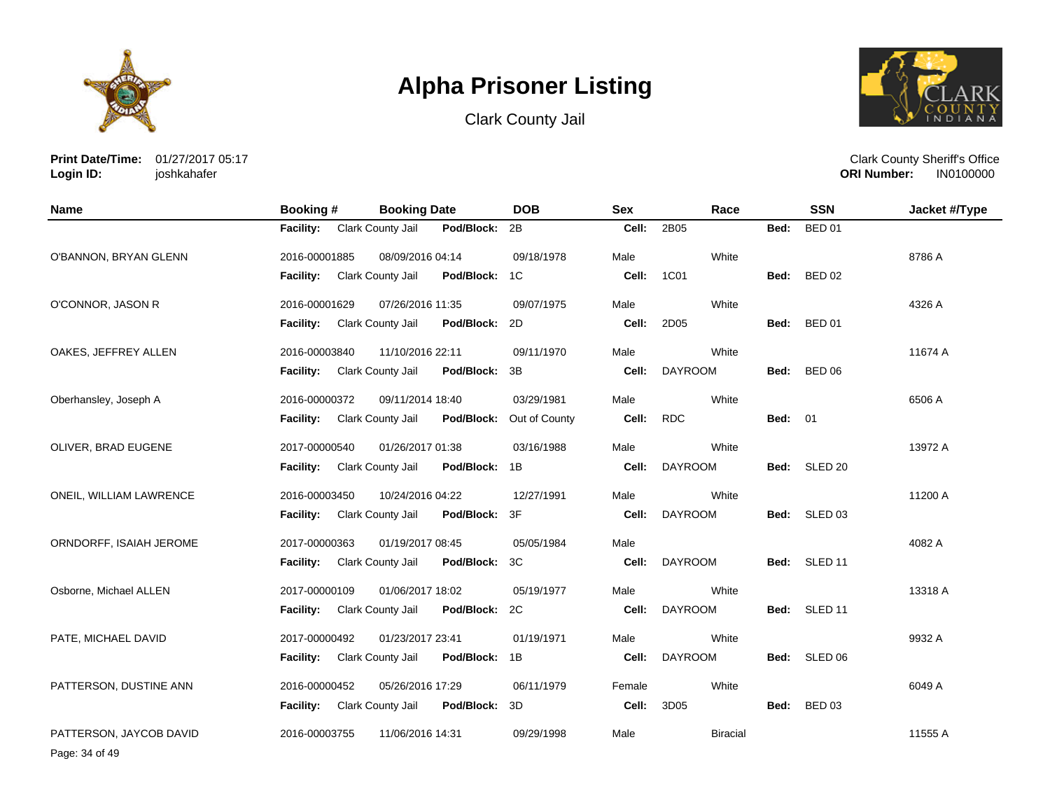# Alpha Prisoner Listing

Clark County Jail

**Print Date/Time:** 01/27/2017 05:17
**Login ID:** joshkahafer

Clark County Sheriff's Office
**ORI Number:** IN0100000

| Name | Booking # | Booking Date | DOB | Sex | Race | SSN | Jacket #/Type |
|---|---|---|---|---|---|---|---|
| | **Facility:** Clark County Jail | **Pod/Block:** 2B | | **Cell:** 2B05 | | **Bed:** BED 01 | |
| O'BANNON, BRYAN GLENN | 2016-00001885 | 08/09/2016 04:14 | 09/18/1978 | Male | White | | 8786 A |
| | **Facility:** Clark County Jail | **Pod/Block:** 1C | | **Cell:** 1C01 | | **Bed:** BED 02 | |
| O'CONNOR, JASON R | 2016-00001629 | 07/26/2016 11:35 | 09/07/1975 | Male | White | | 4326 A |
| | **Facility:** Clark County Jail | **Pod/Block:** 2D | | **Cell:** 2D05 | | **Bed:** BED 01 | |
| OAKES, JEFFREY ALLEN | 2016-00003840 | 11/10/2016 22:11 | 09/11/1970 | Male | White | | 11674 A |
| | **Facility:** Clark County Jail | **Pod/Block:** 3B | | **Cell:** DAYROOM | | **Bed:** BED 06 | |
| Oberhansley, Joseph A | 2016-00000372 | 09/11/2014 18:40 | 03/29/1981 | Male | White | | 6506 A |
| | **Facility:** Clark County Jail | **Pod/Block:** Out of County | | **Cell:** RDC | | **Bed:** 01 | |
| OLIVER, BRAD EUGENE | 2017-00000540 | 01/26/2017 01:38 | 03/16/1988 | Male | White | | 13972 A |
| | **Facility:** Clark County Jail | **Pod/Block:** 1B | | **Cell:** DAYROOM | | **Bed:** SLED 20 | |
| ONEIL, WILLIAM LAWRENCE | 2016-00003450 | 10/24/2016 04:22 | 12/27/1991 | Male | White | | 11200 A |
| | **Facility:** Clark County Jail | **Pod/Block:** 3F | | **Cell:** DAYROOM | | **Bed:** SLED 03 | |
| ORNDORFF, ISAIAH JEROME | 2017-00000363 | 01/19/2017 08:45 | 05/05/1984 | Male | | | 4082 A |
| | **Facility:** Clark County Jail | **Pod/Block:** 3C | | **Cell:** DAYROOM | | **Bed:** SLED 11 | |
| Osborne, Michael ALLEN | 2017-00000109 | 01/06/2017 18:02 | 05/19/1977 | Male | White | | 13318 A |
| | **Facility:** Clark County Jail | **Pod/Block:** 2C | | **Cell:** DAYROOM | | **Bed:** SLED 11 | |
| PATE, MICHAEL DAVID | 2017-00000492 | 01/23/2017 23:41 | 01/19/1971 | Male | White | | 9932 A |
| | **Facility:** Clark County Jail | **Pod/Block:** 1B | | **Cell:** DAYROOM | | **Bed:** SLED 06 | |
| PATTERSON, DUSTINE ANN | 2016-00000452 | 05/26/2016 17:29 | 06/11/1979 | Female | White | | 6049 A |
| | **Facility:** Clark County Jail | **Pod/Block:** 3D | | **Cell:** 3D05 | | **Bed:** BED 03 | |
| PATTERSON, JAYCOB DAVID | 2016-00003755 | 11/06/2016 14:31 | 09/29/1998 | Male | Biracial | | 11555 A |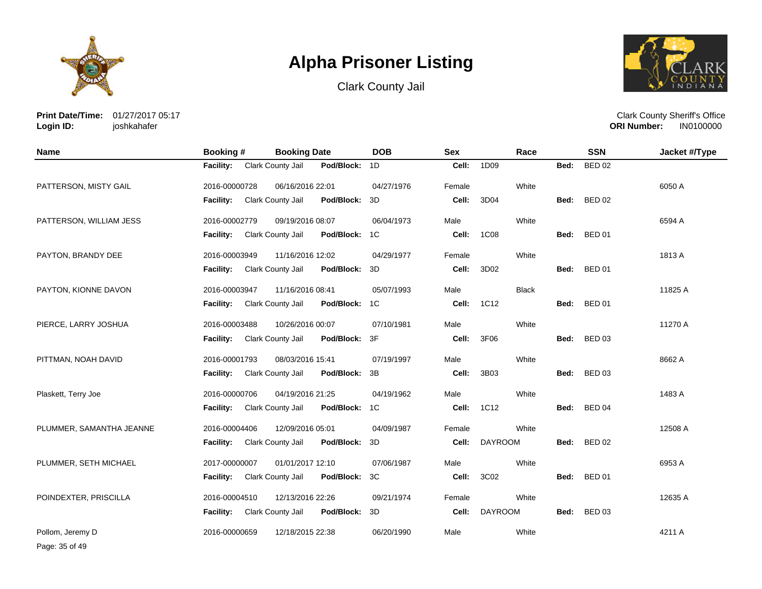# Alpha Prisoner Listing

Clark County Jail

**Print Date/Time:** 01/27/2017 05:17
**Login ID:** joshkahafer

Clark County Sheriff's Office
**ORI Number:** IN0100000

| Name | Booking # | Booking Date | DOB | Sex | Race | SSN | Jacket #/Type |
|---|---|---|---|---|---|---|---|
| | **Facility:** Clark County Jail | **Pod/Block:** 1D | | **Cell:** 1D09 | | **Bed:** BED 02 | |
| PATTERSON, MISTY GAIL | 2016-00000728 | 06/16/2016 22:01 | 04/27/1976 | Female | White | | 6050 A |
| | **Facility:** Clark County Jail | **Pod/Block:** 3D | | **Cell:** 3D04 | | **Bed:** BED 02 | |
| PATTERSON, WILLIAM JESS | 2016-00002779 | 09/19/2016 08:07 | 06/04/1973 | Male | White | | 6594 A |
| | **Facility:** Clark County Jail | **Pod/Block:** 1C | | **Cell:** 1C08 | | **Bed:** BED 01 | |
| PAYTON, BRANDY DEE | 2016-00003949 | 11/16/2016 12:02 | 04/29/1977 | Female | White | | 1813 A |
| | **Facility:** Clark County Jail | **Pod/Block:** 3D | | **Cell:** 3D02 | | **Bed:** BED 01 | |
| PAYTON, KIONNE DAVON | 2016-00003947 | 11/16/2016 08:41 | 05/07/1993 | Male | Black | | 11825 A |
| | **Facility:** Clark County Jail | **Pod/Block:** 1C | | **Cell:** 1C12 | | **Bed:** BED 01 | |
| PIERCE, LARRY JOSHUA | 2016-00003488 | 10/26/2016 00:07 | 07/10/1981 | Male | White | | 11270 A |
| | **Facility:** Clark County Jail | **Pod/Block:** 3F | | **Cell:** 3F06 | | **Bed:** BED 03 | |
| PITTMAN, NOAH DAVID | 2016-00001793 | 08/03/2016 15:41 | 07/19/1997 | Male | White | | 8662 A |
| | **Facility:** Clark County Jail | **Pod/Block:** 3B | | **Cell:** 3B03 | | **Bed:** BED 03 | |
| Plaskett, Terry Joe | 2016-00000706 | 04/19/2016 21:25 | 04/19/1962 | Male | White | | 1483 A |
| | **Facility:** Clark County Jail | **Pod/Block:** 1C | | **Cell:** 1C12 | | **Bed:** BED 04 | |
| PLUMMER, SAMANTHA JEANNE | 2016-00004406 | 12/09/2016 05:01 | 04/09/1987 | Female | White | | 12508 A |
| | **Facility:** Clark County Jail | **Pod/Block:** 3D | | **Cell:** DAYROOM | | **Bed:** BED 02 | |
| PLUMMER, SETH MICHAEL | 2017-00000007 | 01/01/2017 12:10 | 07/06/1987 | Male | White | | 6953 A |
| | **Facility:** Clark County Jail | **Pod/Block:** 3C | | **Cell:** 3C02 | | **Bed:** BED 01 | |
| POINDEXTER, PRISCILLA | 2016-00004510 | 12/13/2016 22:26 | 09/21/1974 | Female | White | | 12635 A |
| | **Facility:** Clark County Jail | **Pod/Block:** 3D | | **Cell:** DAYROOM | | **Bed:** BED 03 | |
| Pollom, Jeremy D | 2016-00000659 | 12/18/2015 22:38 | 06/20/1990 | Male | White | | 4211 A |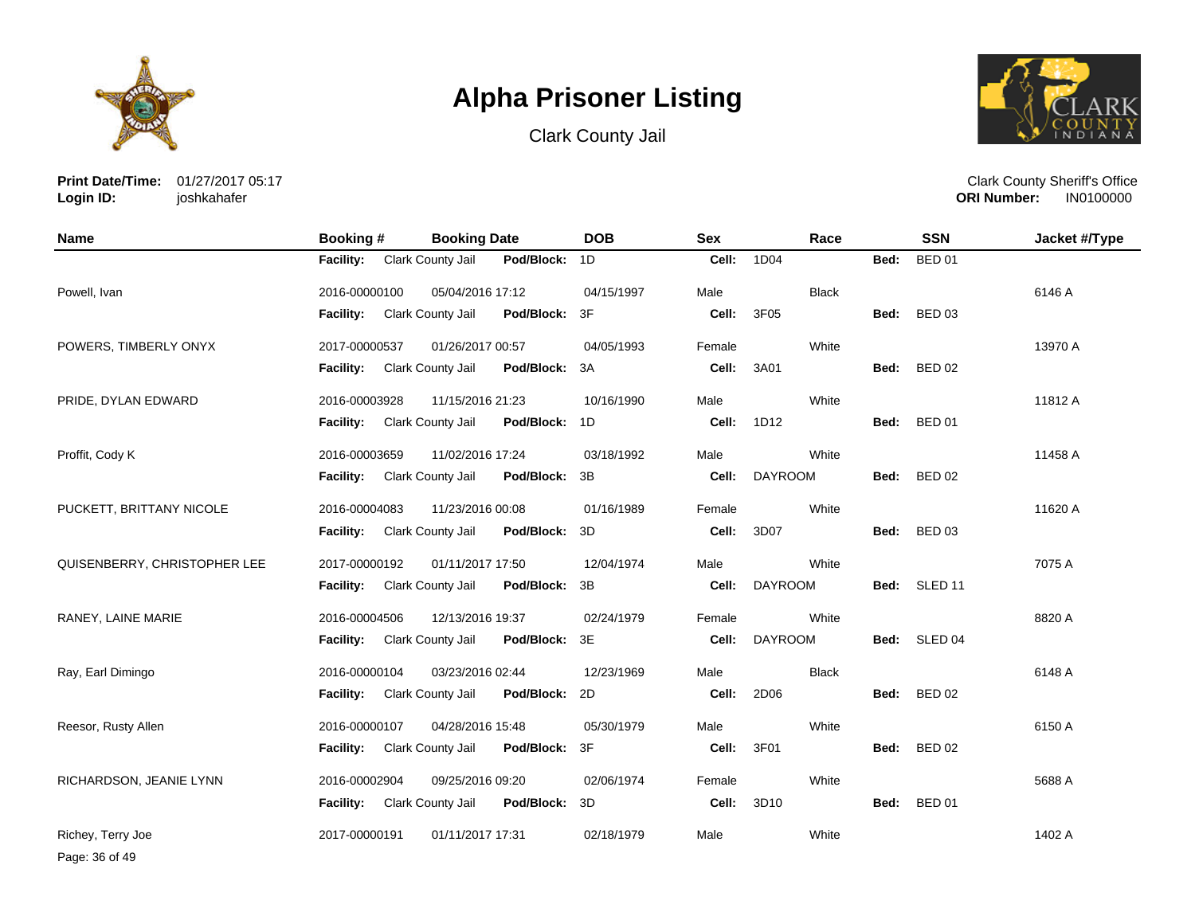# Alpha Prisoner Listing

Clark County Jail

**Print Date/Time:** 01/27/2017 05:17
**Login ID:** joshkahafer

Clark County Sheriff's Office
**ORI Number:** IN0100000

| Name | Booking # | Booking Date | DOB | Sex | Race | SSN | Jacket #/Type |
|---|---|---|---|---|---|---|---|
| | **Facility:** Clark County Jail | **Pod/Block:** 1D | | **Cell:** 1D04 | | **Bed:** BED 01 | |
| Powell, Ivan | 2016-00000100 | 05/04/2016 17:12 | 04/15/1997 | Male | Black | | 6146 A |
| | **Facility:** Clark County Jail | **Pod/Block:** 3F | | **Cell:** 3F05 | | **Bed:** BED 03 | |
| POWERS, TIMBERLY ONYX | 2017-00000537 | 01/26/2017 00:57 | 04/05/1993 | Female | White | | 13970 A |
| | **Facility:** Clark County Jail | **Pod/Block:** 3A | | **Cell:** 3A01 | | **Bed:** BED 02 | |
| PRIDE, DYLAN EDWARD | 2016-00003928 | 11/15/2016 21:23 | 10/16/1990 | Male | White | | 11812 A |
| | **Facility:** Clark County Jail | **Pod/Block:** 1D | | **Cell:** 1D12 | | **Bed:** BED 01 | |
| Proffit, Cody K | 2016-00003659 | 11/02/2016 17:24 | 03/18/1992 | Male | White | | 11458 A |
| | **Facility:** Clark County Jail | **Pod/Block:** 3B | | **Cell:** DAYROOM | | **Bed:** BED 02 | |
| PUCKETT, BRITTANY NICOLE | 2016-00004083 | 11/23/2016 00:08 | 01/16/1989 | Female | White | | 11620 A |
| | **Facility:** Clark County Jail | **Pod/Block:** 3D | | **Cell:** 3D07 | | **Bed:** BED 03 | |
| QUISENBERRY, CHRISTOPHER LEE | 2017-00000192 | 01/11/2017 17:50 | 12/04/1974 | Male | White | | 7075 A |
| | **Facility:** Clark County Jail | **Pod/Block:** 3B | | **Cell:** DAYROOM | | **Bed:** SLED 11 | |
| RANEY, LAINE MARIE | 2016-00004506 | 12/13/2016 19:37 | 02/24/1979 | Female | White | | 8820 A |
| | **Facility:** Clark County Jail | **Pod/Block:** 3E | | **Cell:** DAYROOM | | **Bed:** SLED 04 | |
| Ray, Earl Dimingo | 2016-00000104 | 03/23/2016 02:44 | 12/23/1969 | Male | Black | | 6148 A |
| | **Facility:** Clark County Jail | **Pod/Block:** 2D | | **Cell:** 2D06 | | **Bed:** BED 02 | |
| Reesor, Rusty Allen | 2016-00000107 | 04/28/2016 15:48 | 05/30/1979 | Male | White | | 6150 A |
| | **Facility:** Clark County Jail | **Pod/Block:** 3F | | **Cell:** 3F01 | | **Bed:** BED 02 | |
| RICHARDSON, JEANIE LYNN | 2016-00002904 | 09/25/2016 09:20 | 02/06/1974 | Female | White | | 5688 A |
| | **Facility:** Clark County Jail | **Pod/Block:** 3D | | **Cell:** 3D10 | | **Bed:** BED 01 | |
| Richey, Terry Joe | 2017-00000191 | 01/11/2017 17:31 | 02/18/1979 | Male | White | | 1402 A |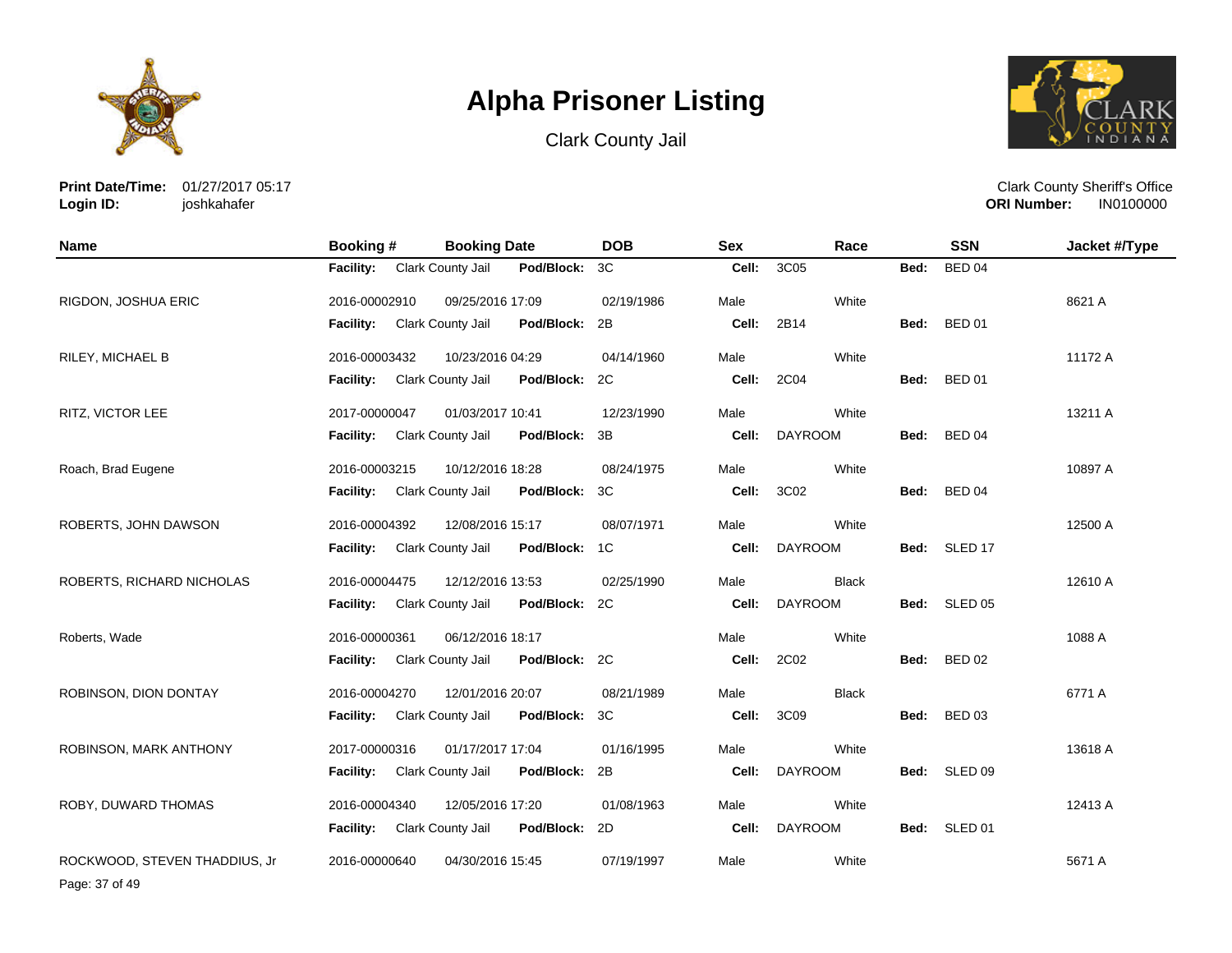# Alpha Prisoner Listing

Clark County Jail

**Print Date/Time:** 01/27/2017 05:17
**Login ID:** joshkahafer

Clark County Sheriff's Office
**ORI Number:** IN0100000

| Name | Booking # | Booking Date | DOB | Sex | Race | SSN | Jacket #/Type |
|---|---|---|---|---|---|---|---|
| | **Facility:** Clark County Jail | **Pod/Block:** 3C | | **Cell:** 3C05 | | **Bed:** BED 04 | |
| RIGDON, JOSHUA ERIC | 2016-00002910 | 09/25/2016 17:09 | 02/19/1986 | Male | White | | 8621 A |
| | **Facility:** Clark County Jail | **Pod/Block:** 2B | | **Cell:** 2B14 | | **Bed:** BED 01 | |
| RILEY, MICHAEL B | 2016-00003432 | 10/23/2016 04:29 | 04/14/1960 | Male | White | | 11172 A |
| | **Facility:** Clark County Jail | **Pod/Block:** 2C | | **Cell:** 2C04 | | **Bed:** BED 01 | |
| RITZ, VICTOR LEE | 2017-00000047 | 01/03/2017 10:41 | 12/23/1990 | Male | White | | 13211 A |
| | **Facility:** Clark County Jail | **Pod/Block:** 3B | | **Cell:** DAYROOM | | **Bed:** BED 04 | |
| Roach, Brad Eugene | 2016-00003215 | 10/12/2016 18:28 | 08/24/1975 | Male | White | | 10897 A |
| | **Facility:** Clark County Jail | **Pod/Block:** 3C | | **Cell:** 3C02 | | **Bed:** BED 04 | |
| ROBERTS, JOHN DAWSON | 2016-00004392 | 12/08/2016 15:17 | 08/07/1971 | Male | White | | 12500 A |
| | **Facility:** Clark County Jail | **Pod/Block:** 1C | | **Cell:** DAYROOM | | **Bed:** SLED 17 | |
| ROBERTS, RICHARD NICHOLAS | 2016-00004475 | 12/12/2016 13:53 | 02/25/1990 | Male | Black | | 12610 A |
| | **Facility:** Clark County Jail | **Pod/Block:** 2C | | **Cell:** DAYROOM | | **Bed:** SLED 05 | |
| Roberts, Wade | 2016-00000361 | 06/12/2016 18:17 | | Male | White | | 1088 A |
| | **Facility:** Clark County Jail | **Pod/Block:** 2C | | **Cell:** 2C02 | | **Bed:** BED 02 | |
| ROBINSON, DION DONTAY | 2016-00004270 | 12/01/2016 20:07 | 08/21/1989 | Male | Black | | 6771 A |
| | **Facility:** Clark County Jail | **Pod/Block:** 3C | | **Cell:** 3C09 | | **Bed:** BED 03 | |
| ROBINSON, MARK ANTHONY | 2017-00000316 | 01/17/2017 17:04 | 01/16/1995 | Male | White | | 13618 A |
| | **Facility:** Clark County Jail | **Pod/Block:** 2B | | **Cell:** DAYROOM | | **Bed:** SLED 09 | |
| ROBY, DUWARD THOMAS | 2016-00004340 | 12/05/2016 17:20 | 01/08/1963 | Male | White | | 12413 A |
| | **Facility:** Clark County Jail | **Pod/Block:** 2D | | **Cell:** DAYROOM | | **Bed:** SLED 01 | |
| ROCKWOOD, STEVEN THADDIUS, Jr | 2016-00000640 | 04/30/2016 15:45 | 07/19/1997 | Male | White | | 5671 A |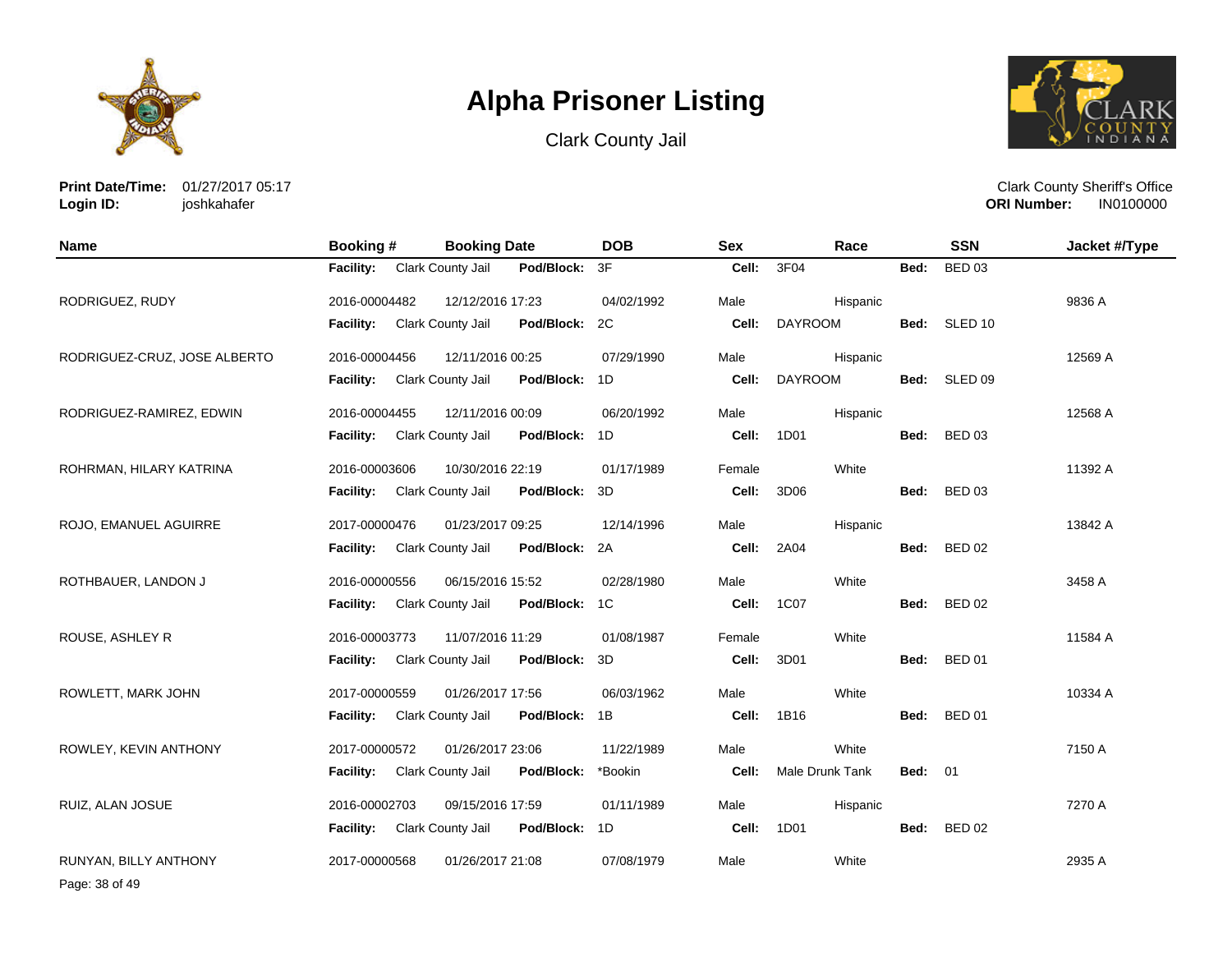# Alpha Prisoner Listing

Clark County Jail

**Print Date/Time:** 01/27/2017 05:17
**Login ID:** joshkahafer

Clark County Sheriff's Office
**ORI Number:** IN0100000

| Name | Booking # | Booking Date | DOB | Sex | Race | SSN | Jacket #/Type |
|---|---|---|---|---|---|---|---|
| | **Facility:** Clark County Jail | **Pod/Block:** 3F | | **Cell:** 3F04 | | **Bed:** BED 03 | |
| RODRIGUEZ, RUDY | 2016-00004482 | 12/12/2016 17:23 | 04/02/1992 | Male | Hispanic | | 9836 A |
| | **Facility:** Clark County Jail | **Pod/Block:** 2C | | **Cell:** DAYROOM | | **Bed:** SLED 10 | |
| RODRIGUEZ-CRUZ, JOSE ALBERTO | 2016-00004456 | 12/11/2016 00:25 | 07/29/1990 | Male | Hispanic | | 12569 A |
| | **Facility:** Clark County Jail | **Pod/Block:** 1D | | **Cell:** DAYROOM | | **Bed:** SLED 09 | |
| RODRIGUEZ-RAMIREZ, EDWIN | 2016-00004455 | 12/11/2016 00:09 | 06/20/1992 | Male | Hispanic | | 12568 A |
| | **Facility:** Clark County Jail | **Pod/Block:** 1D | | **Cell:** 1D01 | | **Bed:** BED 03 | |
| ROHRMAN, HILARY KATRINA | 2016-00003606 | 10/30/2016 22:19 | 01/17/1989 | Female | White | | 11392 A |
| | **Facility:** Clark County Jail | **Pod/Block:** 3D | | **Cell:** 3D06 | | **Bed:** BED 03 | |
| ROJO, EMANUEL AGUIRRE | 2017-00000476 | 01/23/2017 09:25 | 12/14/1996 | Male | Hispanic | | 13842 A |
| | **Facility:** Clark County Jail | **Pod/Block:** 2A | | **Cell:** 2A04 | | **Bed:** BED 02 | |
| ROTHBAUER, LANDON J | 2016-00000556 | 06/15/2016 15:52 | 02/28/1980 | Male | White | | 3458 A |
| | **Facility:** Clark County Jail | **Pod/Block:** 1C | | **Cell:** 1C07 | | **Bed:** BED 02 | |
| ROUSE, ASHLEY R | 2016-00003773 | 11/07/2016 11:29 | 01/08/1987 | Female | White | | 11584 A |
| | **Facility:** Clark County Jail | **Pod/Block:** 3D | | **Cell:** 3D01 | | **Bed:** BED 01 | |
| ROWLETT, MARK JOHN | 2017-00000559 | 01/26/2017 17:56 | 06/03/1962 | Male | White | | 10334 A |
| | **Facility:** Clark County Jail | **Pod/Block:** 1B | | **Cell:** 1B16 | | **Bed:** BED 01 | |
| ROWLEY, KEVIN ANTHONY | 2017-00000572 | 01/26/2017 23:06 | 11/22/1989 | Male | White | | 7150 A |
| | **Facility:** Clark County Jail | **Pod/Block:** *Bookin | | **Cell:** Male Drunk Tank | | **Bed:** 01 | |
| RUIZ, ALAN JOSUE | 2016-00002703 | 09/15/2016 17:59 | 01/11/1989 | Male | Hispanic | | 7270 A |
| | **Facility:** Clark County Jail | **Pod/Block:** 1D | | **Cell:** 1D01 | | **Bed:** BED 02 | |
| RUNYAN, BILLY ANTHONY | 2017-00000568 | 01/26/2017 21:08 | 07/08/1979 | Male | White | | 2935 A |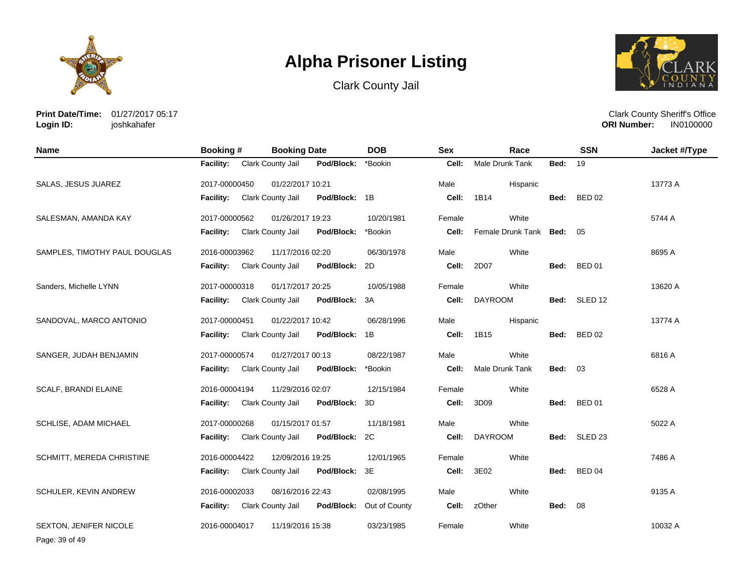# Alpha Prisoner Listing

Clark County Jail

**Print Date/Time:** 01/27/2017 05:17
**Login ID:** joshkahafer

Clark County Sheriff's Office
**ORI Number:** IN0100000

| Name | Booking # | Booking Date | DOB | Sex | Race | SSN | Jacket #/Type |
|---|---|---|---|---|---|---|---|
| | **Facility:** Clark County Jail | **Pod/Block:** *Bookin | | **Cell:** Male Drunk Tank | **Bed:** 19 | | |
| SALAS, JESUS JUAREZ | 2017-00000450 | 01/22/2017 10:21 | | Male | Hispanic | | 13773 A |
| | **Facility:** Clark County Jail | **Pod/Block:** 1B | | **Cell:** 1B14 | **Bed:** BED 02 | | |
| SALESMAN, AMANDA KAY | 2017-00000562 | 01/26/2017 19:23 | 10/20/1981 | Female | White | | 5744 A |
| | **Facility:** Clark County Jail | **Pod/Block:** *Bookin | | **Cell:** Female Drunk Tank | **Bed:** 05 | | |
| SAMPLES, TIMOTHY PAUL DOUGLAS | 2016-00003962 | 11/17/2016 02:20 | 06/30/1978 | Male | White | | 8695 A |
| | **Facility:** Clark County Jail | **Pod/Block:** 2D | | **Cell:** 2D07 | **Bed:** BED 01 | | |
| Sanders, Michelle LYNN | 2017-00000318 | 01/17/2017 20:25 | 10/05/1988 | Female | White | | 13620 A |
| | **Facility:** Clark County Jail | **Pod/Block:** 3A | | **Cell:** DAYROOM | **Bed:** SLED 12 | | |
| SANDOVAL, MARCO ANTONIO | 2017-00000451 | 01/22/2017 10:42 | 06/28/1996 | Male | Hispanic | | 13774 A |
| | **Facility:** Clark County Jail | **Pod/Block:** 1B | | **Cell:** 1B15 | **Bed:** BED 02 | | |
| SANGER, JUDAH BENJAMIN | 2017-00000574 | 01/27/2017 00:13 | 08/22/1987 | Male | White | | 6816 A |
| | **Facility:** Clark County Jail | **Pod/Block:** *Bookin | | **Cell:** Male Drunk Tank | **Bed:** 03 | | |
| SCALF, BRANDI ELAINE | 2016-00004194 | 11/29/2016 02:07 | 12/15/1984 | Female | White | | 6528 A |
| | **Facility:** Clark County Jail | **Pod/Block:** 3D | | **Cell:** 3D09 | **Bed:** BED 01 | | |
| SCHLISE, ADAM MICHAEL | 2017-00000268 | 01/15/2017 01:57 | 11/18/1981 | Male | White | | 5022 A |
| | **Facility:** Clark County Jail | **Pod/Block:** 2C | | **Cell:** DAYROOM | **Bed:** SLED 23 | | |
| SCHMITT, MEREDA CHRISTINE | 2016-00004422 | 12/09/2016 19:25 | 12/01/1965 | Female | White | | 7486 A |
| | **Facility:** Clark County Jail | **Pod/Block:** 3E | | **Cell:** 3E02 | **Bed:** BED 04 | | |
| SCHULER, KEVIN ANDREW | 2016-00002033 | 08/16/2016 22:43 | 02/08/1995 | Male | White | | 9135 A |
| | **Facility:** Clark County Jail | **Pod/Block:** Out of County | | **Cell:** zOther | **Bed:** 08 | | |
| SEXTON, JENIFER NICOLE | 2016-00004017 | 11/19/2016 15:38 | 03/23/1985 | Female | White | | 10032 A |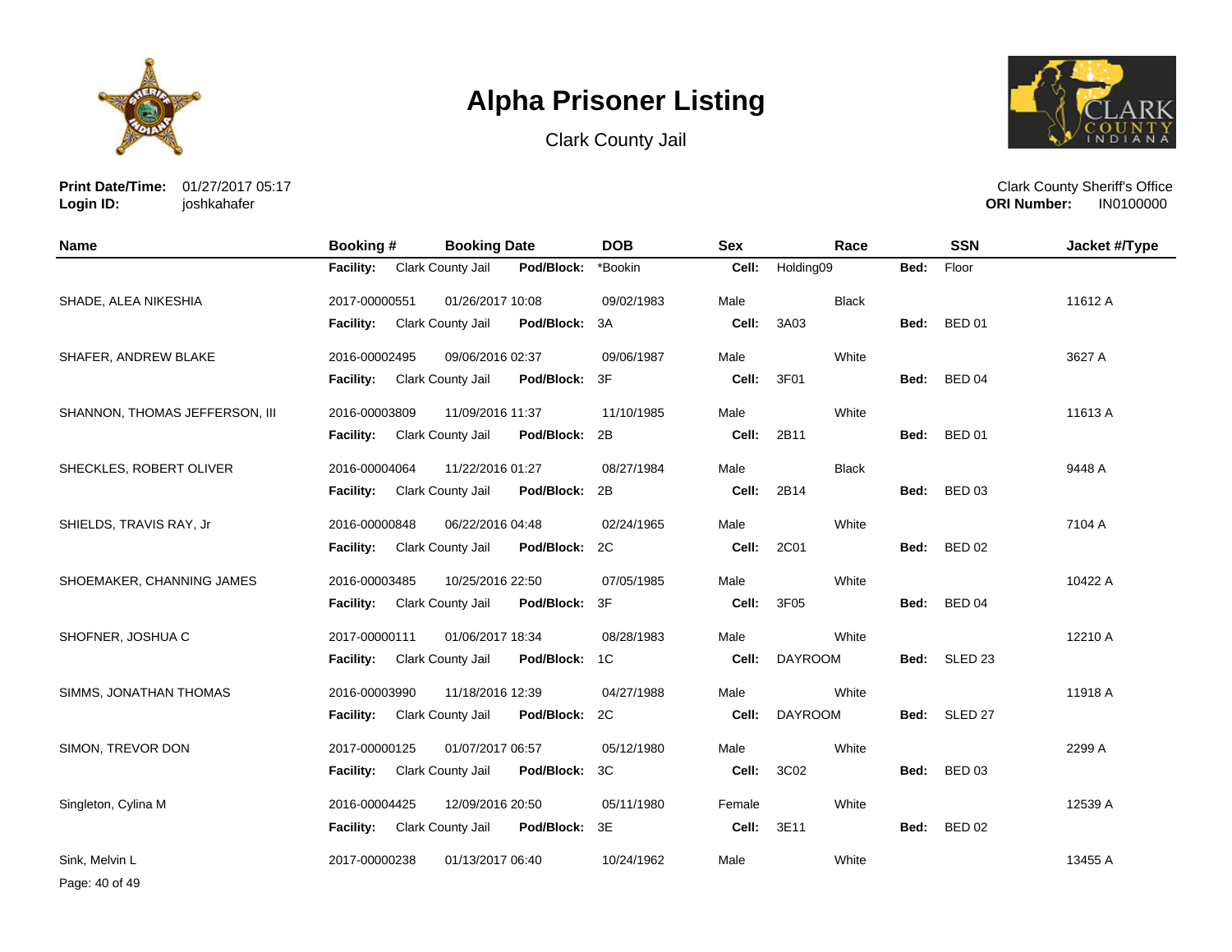# Alpha Prisoner Listing

Clark County Jail

**Print Date/Time:** 01/27/2017 05:17
**Login ID:** joshkahafer

Clark County Sheriff's Office
**ORI Number:** IN0100000

| Name | Booking # | Booking Date | DOB | Sex | Race | SSN | Jacket #/Type |
|---|---|---|---|---|---|---|---|
| | **Facility:** Clark County Jail | **Pod/Block:** *Bookin | | **Cell:** Holding09 | | **Bed:** Floor | |
| SHADE, ALEA NIKESHIA | 2017-00000551 | 01/26/2017 10:08 | 09/02/1983 | Male | Black | | 11612 A |
| | **Facility:** Clark County Jail | **Pod/Block:** 3A | | **Cell:** 3A03 | | **Bed:** BED 01 | |
| SHAFER, ANDREW BLAKE | 2016-00002495 | 09/06/2016 02:37 | 09/06/1987 | Male | White | | 3627 A |
| | **Facility:** Clark County Jail | **Pod/Block:** 3F | | **Cell:** 3F01 | | **Bed:** BED 04 | |
| SHANNON, THOMAS JEFFERSON, III | 2016-00003809 | 11/09/2016 11:37 | 11/10/1985 | Male | White | | 11613 A |
| | **Facility:** Clark County Jail | **Pod/Block:** 2B | | **Cell:** 2B11 | | **Bed:** BED 01 | |
| SHECKLES, ROBERT OLIVER | 2016-00004064 | 11/22/2016 01:27 | 08/27/1984 | Male | Black | | 9448 A |
| | **Facility:** Clark County Jail | **Pod/Block:** 2B | | **Cell:** 2B14 | | **Bed:** BED 03 | |
| SHIELDS, TRAVIS RAY, Jr | 2016-00000848 | 06/22/2016 04:48 | 02/24/1965 | Male | White | | 7104 A |
| | **Facility:** Clark County Jail | **Pod/Block:** 2C | | **Cell:** 2C01 | | **Bed:** BED 02 | |
| SHOEMAKER, CHANNING JAMES | 2016-00003485 | 10/25/2016 22:50 | 07/05/1985 | Male | White | | 10422 A |
| | **Facility:** Clark County Jail | **Pod/Block:** 3F | | **Cell:** 3F05 | | **Bed:** BED 04 | |
| SHOFNER, JOSHUA C | 2017-00000111 | 01/06/2017 18:34 | 08/28/1983 | Male | White | | 12210 A |
| | **Facility:** Clark County Jail | **Pod/Block:** 1C | | **Cell:** DAYROOM | | **Bed:** SLED 23 | |
| SIMMS, JONATHAN THOMAS | 2016-00003990 | 11/18/2016 12:39 | 04/27/1988 | Male | White | | 11918 A |
| | **Facility:** Clark County Jail | **Pod/Block:** 2C | | **Cell:** DAYROOM | | **Bed:** SLED 27 | |
| SIMON, TREVOR DON | 2017-00000125 | 01/07/2017 06:57 | 05/12/1980 | Male | White | | 2299 A |
| | **Facility:** Clark County Jail | **Pod/Block:** 3C | | **Cell:** 3C02 | | **Bed:** BED 03 | |
| Singleton, Cylina M | 2016-00004425 | 12/09/2016 20:50 | 05/11/1980 | Female | White | | 12539 A |
| | **Facility:** Clark County Jail | **Pod/Block:** 3E | | **Cell:** 3E11 | | **Bed:** BED 02 | |
| Sink, Melvin L | 2017-00000238 | 01/13/2017 06:40 | 10/24/1962 | Male | White | | 13455 A |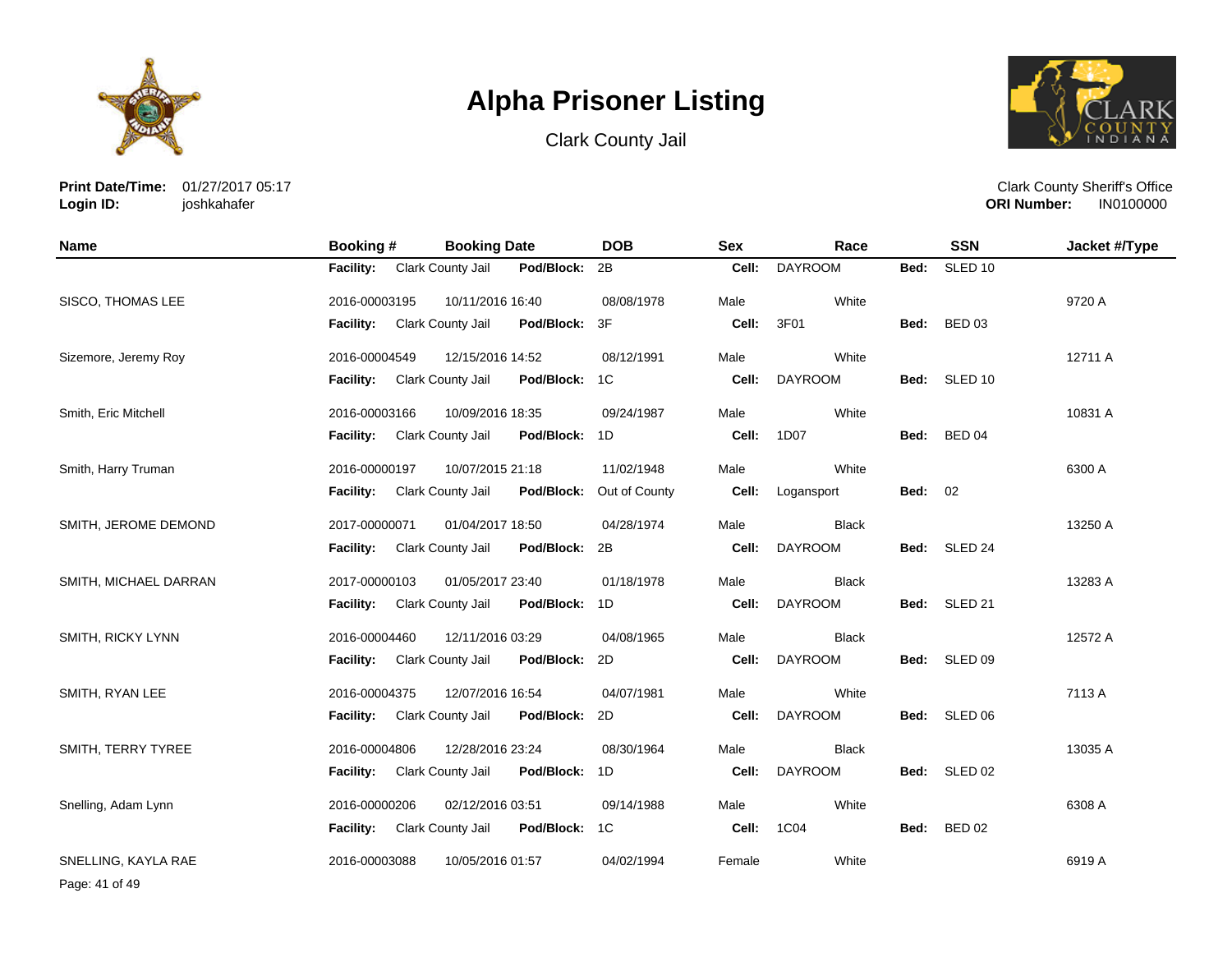# Alpha Prisoner Listing

Clark County Jail

**Print Date/Time:** 01/27/2017 05:17
**Login ID:** joshkahafer

Clark County Sheriff's Office
**ORI Number:** IN0100000

| Name | Booking # | Booking Date | DOB | Sex | Race | SSN | Jacket #/Type |
|---|---|---|---|---|---|---|---|
| | **Facility:** Clark County Jail | **Pod/Block:** 2B | | **Cell:** DAYROOM | | **Bed:** SLED 10 | |
| SISCO, THOMAS LEE | 2016-00003195 | 10/11/2016 16:40 | 08/08/1978 | Male | White | | 9720 A |
| | **Facility:** Clark County Jail | **Pod/Block:** 3F | | **Cell:** 3F01 | | **Bed:** BED 03 | |
| Sizemore, Jeremy Roy | 2016-00004549 | 12/15/2016 14:52 | 08/12/1991 | Male | White | | 12711 A |
| | **Facility:** Clark County Jail | **Pod/Block:** 1C | | **Cell:** DAYROOM | | **Bed:** SLED 10 | |
| Smith, Eric Mitchell | 2016-00003166 | 10/09/2016 18:35 | 09/24/1987 | Male | White | | 10831 A |
| | **Facility:** Clark County Jail | **Pod/Block:** 1D | | **Cell:** 1D07 | | **Bed:** BED 04 | |
| Smith, Harry Truman | 2016-00000197 | 10/07/2015 21:18 | 11/02/1948 | Male | White | | 6300 A |
| | **Facility:** Clark County Jail | **Pod/Block:** Out of County | | **Cell:** Logansport | | **Bed:** 02 | |
| SMITH, JEROME DEMOND | 2017-00000071 | 01/04/2017 18:50 | 04/28/1974 | Male | Black | | 13250 A |
| | **Facility:** Clark County Jail | **Pod/Block:** 2B | | **Cell:** DAYROOM | | **Bed:** SLED 24 | |
| SMITH, MICHAEL DARRAN | 2017-00000103 | 01/05/2017 23:40 | 01/18/1978 | Male | Black | | 13283 A |
| | **Facility:** Clark County Jail | **Pod/Block:** 1D | | **Cell:** DAYROOM | | **Bed:** SLED 21 | |
| SMITH, RICKY LYNN | 2016-00004460 | 12/11/2016 03:29 | 04/08/1965 | Male | Black | | 12572 A |
| | **Facility:** Clark County Jail | **Pod/Block:** 2D | | **Cell:** DAYROOM | | **Bed:** SLED 09 | |
| SMITH, RYAN LEE | 2016-00004375 | 12/07/2016 16:54 | 04/07/1981 | Male | White | | 7113 A |
| | **Facility:** Clark County Jail | **Pod/Block:** 2D | | **Cell:** DAYROOM | | **Bed:** SLED 06 | |
| SMITH, TERRY TYREE | 2016-00004806 | 12/28/2016 23:24 | 08/30/1964 | Male | Black | | 13035 A |
| | **Facility:** Clark County Jail | **Pod/Block:** 1D | | **Cell:** DAYROOM | | **Bed:** SLED 02 | |
| Snelling, Adam Lynn | 2016-00000206 | 02/12/2016 03:51 | 09/14/1988 | Male | White | | 6308 A |
| | **Facility:** Clark County Jail | **Pod/Block:** 1C | | **Cell:** 1C04 | | **Bed:** BED 02 | |
| SNELLING, KAYLA RAE | 2016-00003088 | 10/05/2016 01:57 | 04/02/1994 | Female | White | | 6919 A |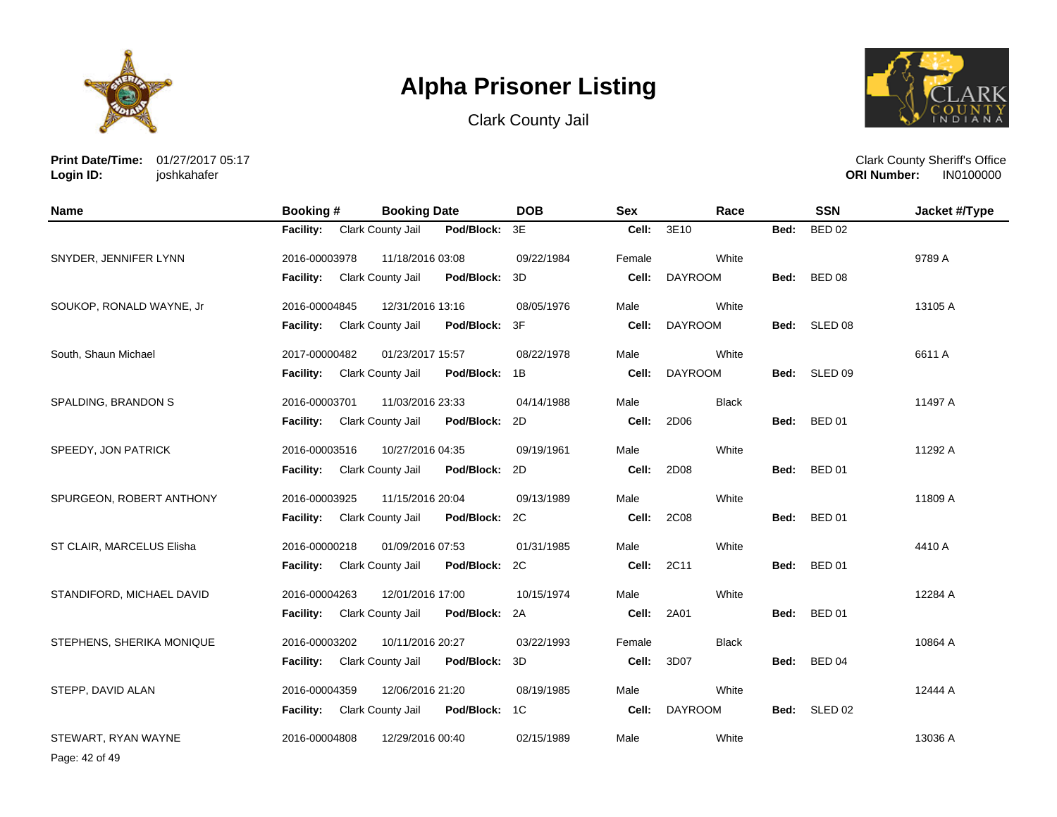# Alpha Prisoner Listing

Clark County Jail

**Print Date/Time:** 01/27/2017 05:17
**Login ID:** joshkahafer

Clark County Sheriff's Office
**ORI Number:** IN0100000

| Name | Booking # | Booking Date | DOB | Sex | Race | SSN | Jacket #/Type |
|---|---|---|---|---|---|---|---|
| | **Facility:** Clark County Jail | **Pod/Block:** 3E | | **Cell:** 3E10 | | **Bed:** BED 02 | |
| SNYDER, JENNIFER LYNN | 2016-00003978 | 11/18/2016 03:08 | 09/22/1984 | Female | White | | 9789 A |
| | **Facility:** Clark County Jail | **Pod/Block:** 3D | | **Cell:** DAYROOM | | **Bed:** BED 08 | |
| SOUKOP, RONALD WAYNE, Jr | 2016-00004845 | 12/31/2016 13:16 | 08/05/1976 | Male | White | | 13105 A |
| | **Facility:** Clark County Jail | **Pod/Block:** 3F | | **Cell:** DAYROOM | | **Bed:** SLED 08 | |
| South, Shaun Michael | 2017-00000482 | 01/23/2017 15:57 | 08/22/1978 | Male | White | | 6611 A |
| | **Facility:** Clark County Jail | **Pod/Block:** 1B | | **Cell:** DAYROOM | | **Bed:** SLED 09 | |
| SPALDING, BRANDON S | 2016-00003701 | 11/03/2016 23:33 | 04/14/1988 | Male | Black | | 11497 A |
| | **Facility:** Clark County Jail | **Pod/Block:** 2D | | **Cell:** 2D06 | | **Bed:** BED 01 | |
| SPEEDY, JON PATRICK | 2016-00003516 | 10/27/2016 04:35 | 09/19/1961 | Male | White | | 11292 A |
| | **Facility:** Clark County Jail | **Pod/Block:** 2D | | **Cell:** 2D08 | | **Bed:** BED 01 | |
| SPURGEON, ROBERT ANTHONY | 2016-00003925 | 11/15/2016 20:04 | 09/13/1989 | Male | White | | 11809 A |
| | **Facility:** Clark County Jail | **Pod/Block:** 2C | | **Cell:** 2C08 | | **Bed:** BED 01 | |
| ST CLAIR, MARCELUS Elisha | 2016-00000218 | 01/09/2016 07:53 | 01/31/1985 | Male | White | | 4410 A |
| | **Facility:** Clark County Jail | **Pod/Block:** 2C | | **Cell:** 2C11 | | **Bed:** BED 01 | |
| STANDIFORD, MICHAEL DAVID | 2016-00004263 | 12/01/2016 17:00 | 10/15/1974 | Male | White | | 12284 A |
| | **Facility:** Clark County Jail | **Pod/Block:** 2A | | **Cell:** 2A01 | | **Bed:** BED 01 | |
| STEPHENS, SHERIKA MONIQUE | 2016-00003202 | 10/11/2016 20:27 | 03/22/1993 | Female | Black | | 10864 A |
| | **Facility:** Clark County Jail | **Pod/Block:** 3D | | **Cell:** 3D07 | | **Bed:** BED 04 | |
| STEPP, DAVID ALAN | 2016-00004359 | 12/06/2016 21:20 | 08/19/1985 | Male | White | | 12444 A |
| | **Facility:** Clark County Jail | **Pod/Block:** 1C | | **Cell:** DAYROOM | | **Bed:** SLED 02 | |
| STEWART, RYAN WAYNE | 2016-00004808 | 12/29/2016 00:40 | 02/15/1989 | Male | White | | 13036 A |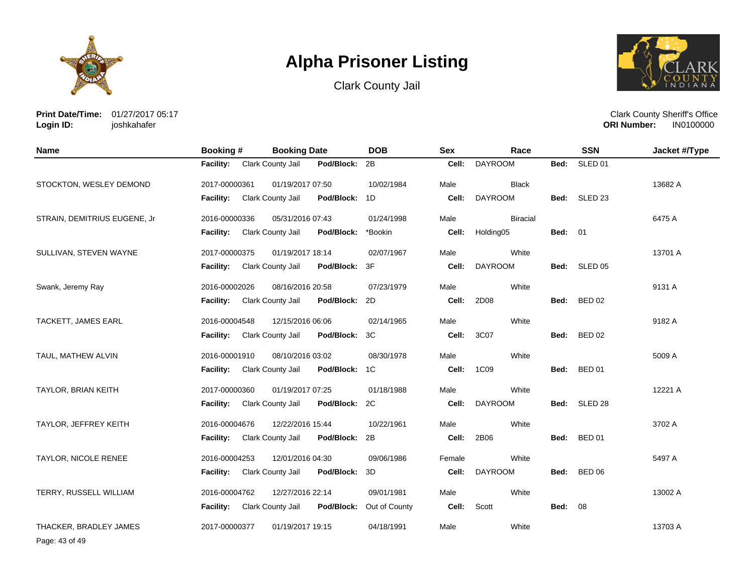# Alpha Prisoner Listing

Clark County Jail

**Print Date/Time:** 01/27/2017 05:17
**Login ID:** joshkahafer

Clark County Sheriff's Office
**ORI Number:** IN0100000

| Name | Booking # | Booking Date | DOB | Sex | Race | SSN | Jacket #/Type |
|---|---|---|---|---|---|---|---|
| | **Facility:** Clark County Jail | **Pod/Block:** 2B | | **Cell:** DAYROOM | | **Bed:** SLED 01 | |
| STOCKTON, WESLEY DEMOND | 2017-00000361 | 01/19/2017 07:50 | 10/02/1984 | Male | Black | | 13682 A |
| | **Facility:** Clark County Jail | **Pod/Block:** 1D | | **Cell:** DAYROOM | | **Bed:** SLED 23 | |
| STRAIN, DEMITRIUS EUGENE, Jr | 2016-00000336 | 05/31/2016 07:43 | 01/24/1998 | Male | Biracial | | 6475 A |
| | **Facility:** Clark County Jail | **Pod/Block:** *Bookin | | **Cell:** Holding05 | | **Bed:** 01 | |
| SULLIVAN, STEVEN WAYNE | 2017-00000375 | 01/19/2017 18:14 | 02/07/1967 | Male | White | | 13701 A |
| | **Facility:** Clark County Jail | **Pod/Block:** 3F | | **Cell:** DAYROOM | | **Bed:** SLED 05 | |
| Swank, Jeremy Ray | 2016-00002026 | 08/16/2016 20:58 | 07/23/1979 | Male | White | | 9131 A |
| | **Facility:** Clark County Jail | **Pod/Block:** 2D | | **Cell:** 2D08 | | **Bed:** BED 02 | |
| TACKETT, JAMES EARL | 2016-00004548 | 12/15/2016 06:06 | 02/14/1965 | Male | White | | 9182 A |
| | **Facility:** Clark County Jail | **Pod/Block:** 3C | | **Cell:** 3C07 | | **Bed:** BED 02 | |
| TAUL, MATHEW ALVIN | 2016-00001910 | 08/10/2016 03:02 | 08/30/1978 | Male | White | | 5009 A |
| | **Facility:** Clark County Jail | **Pod/Block:** 1C | | **Cell:** 1C09 | | **Bed:** BED 01 | |
| TAYLOR, BRIAN KEITH | 2017-00000360 | 01/19/2017 07:25 | 01/18/1988 | Male | White | | 12221 A |
| | **Facility:** Clark County Jail | **Pod/Block:** 2C | | **Cell:** DAYROOM | | **Bed:** SLED 28 | |
| TAYLOR, JEFFREY KEITH | 2016-00004676 | 12/22/2016 15:44 | 10/22/1961 | Male | White | | 3702 A |
| | **Facility:** Clark County Jail | **Pod/Block:** 2B | | **Cell:** 2B06 | | **Bed:** BED 01 | |
| TAYLOR, NICOLE RENEE | 2016-00004253 | 12/01/2016 04:30 | 09/06/1986 | Female | White | | 5497 A |
| | **Facility:** Clark County Jail | **Pod/Block:** 3D | | **Cell:** DAYROOM | | **Bed:** BED 06 | |
| TERRY, RUSSELL WILLIAM | 2016-00004762 | 12/27/2016 22:14 | 09/01/1981 | Male | White | | 13002 A |
| | **Facility:** Clark County Jail | **Pod/Block:** Out of County | | **Cell:** Scott | | **Bed:** 08 | |
| THACKER, BRADLEY JAMES | 2017-00000377 | 01/19/2017 19:15 | 04/18/1991 | Male | White | | 13703 A |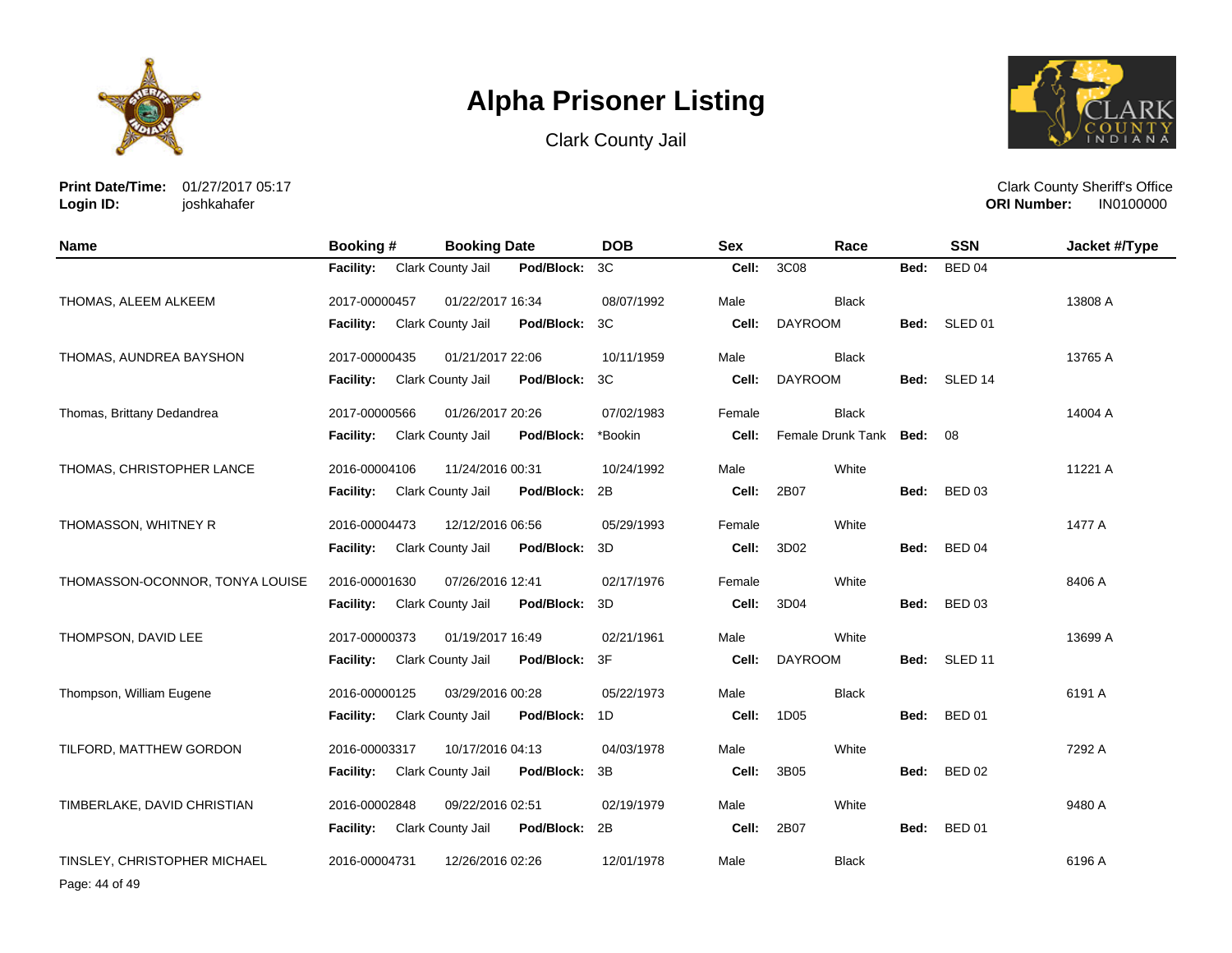# Alpha Prisoner Listing

Clark County Jail

**Print Date/Time:** 01/27/2017 05:17
**Login ID:** joshkahafer

Clark County Sheriff's Office
**ORI Number:** IN0100000

| Name | Booking # | Booking Date | DOB | Sex | Race | SSN | Jacket #/Type |
|---|---|---|---|---|---|---|---|
| | **Facility:** Clark County Jail | **Pod/Block:** 3C | | **Cell:** 3C08 | | **Bed:** BED 04 | |
| THOMAS, ALEEM ALKEEM | 2017-00000457 | 01/22/2017 16:34 | 08/07/1992 | Male | Black | | 13808 A |
| | **Facility:** Clark County Jail | **Pod/Block:** 3C | | **Cell:** DAYROOM | | **Bed:** SLED 01 | |
| THOMAS, AUNDREA BAYSHON | 2017-00000435 | 01/21/2017 22:06 | 10/11/1959 | Male | Black | | 13765 A |
| | **Facility:** Clark County Jail | **Pod/Block:** 3C | | **Cell:** DAYROOM | | **Bed:** SLED 14 | |
| Thomas, Brittany Dedandrea | 2017-00000566 | 01/26/2017 20:26 | 07/02/1983 | Female | Black | | 14004 A |
| | **Facility:** Clark County Jail | **Pod/Block:** *Bookin | | **Cell:** Female Drunk Tank | | **Bed:** 08 | |
| THOMAS, CHRISTOPHER LANCE | 2016-00004106 | 11/24/2016 00:31 | 10/24/1992 | Male | White | | 11221 A |
| | **Facility:** Clark County Jail | **Pod/Block:** 2B | | **Cell:** 2B07 | | **Bed:** BED 03 | |
| THOMASSON, WHITNEY R | 2016-00004473 | 12/12/2016 06:56 | 05/29/1993 | Female | White | | 1477 A |
| | **Facility:** Clark County Jail | **Pod/Block:** 3D | | **Cell:** 3D02 | | **Bed:** BED 04 | |
| THOMASSON-OCONNOR, TONYA LOUISE | 2016-00001630 | 07/26/2016 12:41 | 02/17/1976 | Female | White | | 8406 A |
| | **Facility:** Clark County Jail | **Pod/Block:** 3D | | **Cell:** 3D04 | | **Bed:** BED 03 | |
| THOMPSON, DAVID LEE | 2017-00000373 | 01/19/2017 16:49 | 02/21/1961 | Male | White | | 13699 A |
| | **Facility:** Clark County Jail | **Pod/Block:** 3F | | **Cell:** DAYROOM | | **Bed:** SLED 11 | |
| Thompson, William Eugene | 2016-00000125 | 03/29/2016 00:28 | 05/22/1973 | Male | Black | | 6191 A |
| | **Facility:** Clark County Jail | **Pod/Block:** 1D | | **Cell:** 1D05 | | **Bed:** BED 01 | |
| TILFORD, MATTHEW GORDON | 2016-00003317 | 10/17/2016 04:13 | 04/03/1978 | Male | White | | 7292 A |
| | **Facility:** Clark County Jail | **Pod/Block:** 3B | | **Cell:** 3B05 | | **Bed:** BED 02 | |
| TIMBERLAKE, DAVID CHRISTIAN | 2016-00002848 | 09/22/2016 02:51 | 02/19/1979 | Male | White | | 9480 A |
| | **Facility:** Clark County Jail | **Pod/Block:** 2B | | **Cell:** 2B07 | | **Bed:** BED 01 | |
| TINSLEY, CHRISTOPHER MICHAEL | 2016-00004731 | 12/26/2016 02:26 | 12/01/1978 | Male | Black | | 6196 A |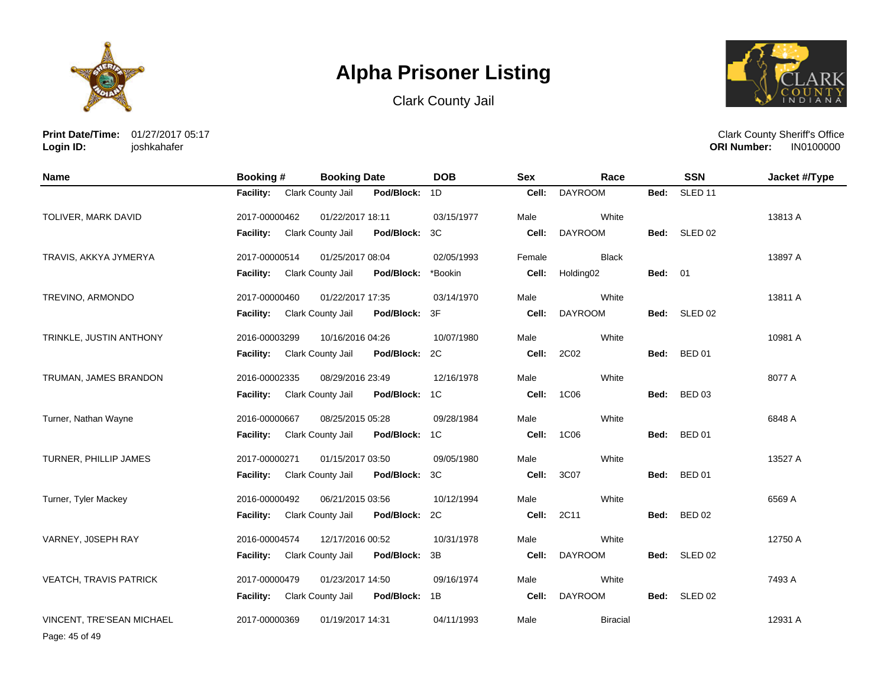# Alpha Prisoner Listing

Clark County Jail

**Print Date/Time:** 01/27/2017 05:17
**Login ID:** joshkahafer

Clark County Sheriff's Office
**ORI Number:** IN0100000

| Name | Booking # | Booking Date | DOB | Sex | Race | SSN | Jacket #/Type |
|---|---|---|---|---|---|---|---|
| | **Facility:** Clark County Jail | **Pod/Block:** 1D | | **Cell:** DAYROOM | | **Bed:** SLED 11 | |
| TOLIVER, MARK DAVID | 2017-00000462 | 01/22/2017 18:11 | 03/15/1977 | Male | White | | 13813 A |
| | **Facility:** Clark County Jail | **Pod/Block:** 3C | | **Cell:** DAYROOM | | **Bed:** SLED 02 | |
| TRAVIS, AKKYA JYMERYA | 2017-00000514 | 01/25/2017 08:04 | 02/05/1993 | Female | Black | | 13897 A |
| | **Facility:** Clark County Jail | **Pod/Block:** *Bookin | | **Cell:** Holding02 | | **Bed:** 01 | |
| TREVINO, ARMONDO | 2017-00000460 | 01/22/2017 17:35 | 03/14/1970 | Male | White | | 13811 A |
| | **Facility:** Clark County Jail | **Pod/Block:** 3F | | **Cell:** DAYROOM | | **Bed:** SLED 02 | |
| TRINKLE, JUSTIN ANTHONY | 2016-00003299 | 10/16/2016 04:26 | 10/07/1980 | Male | White | | 10981 A |
| | **Facility:** Clark County Jail | **Pod/Block:** 2C | | **Cell:** 2C02 | | **Bed:** BED 01 | |
| TRUMAN, JAMES BRANDON | 2016-00002335 | 08/29/2016 23:49 | 12/16/1978 | Male | White | | 8077 A |
| | **Facility:** Clark County Jail | **Pod/Block:** 1C | | **Cell:** 1C06 | | **Bed:** BED 03 | |
| Turner, Nathan Wayne | 2016-00000667 | 08/25/2015 05:28 | 09/28/1984 | Male | White | | 6848 A |
| | **Facility:** Clark County Jail | **Pod/Block:** 1C | | **Cell:** 1C06 | | **Bed:** BED 01 | |
| TURNER, PHILLIP JAMES | 2017-00000271 | 01/15/2017 03:50 | 09/05/1980 | Male | White | | 13527 A |
| | **Facility:** Clark County Jail | **Pod/Block:** 3C | | **Cell:** 3C07 | | **Bed:** BED 01 | |
| Turner, Tyler Mackey | 2016-00000492 | 06/21/2015 03:56 | 10/12/1994 | Male | White | | 6569 A |
| | **Facility:** Clark County Jail | **Pod/Block:** 2C | | **Cell:** 2C11 | | **Bed:** BED 02 | |
| VARNEY, J0SEPH RAY | 2016-00004574 | 12/17/2016 00:52 | 10/31/1978 | Male | White | | 12750 A |
| | **Facility:** Clark County Jail | **Pod/Block:** 3B | | **Cell:** DAYROOM | | **Bed:** SLED 02 | |
| VEATCH, TRAVIS PATRICK | 2017-00000479 | 01/23/2017 14:50 | 09/16/1974 | Male | White | | 7493 A |
| | **Facility:** Clark County Jail | **Pod/Block:** 1B | | **Cell:** DAYROOM | | **Bed:** SLED 02 | |
| VINCENT, TRE'SEAN MICHAEL | 2017-00000369 | 01/19/2017 14:31 | 04/11/1993 | Male | Biracial | | 12931 A |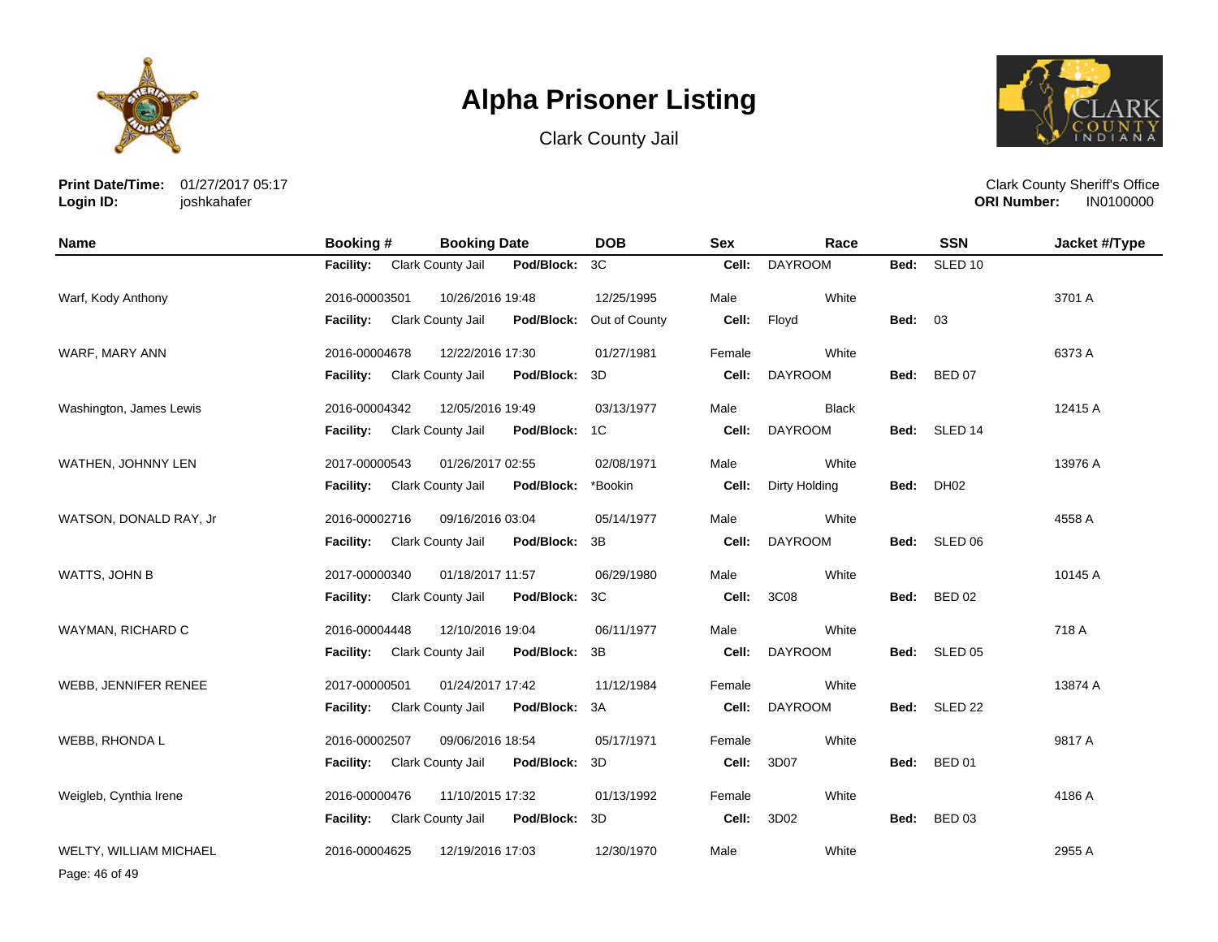# Alpha Prisoner Listing

Clark County Jail

**Print Date/Time:** 01/27/2017 05:17
**Login ID:** joshkahafer

Clark County Sheriff's Office
**ORI Number:** IN0100000

| Name | Booking # | Booking Date | DOB | Sex | Race | SSN | Jacket #/Type |
|---|---|---|---|---|---|---|---|
| | **Facility:** Clark County Jail | **Pod/Block:** 3C | | **Cell:** DAYROOM | | **Bed:** SLED 10 | |
| Warf, Kody Anthony | 2016-00003501 | 10/26/2016 19:48 | 12/25/1995 | Male | White | | 3701 A |
| | **Facility:** Clark County Jail | **Pod/Block:** Out of County | | **Cell:** Floyd | | **Bed:** 03 | |
| WARF, MARY ANN | 2016-00004678 | 12/22/2016 17:30 | 01/27/1981 | Female | White | | 6373 A |
| | **Facility:** Clark County Jail | **Pod/Block:** 3D | | **Cell:** DAYROOM | | **Bed:** BED 07 | |
| Washington, James Lewis | 2016-00004342 | 12/05/2016 19:49 | 03/13/1977 | Male | Black | | 12415 A |
| | **Facility:** Clark County Jail | **Pod/Block:** 1C | | **Cell:** DAYROOM | | **Bed:** SLED 14 | |
| WATHEN, JOHNNY LEN | 2017-00000543 | 01/26/2017 02:55 | 02/08/1971 | Male | White | | 13976 A |
| | **Facility:** Clark County Jail | **Pod/Block:** *Bookin | | **Cell:** Dirty Holding | | **Bed:** DH02 | |
| WATSON, DONALD RAY, Jr | 2016-00002716 | 09/16/2016 03:04 | 05/14/1977 | Male | White | | 4558 A |
| | **Facility:** Clark County Jail | **Pod/Block:** 3B | | **Cell:** DAYROOM | | **Bed:** SLED 06 | |
| WATTS, JOHN B | 2017-00000340 | 01/18/2017 11:57 | 06/29/1980 | Male | White | | 10145 A |
| | **Facility:** Clark County Jail | **Pod/Block:** 3C | | **Cell:** 3C08 | | **Bed:** BED 02 | |
| WAYMAN, RICHARD C | 2016-00004448 | 12/10/2016 19:04 | 06/11/1977 | Male | White | | 718 A |
| | **Facility:** Clark County Jail | **Pod/Block:** 3B | | **Cell:** DAYROOM | | **Bed:** SLED 05 | |
| WEBB, JENNIFER RENEE | 2017-00000501 | 01/24/2017 17:42 | 11/12/1984 | Female | White | | 13874 A |
| | **Facility:** Clark County Jail | **Pod/Block:** 3A | | **Cell:** DAYROOM | | **Bed:** SLED 22 | |
| WEBB, RHONDA L | 2016-00002507 | 09/06/2016 18:54 | 05/17/1971 | Female | White | | 9817 A |
| | **Facility:** Clark County Jail | **Pod/Block:** 3D | | **Cell:** 3D07 | | **Bed:** BED 01 | |
| Weigleb, Cynthia Irene | 2016-00000476 | 11/10/2015 17:32 | 01/13/1992 | Female | White | | 4186 A |
| | **Facility:** Clark County Jail | **Pod/Block:** 3D | | **Cell:** 3D02 | | **Bed:** BED 03 | |
| WELTY, WILLIAM MICHAEL | 2016-00004625 | 12/19/2016 17:03 | 12/30/1970 | Male | White | | 2955 A |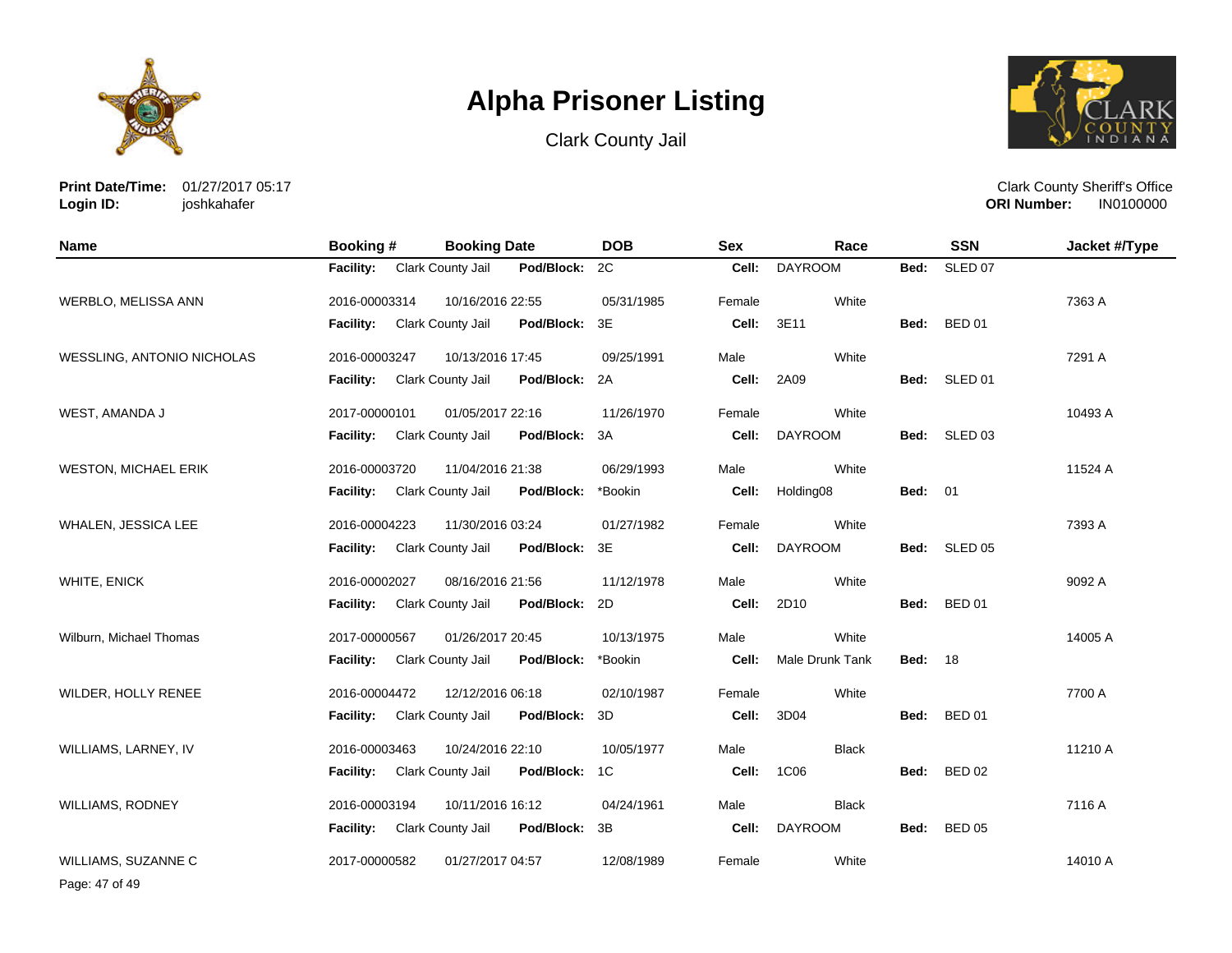# Alpha Prisoner Listing

Clark County Jail

**Print Date/Time:** 01/27/2017 05:17
**Login ID:** joshkahafer

Clark County Sheriff's Office
**ORI Number:** IN0100000

| Name | Booking # | Booking Date | DOB | Sex | Race | SSN | Jacket #/Type |
|---|---|---|---|---|---|---|---|
| | **Facility:** Clark County Jail | **Pod/Block:** 2C | | **Cell:** DAYROOM | | **Bed:** SLED 07 | |
| WERBLO, MELISSA ANN | 2016-00003314 | 10/16/2016 22:55 | 05/31/1985 | Female | White | | 7363 A |
| | **Facility:** Clark County Jail | **Pod/Block:** 3E | | **Cell:** 3E11 | | **Bed:** BED 01 | |
| WESSLING, ANTONIO NICHOLAS | 2016-00003247 | 10/13/2016 17:45 | 09/25/1991 | Male | White | | 7291 A |
| | **Facility:** Clark County Jail | **Pod/Block:** 2A | | **Cell:** 2A09 | | **Bed:** SLED 01 | |
| WEST, AMANDA J | 2017-00000101 | 01/05/2017 22:16 | 11/26/1970 | Female | White | | 10493 A |
| | **Facility:** Clark County Jail | **Pod/Block:** 3A | | **Cell:** DAYROOM | | **Bed:** SLED 03 | |
| WESTON, MICHAEL ERIK | 2016-00003720 | 11/04/2016 21:38 | 06/29/1993 | Male | White | | 11524 A |
| | **Facility:** Clark County Jail | **Pod/Block:** *Bookin | | **Cell:** Holding08 | | **Bed:** 01 | |
| WHALEN, JESSICA LEE | 2016-00004223 | 11/30/2016 03:24 | 01/27/1982 | Female | White | | 7393 A |
| | **Facility:** Clark County Jail | **Pod/Block:** 3E | | **Cell:** DAYROOM | | **Bed:** SLED 05 | |
| WHITE, ENICK | 2016-00002027 | 08/16/2016 21:56 | 11/12/1978 | Male | White | | 9092 A |
| | **Facility:** Clark County Jail | **Pod/Block:** 2D | | **Cell:** 2D10 | | **Bed:** BED 01 | |
| Wilburn, Michael Thomas | 2017-00000567 | 01/26/2017 20:45 | 10/13/1975 | Male | White | | 14005 A |
| | **Facility:** Clark County Jail | **Pod/Block:** *Bookin | | **Cell:** Male Drunk Tank | | **Bed:** 18 | |
| WILDER, HOLLY RENEE | 2016-00004472 | 12/12/2016 06:18 | 02/10/1987 | Female | White | | 7700 A |
| | **Facility:** Clark County Jail | **Pod/Block:** 3D | | **Cell:** 3D04 | | **Bed:** BED 01 | |
| WILLIAMS, LARNEY, IV | 2016-00003463 | 10/24/2016 22:10 | 10/05/1977 | Male | Black | | 11210 A |
| | **Facility:** Clark County Jail | **Pod/Block:** 1C | | **Cell:** 1C06 | | **Bed:** BED 02 | |
| WILLIAMS, RODNEY | 2016-00003194 | 10/11/2016 16:12 | 04/24/1961 | Male | Black | | 7116 A |
| | **Facility:** Clark County Jail | **Pod/Block:** 3B | | **Cell:** DAYROOM | | **Bed:** BED 05 | |
| WILLIAMS, SUZANNE C | 2017-00000582 | 01/27/2017 04:57 | 12/08/1989 | Female | White | | 14010 A |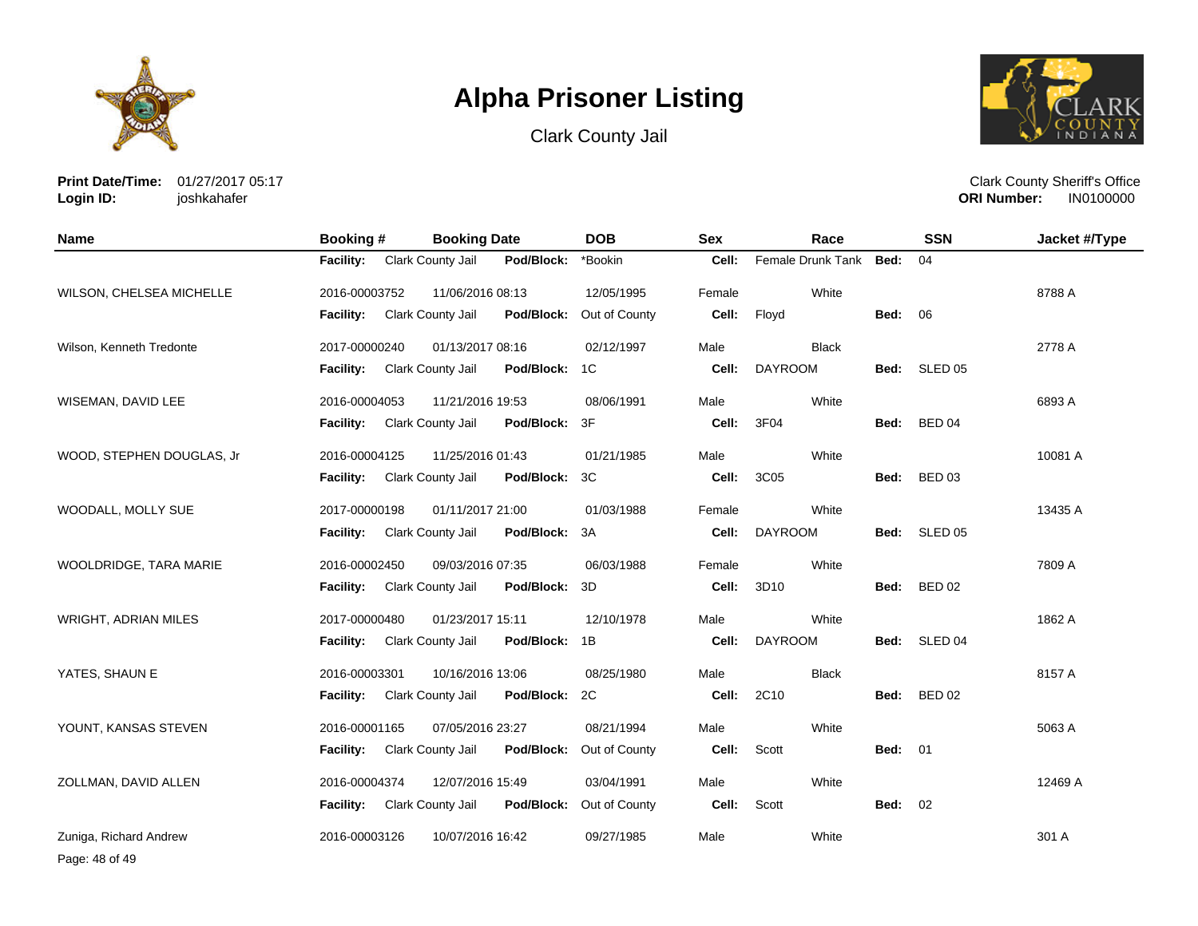# Alpha Prisoner Listing

Clark County Jail

**Print Date/Time:** 01/27/2017 05:17
**Login ID:** joshkahafer

Clark County Sheriff's Office
**ORI Number:** IN0100000

| Name | Booking # | Booking Date | DOB | Sex | Race | SSN | Jacket #/Type |
|---|---|---|---|---|---|---|---|
| | **Facility:** Clark County Jail | **Pod/Block:** *Bookin | | **Cell:** Female Drunk Tank | **Bed:** 04 | | |
| WILSON, CHELSEA MICHELLE | 2016-00003752 | 11/06/2016 08:13 | 12/05/1995 | Female | White | | 8788 A |
| | **Facility:** Clark County Jail | **Pod/Block:** Out of County | | **Cell:** Floyd | **Bed:** 06 | | |
| Wilson, Kenneth Tredonte | 2017-00000240 | 01/13/2017 08:16 | 02/12/1997 | Male | Black | | 2778 A |
| | **Facility:** Clark County Jail | **Pod/Block:** 1C | | **Cell:** DAYROOM | **Bed:** SLED 05 | | |
| WISEMAN, DAVID LEE | 2016-00004053 | 11/21/2016 19:53 | 08/06/1991 | Male | White | | 6893 A |
| | **Facility:** Clark County Jail | **Pod/Block:** 3F | | **Cell:** 3F04 | **Bed:** BED 04 | | |
| WOOD, STEPHEN DOUGLAS, Jr | 2016-00004125 | 11/25/2016 01:43 | 01/21/1985 | Male | White | | 10081 A |
| | **Facility:** Clark County Jail | **Pod/Block:** 3C | | **Cell:** 3C05 | **Bed:** BED 03 | | |
| WOODALL, MOLLY SUE | 2017-00000198 | 01/11/2017 21:00 | 01/03/1988 | Female | White | | 13435 A |
| | **Facility:** Clark County Jail | **Pod/Block:** 3A | | **Cell:** DAYROOM | **Bed:** SLED 05 | | |
| WOOLDRIDGE, TARA MARIE | 2016-00002450 | 09/03/2016 07:35 | 06/03/1988 | Female | White | | 7809 A |
| | **Facility:** Clark County Jail | **Pod/Block:** 3D | | **Cell:** 3D10 | **Bed:** BED 02 | | |
| WRIGHT, ADRIAN MILES | 2017-00000480 | 01/23/2017 15:11 | 12/10/1978 | Male | White | | 1862 A |
| | **Facility:** Clark County Jail | **Pod/Block:** 1B | | **Cell:** DAYROOM | **Bed:** SLED 04 | | |
| YATES, SHAUN E | 2016-00003301 | 10/16/2016 13:06 | 08/25/1980 | Male | Black | | 8157 A |
| | **Facility:** Clark County Jail | **Pod/Block:** 2C | | **Cell:** 2C10 | **Bed:** BED 02 | | |
| YOUNT, KANSAS STEVEN | 2016-00001165 | 07/05/2016 23:27 | 08/21/1994 | Male | White | | 5063 A |
| | **Facility:** Clark County Jail | **Pod/Block:** Out of County | | **Cell:** Scott | **Bed:** 01 | | |
| ZOLLMAN, DAVID ALLEN | 2016-00004374 | 12/07/2016 15:49 | 03/04/1991 | Male | White | | 12469 A |
| | **Facility:** Clark County Jail | **Pod/Block:** Out of County | | **Cell:** Scott | **Bed:** 02 | | |
| Zuniga, Richard Andrew | 2016-00003126 | 10/07/2016 16:42 | 09/27/1985 | Male | White | | 301 A |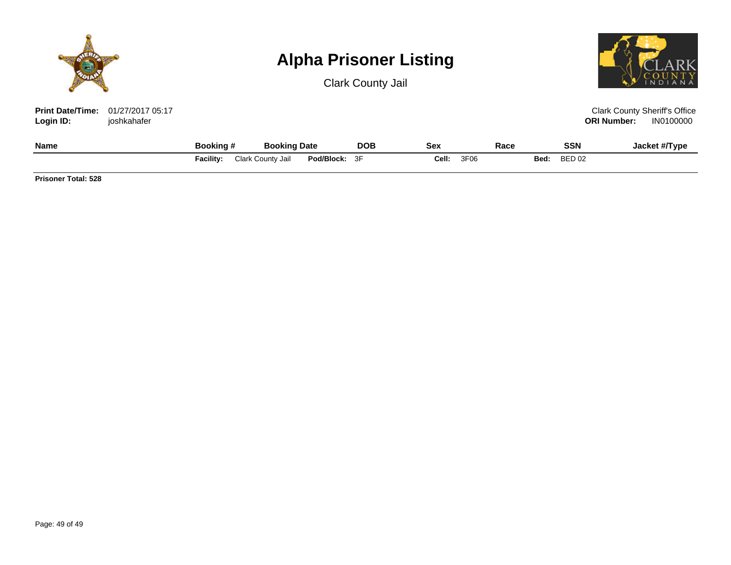# Alpha Prisoner Listing

Clark County Jail

**Print Date/Time:** 01/27/2017 05:17
**Login ID:** joshkahafer

Clark County Sheriff's Office
**ORI Number:** IN0100000

| Name | Booking # | Booking Date | DOB | Sex | Race | SSN | Jacket #/Type |
|---|---|---|---|---|---|---|---|
| | **Facility:** Clark County Jail | **Pod/Block:** 3F | | **Cell:** 3F06 | | **Bed:** BED 02 | |

**Prisoner Total: 528**